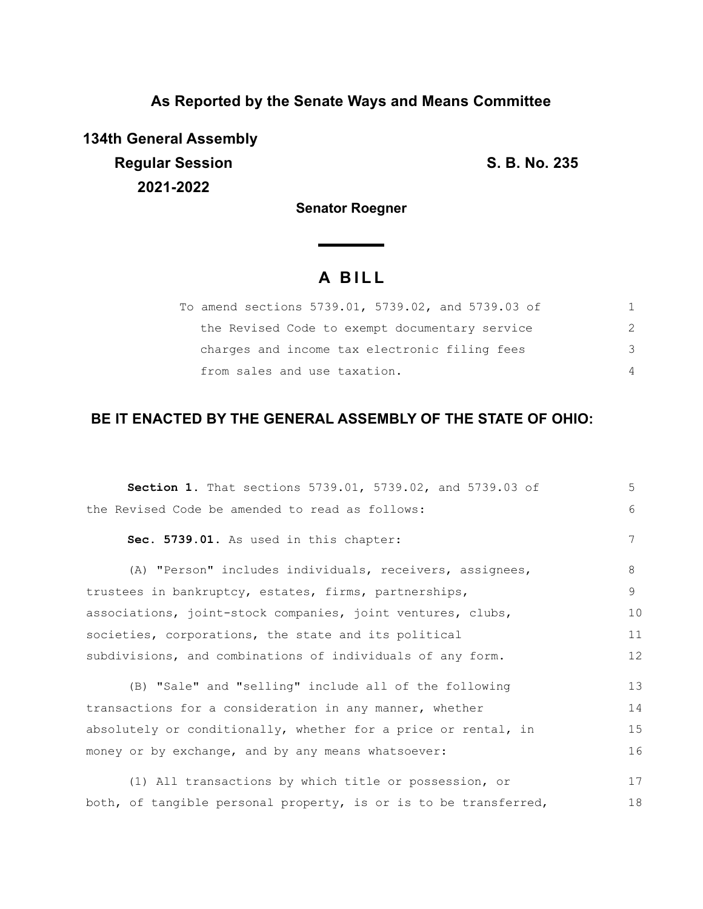**As Reported by the Senate Ways and Means Committee**

**134th General Assembly**
**Regular Session**
**2021-2022**

**S. B. No. 235**

**Senator Roegner**

# A BILL

To amend sections 5739.01, 5739.02, and 5739.03 of the Revised Code to exempt documentary service charges and income tax electronic filing fees from sales and use taxation.

## BE IT ENACTED BY THE GENERAL ASSEMBLY OF THE STATE OF OHIO:

**Section 1.** That sections 5739.01, 5739.02, and 5739.03 of the Revised Code be amended to read as follows:

**Sec. 5739.01.** As used in this chapter:

(A) "Person" includes individuals, receivers, assignees, trustees in bankruptcy, estates, firms, partnerships, associations, joint-stock companies, joint ventures, clubs, societies, corporations, the state and its political subdivisions, and combinations of individuals of any form.

(B) "Sale" and "selling" include all of the following transactions for a consideration in any manner, whether absolutely or conditionally, whether for a price or rental, in money or by exchange, and by any means whatsoever:

(1) All transactions by which title or possession, or both, of tangible personal property, is or is to be transferred,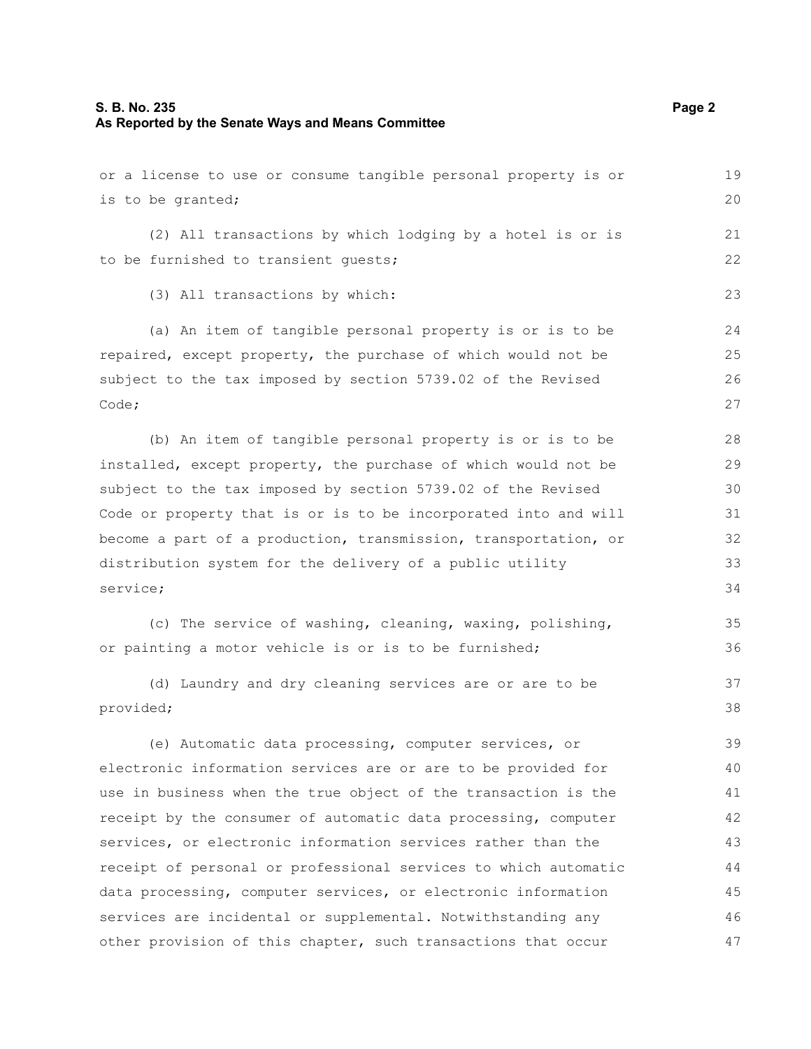or a license to use or consume tangible personal property is or is to be granted;

(2) All transactions by which lodging by a hotel is or is to be furnished to transient guests;

(3) All transactions by which:

(a) An item of tangible personal property is or is to be repaired, except property, the purchase of which would not be subject to the tax imposed by section 5739.02 of the Revised Code;

(b) An item of tangible personal property is or is to be installed, except property, the purchase of which would not be subject to the tax imposed by section 5739.02 of the Revised Code or property that is or is to be incorporated into and will become a part of a production, transmission, transportation, or distribution system for the delivery of a public utility service;

(c) The service of washing, cleaning, waxing, polishing, or painting a motor vehicle is or is to be furnished;

(d) Laundry and dry cleaning services are or are to be provided;

(e) Automatic data processing, computer services, or electronic information services are or are to be provided for use in business when the true object of the transaction is the receipt by the consumer of automatic data processing, computer services, or electronic information services rather than the receipt of personal or professional services to which automatic data processing, computer services, or electronic information services are incidental or supplemental. Notwithstanding any other provision of this chapter, such transactions that occur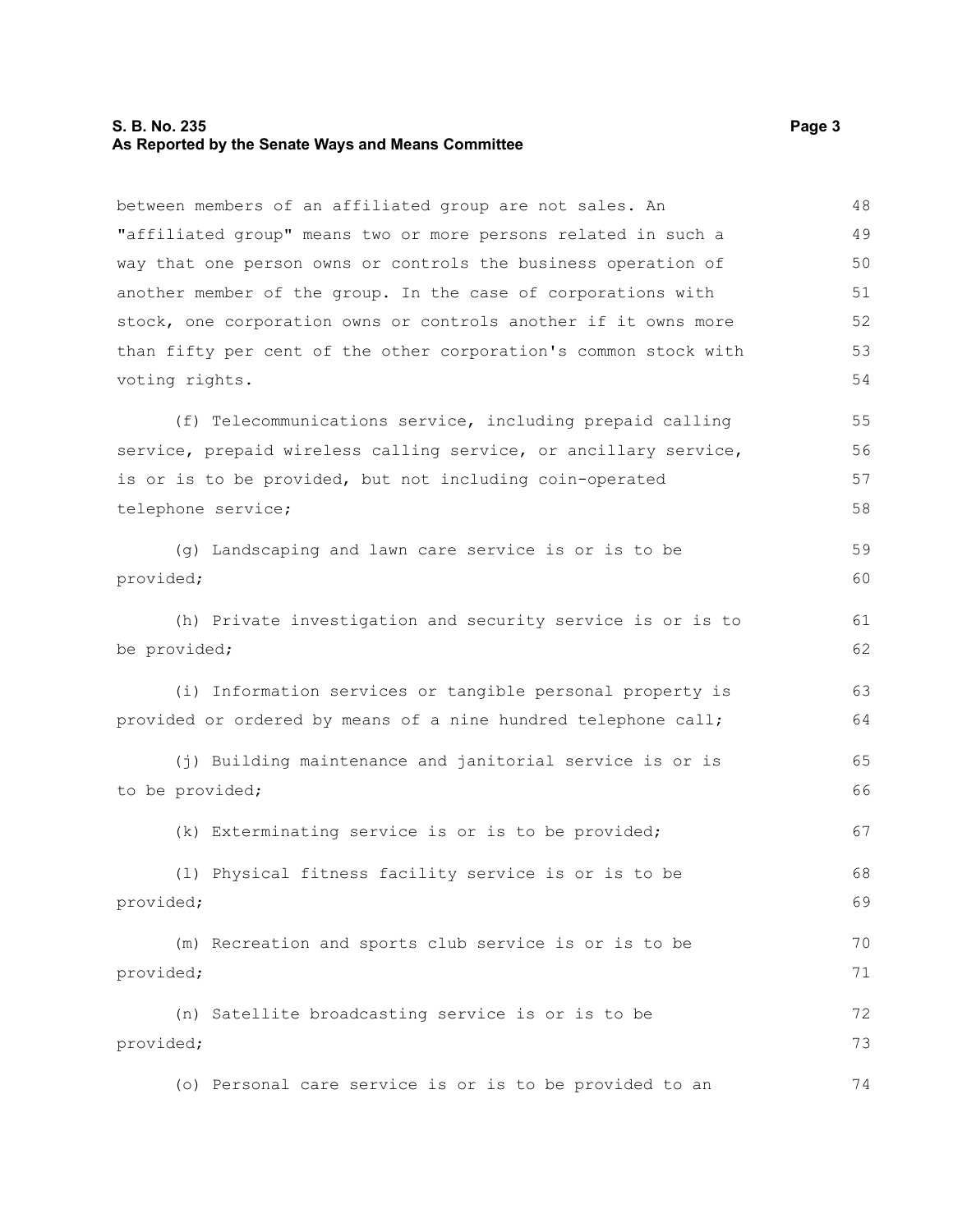between members of an affiliated group are not sales. An "affiliated group" means two or more persons related in such a way that one person owns or controls the business operation of another member of the group. In the case of corporations with stock, one corporation owns or controls another if it owns more than fifty per cent of the other corporation's common stock with voting rights.

(f) Telecommunications service, including prepaid calling service, prepaid wireless calling service, or ancillary service, is or is to be provided, but not including coin-operated telephone service;

(g) Landscaping and lawn care service is or is to be provided;

(h) Private investigation and security service is or is to be provided;

(i) Information services or tangible personal property is provided or ordered by means of a nine hundred telephone call;

(j) Building maintenance and janitorial service is or is to be provided;

(k) Exterminating service is or is to be provided;

(l) Physical fitness facility service is or is to be provided;

(m) Recreation and sports club service is or is to be provided;

(n) Satellite broadcasting service is or is to be provided;

(o) Personal care service is or is to be provided to an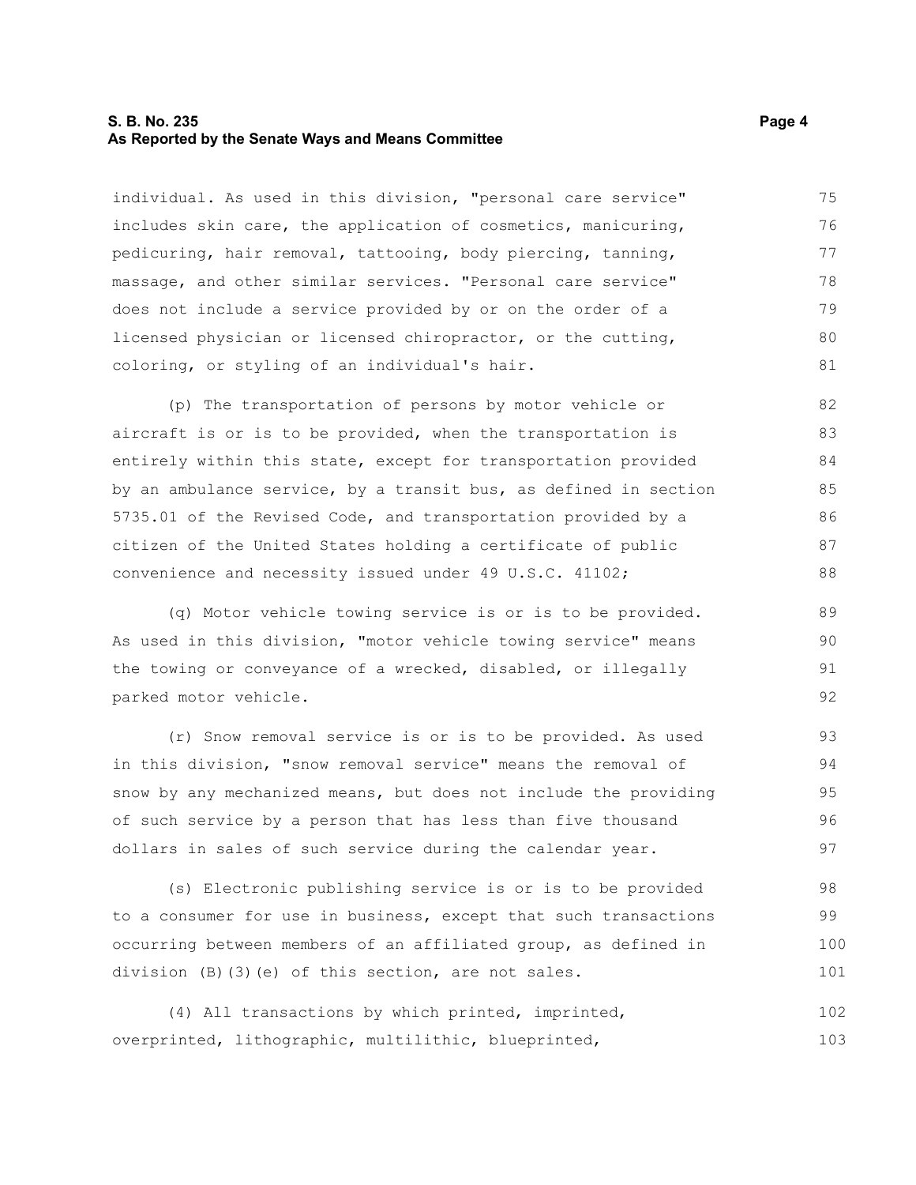individual. As used in this division, "personal care service" includes skin care, the application of cosmetics, manicuring, pedicuring, hair removal, tattooing, body piercing, tanning, massage, and other similar services. "Personal care service" does not include a service provided by or on the order of a licensed physician or licensed chiropractor, or the cutting, coloring, or styling of an individual's hair.

(p) The transportation of persons by motor vehicle or aircraft is or is to be provided, when the transportation is entirely within this state, except for transportation provided by an ambulance service, by a transit bus, as defined in section 5735.01 of the Revised Code, and transportation provided by a citizen of the United States holding a certificate of public convenience and necessity issued under 49 U.S.C. 41102;

(q) Motor vehicle towing service is or is to be provided. As used in this division, "motor vehicle towing service" means the towing or conveyance of a wrecked, disabled, or illegally parked motor vehicle.

(r) Snow removal service is or is to be provided. As used in this division, "snow removal service" means the removal of snow by any mechanized means, but does not include the providing of such service by a person that has less than five thousand dollars in sales of such service during the calendar year.

(s) Electronic publishing service is or is to be provided to a consumer for use in business, except that such transactions occurring between members of an affiliated group, as defined in division (B)(3)(e) of this section, are not sales.

(4) All transactions by which printed, imprinted, overprinted, lithographic, multilithic, blueprinted,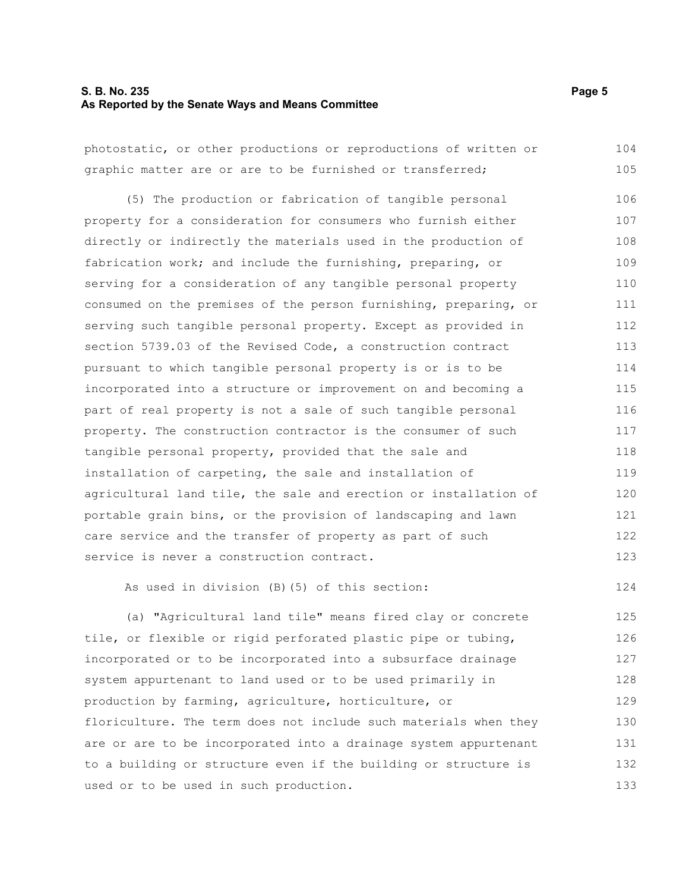photostatic, or other productions or reproductions of written or graphic matter are or are to be furnished or transferred;

(5) The production or fabrication of tangible personal property for a consideration for consumers who furnish either directly or indirectly the materials used in the production of fabrication work; and include the furnishing, preparing, or serving for a consideration of any tangible personal property consumed on the premises of the person furnishing, preparing, or serving such tangible personal property. Except as provided in section 5739.03 of the Revised Code, a construction contract pursuant to which tangible personal property is or is to be incorporated into a structure or improvement on and becoming a part of real property is not a sale of such tangible personal property. The construction contractor is the consumer of such tangible personal property, provided that the sale and installation of carpeting, the sale and installation of agricultural land tile, the sale and erection or installation of portable grain bins, or the provision of landscaping and lawn care service and the transfer of property as part of such service is never a construction contract.

As used in division (B)(5) of this section:

(a) "Agricultural land tile" means fired clay or concrete tile, or flexible or rigid perforated plastic pipe or tubing, incorporated or to be incorporated into a subsurface drainage system appurtenant to land used or to be used primarily in production by farming, agriculture, horticulture, or floriculture. The term does not include such materials when they are or are to be incorporated into a drainage system appurtenant to a building or structure even if the building or structure is used or to be used in such production.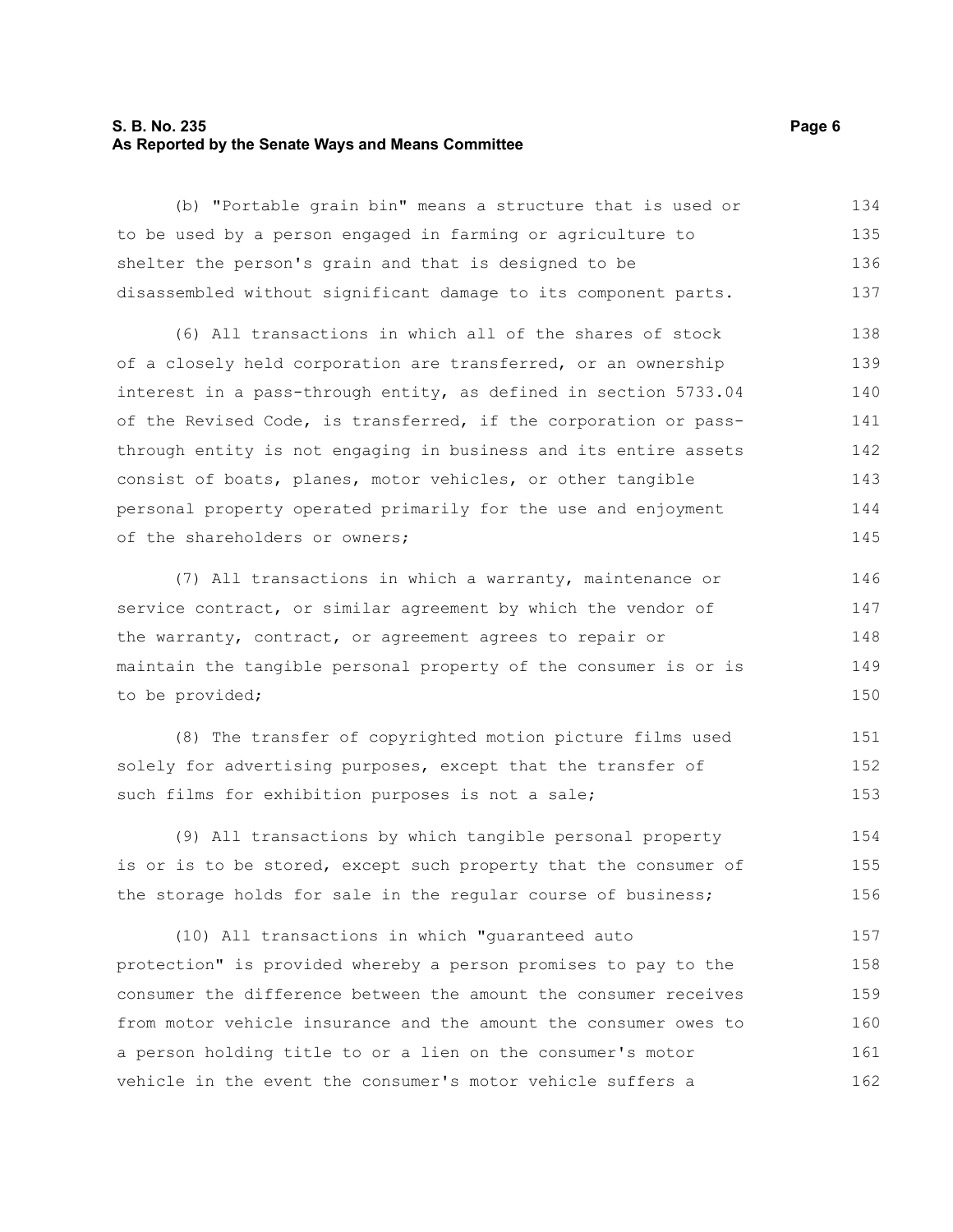(b) "Portable grain bin" means a structure that is used or to be used by a person engaged in farming or agriculture to shelter the person's grain and that is designed to be disassembled without significant damage to its component parts.

(6) All transactions in which all of the shares of stock of a closely held corporation are transferred, or an ownership interest in a pass-through entity, as defined in section 5733.04 of the Revised Code, is transferred, if the corporation or pass-through entity is not engaging in business and its entire assets consist of boats, planes, motor vehicles, or other tangible personal property operated primarily for the use and enjoyment of the shareholders or owners;

(7) All transactions in which a warranty, maintenance or service contract, or similar agreement by which the vendor of the warranty, contract, or agreement agrees to repair or maintain the tangible personal property of the consumer is or is to be provided;

(8) The transfer of copyrighted motion picture films used solely for advertising purposes, except that the transfer of such films for exhibition purposes is not a sale;

(9) All transactions by which tangible personal property is or is to be stored, except such property that the consumer of the storage holds for sale in the regular course of business;

(10) All transactions in which "guaranteed auto protection" is provided whereby a person promises to pay to the consumer the difference between the amount the consumer receives from motor vehicle insurance and the amount the consumer owes to a person holding title to or a lien on the consumer's motor vehicle in the event the consumer's motor vehicle suffers a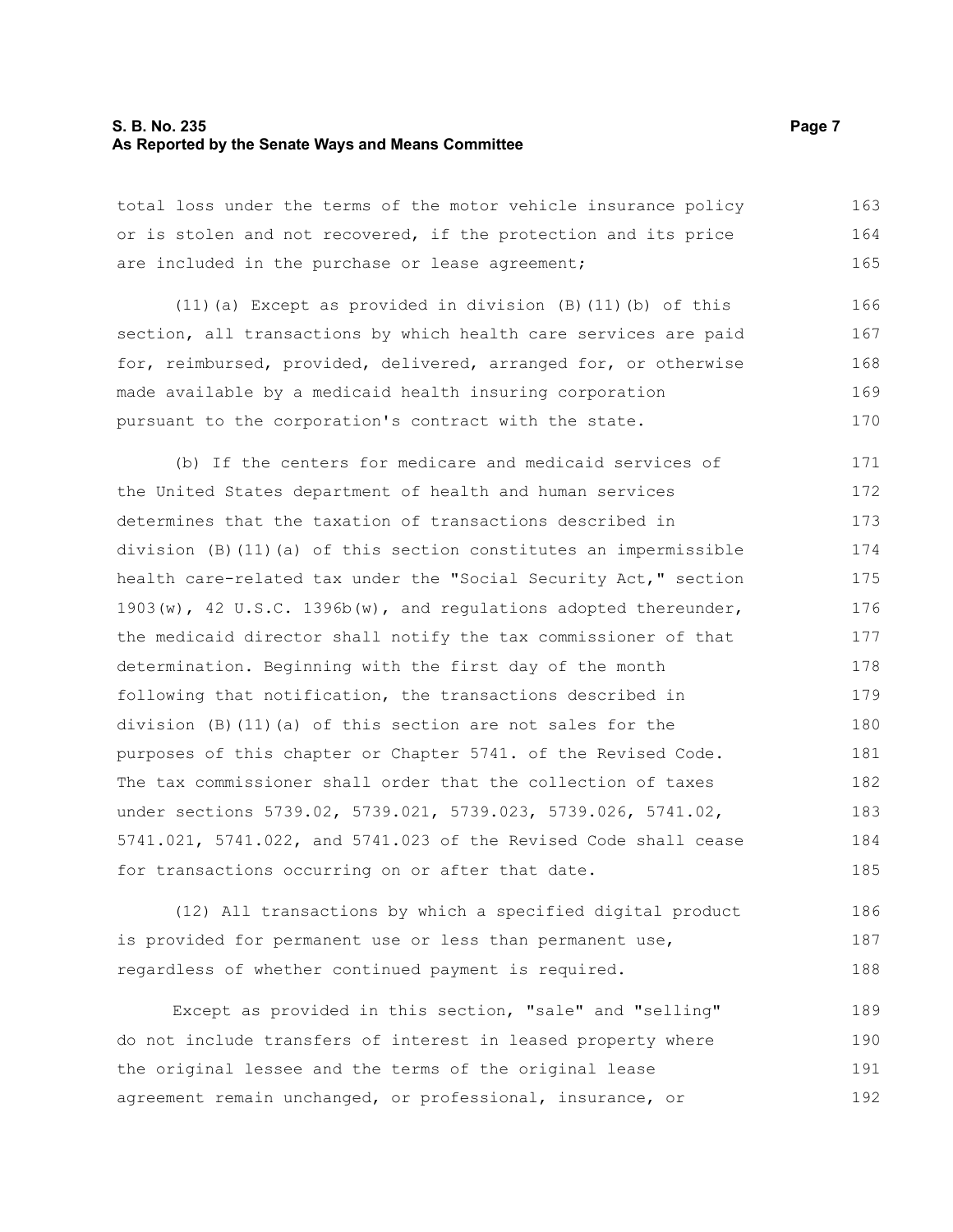total loss under the terms of the motor vehicle insurance policy or is stolen and not recovered, if the protection and its price are included in the purchase or lease agreement;

(11)(a) Except as provided in division (B)(11)(b) of this section, all transactions by which health care services are paid for, reimbursed, provided, delivered, arranged for, or otherwise made available by a medicaid health insuring corporation pursuant to the corporation's contract with the state.

(b) If the centers for medicare and medicaid services of the United States department of health and human services determines that the taxation of transactions described in division (B)(11)(a) of this section constitutes an impermissible health care-related tax under the "Social Security Act," section 1903(w), 42 U.S.C. 1396b(w), and regulations adopted thereunder, the medicaid director shall notify the tax commissioner of that determination. Beginning with the first day of the month following that notification, the transactions described in division (B)(11)(a) of this section are not sales for the purposes of this chapter or Chapter 5741. of the Revised Code. The tax commissioner shall order that the collection of taxes under sections 5739.02, 5739.021, 5739.023, 5739.026, 5741.02, 5741.021, 5741.022, and 5741.023 of the Revised Code shall cease for transactions occurring on or after that date.

(12) All transactions by which a specified digital product is provided for permanent use or less than permanent use, regardless of whether continued payment is required.

Except as provided in this section, "sale" and "selling" do not include transfers of interest in leased property where the original lessee and the terms of the original lease agreement remain unchanged, or professional, insurance, or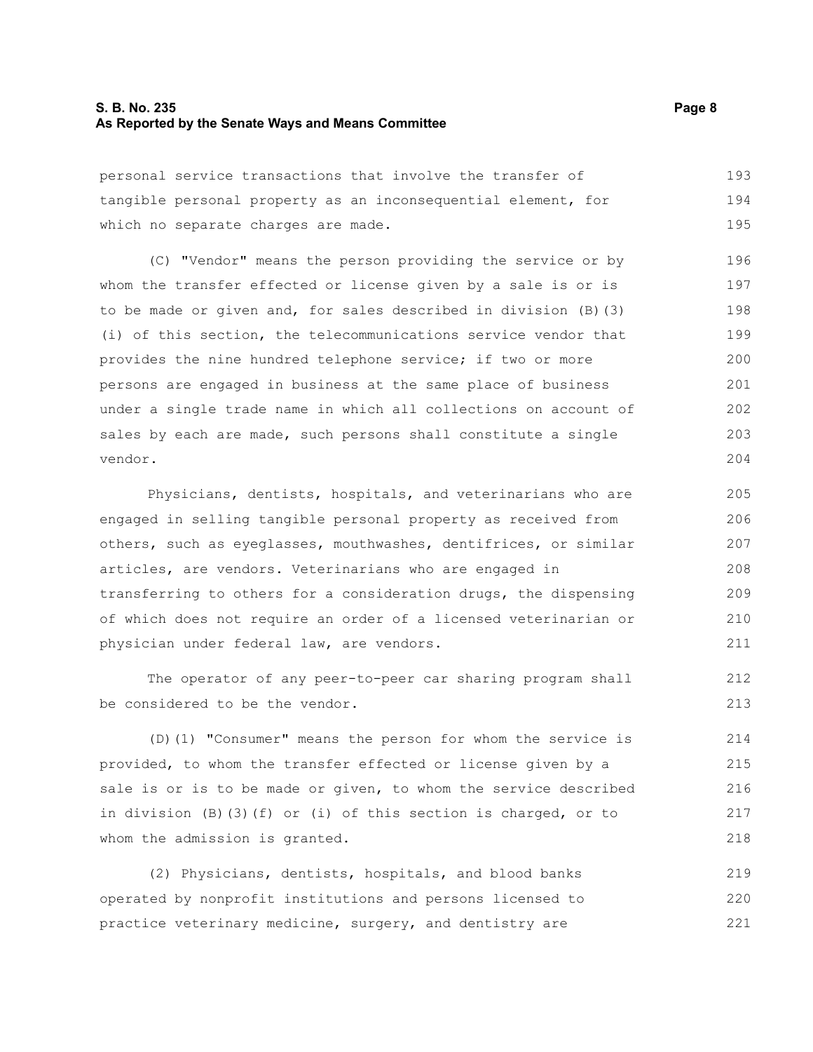personal service transactions that involve the transfer of tangible personal property as an inconsequential element, for which no separate charges are made.

(C) "Vendor" means the person providing the service or by whom the transfer effected or license given by a sale is or is to be made or given and, for sales described in division (B)(3)(i) of this section, the telecommunications service vendor that provides the nine hundred telephone service; if two or more persons are engaged in business at the same place of business under a single trade name in which all collections on account of sales by each are made, such persons shall constitute a single vendor.

Physicians, dentists, hospitals, and veterinarians who are engaged in selling tangible personal property as received from others, such as eyeglasses, mouthwashes, dentifrices, or similar articles, are vendors. Veterinarians who are engaged in transferring to others for a consideration drugs, the dispensing of which does not require an order of a licensed veterinarian or physician under federal law, are vendors.

The operator of any peer-to-peer car sharing program shall be considered to be the vendor.

(D)(1) "Consumer" means the person for whom the service is provided, to whom the transfer effected or license given by a sale is or is to be made or given, to whom the service described in division (B)(3)(f) or (i) of this section is charged, or to whom the admission is granted.

(2) Physicians, dentists, hospitals, and blood banks operated by nonprofit institutions and persons licensed to practice veterinary medicine, surgery, and dentistry are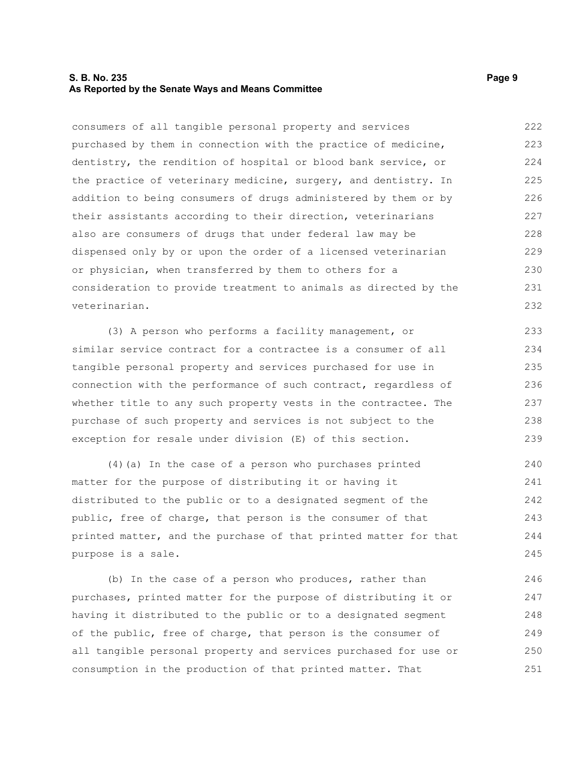consumers of all tangible personal property and services purchased by them in connection with the practice of medicine, dentistry, the rendition of hospital or blood bank service, or the practice of veterinary medicine, surgery, and dentistry. In addition to being consumers of drugs administered by them or by their assistants according to their direction, veterinarians also are consumers of drugs that under federal law may be dispensed only by or upon the order of a licensed veterinarian or physician, when transferred by them to others for a consideration to provide treatment to animals as directed by the veterinarian.

(3) A person who performs a facility management, or similar service contract for a contractee is a consumer of all tangible personal property and services purchased for use in connection with the performance of such contract, regardless of whether title to any such property vests in the contractee. The purchase of such property and services is not subject to the exception for resale under division (E) of this section.

(4)(a) In the case of a person who purchases printed matter for the purpose of distributing it or having it distributed to the public or to a designated segment of the public, free of charge, that person is the consumer of that printed matter, and the purchase of that printed matter for that purpose is a sale.

(b) In the case of a person who produces, rather than purchases, printed matter for the purpose of distributing it or having it distributed to the public or to a designated segment of the public, free of charge, that person is the consumer of all tangible personal property and services purchased for use or consumption in the production of that printed matter. That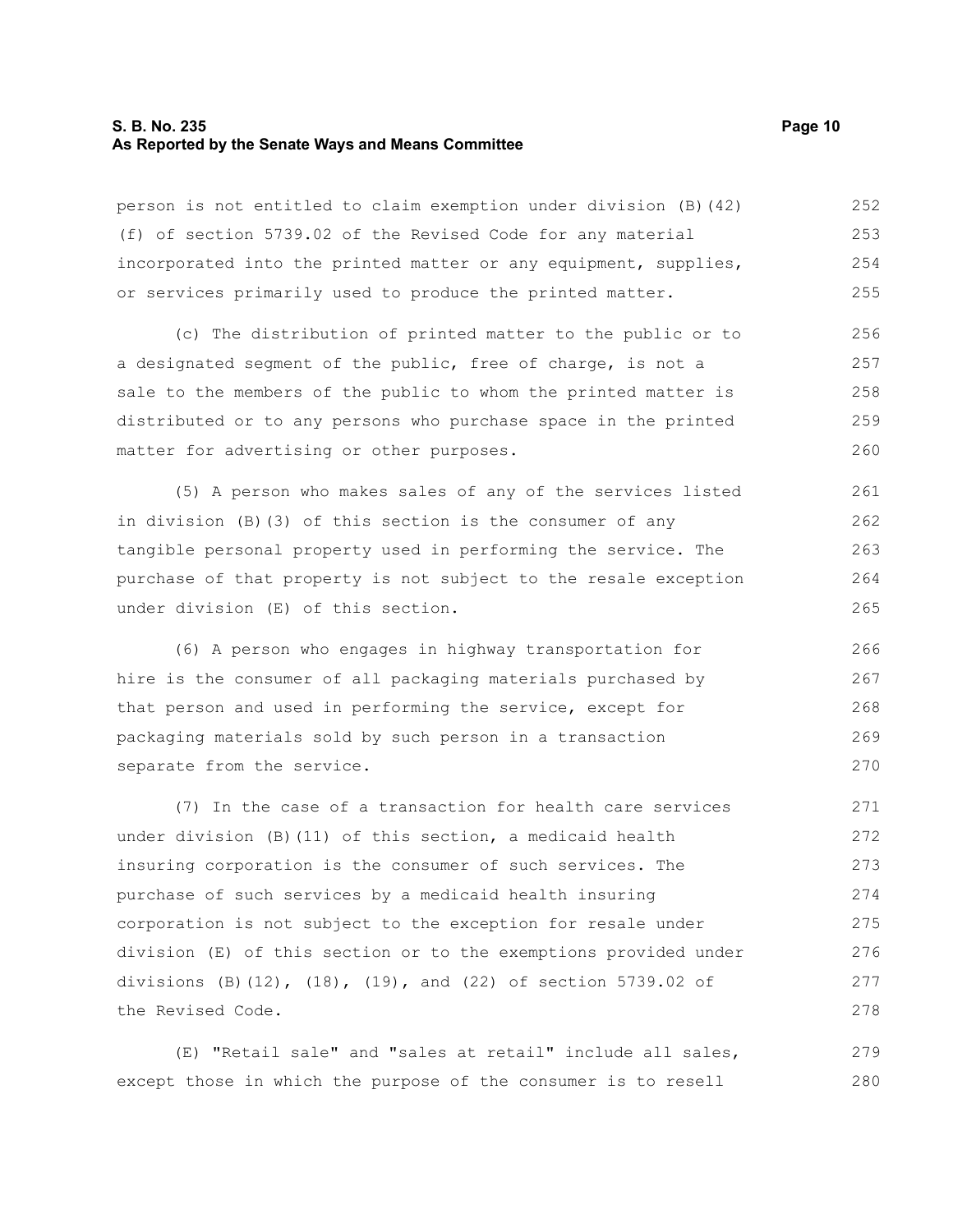person is not entitled to claim exemption under division (B)(42)(f) of section 5739.02 of the Revised Code for any material incorporated into the printed matter or any equipment, supplies, or services primarily used to produce the printed matter.

(c) The distribution of printed matter to the public or to a designated segment of the public, free of charge, is not a sale to the members of the public to whom the printed matter is distributed or to any persons who purchase space in the printed matter for advertising or other purposes.

(5) A person who makes sales of any of the services listed in division (B)(3) of this section is the consumer of any tangible personal property used in performing the service. The purchase of that property is not subject to the resale exception under division (E) of this section.

(6) A person who engages in highway transportation for hire is the consumer of all packaging materials purchased by that person and used in performing the service, except for packaging materials sold by such person in a transaction separate from the service.

(7) In the case of a transaction for health care services under division (B)(11) of this section, a medicaid health insuring corporation is the consumer of such services. The purchase of such services by a medicaid health insuring corporation is not subject to the exception for resale under division (E) of this section or to the exemptions provided under divisions (B)(12), (18), (19), and (22) of section 5739.02 of the Revised Code.

(E) "Retail sale" and "sales at retail" include all sales, except those in which the purpose of the consumer is to resell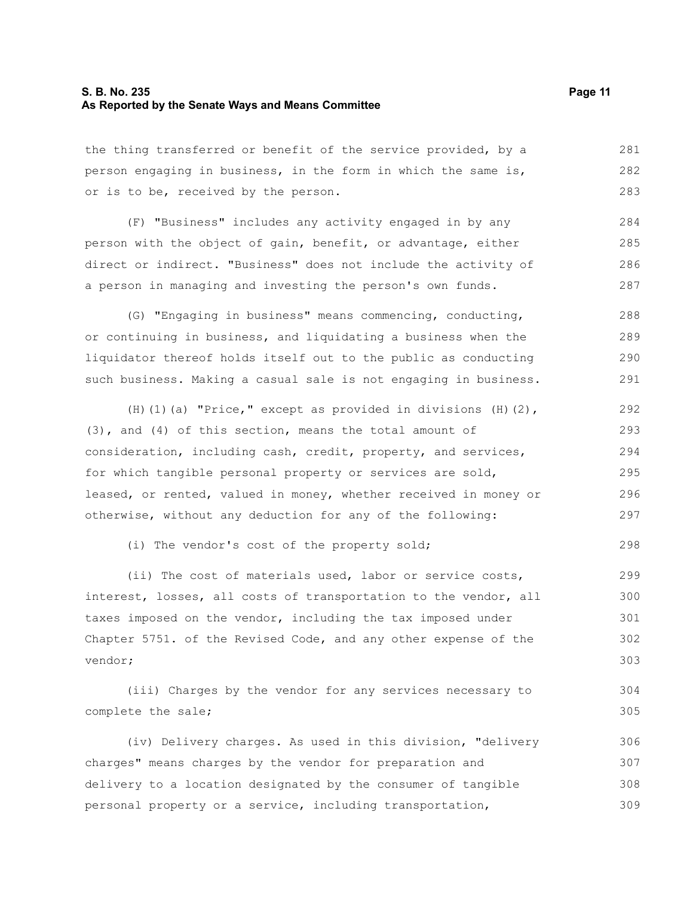the thing transferred or benefit of the service provided, by a person engaging in business, in the form in which the same is, or is to be, received by the person.

(F) "Business" includes any activity engaged in by any person with the object of gain, benefit, or advantage, either direct or indirect. "Business" does not include the activity of a person in managing and investing the person's own funds.

(G) "Engaging in business" means commencing, conducting, or continuing in business, and liquidating a business when the liquidator thereof holds itself out to the public as conducting such business. Making a casual sale is not engaging in business.

(H)(1)(a) "Price," except as provided in divisions (H)(2), (3), and (4) of this section, means the total amount of consideration, including cash, credit, property, and services, for which tangible personal property or services are sold, leased, or rented, valued in money, whether received in money or otherwise, without any deduction for any of the following:

(i) The vendor's cost of the property sold;

(ii) The cost of materials used, labor or service costs, interest, losses, all costs of transportation to the vendor, all taxes imposed on the vendor, including the tax imposed under Chapter 5751. of the Revised Code, and any other expense of the vendor;

(iii) Charges by the vendor for any services necessary to complete the sale;

(iv) Delivery charges. As used in this division, "delivery charges" means charges by the vendor for preparation and delivery to a location designated by the consumer of tangible personal property or a service, including transportation,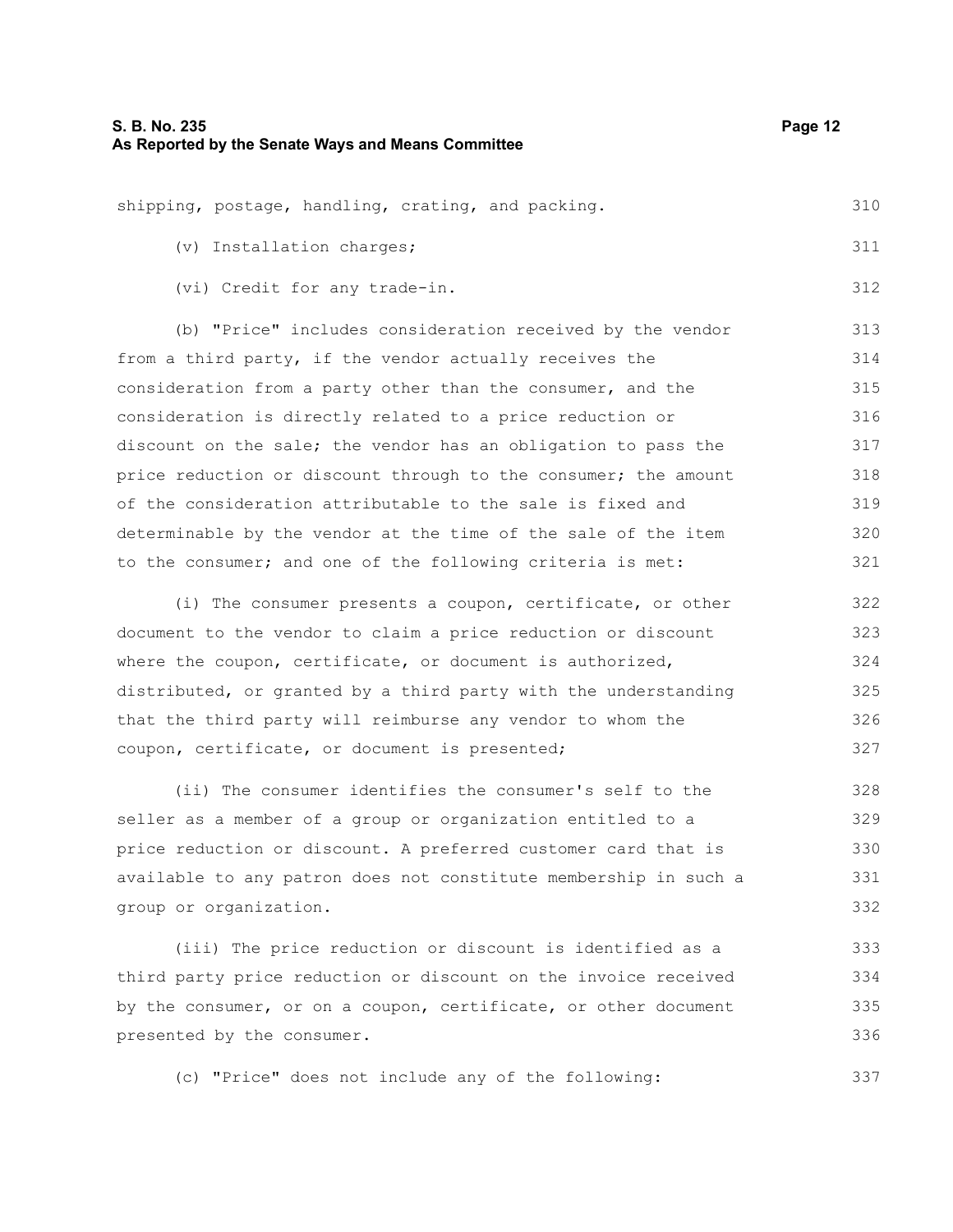shipping, postage, handling, crating, and packing.

(v) Installation charges;

(vi) Credit for any trade-in.

(b) "Price" includes consideration received by the vendor from a third party, if the vendor actually receives the consideration from a party other than the consumer, and the consideration is directly related to a price reduction or discount on the sale; the vendor has an obligation to pass the price reduction or discount through to the consumer; the amount of the consideration attributable to the sale is fixed and determinable by the vendor at the time of the sale of the item to the consumer; and one of the following criteria is met:

(i) The consumer presents a coupon, certificate, or other document to the vendor to claim a price reduction or discount where the coupon, certificate, or document is authorized, distributed, or granted by a third party with the understanding that the third party will reimburse any vendor to whom the coupon, certificate, or document is presented;

(ii) The consumer identifies the consumer's self to the seller as a member of a group or organization entitled to a price reduction or discount. A preferred customer card that is available to any patron does not constitute membership in such a group or organization.

(iii) The price reduction or discount is identified as a third party price reduction or discount on the invoice received by the consumer, or on a coupon, certificate, or other document presented by the consumer.

(c) "Price" does not include any of the following: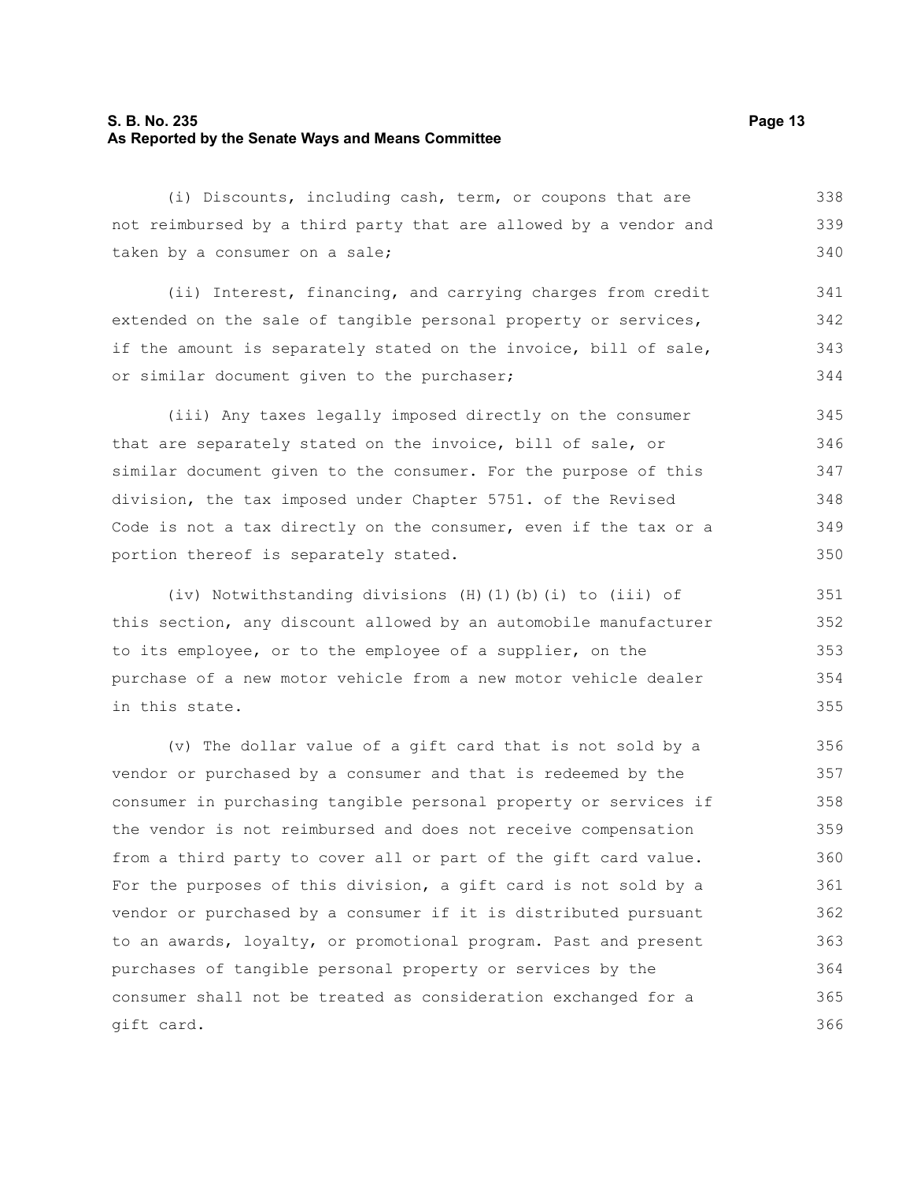(i) Discounts, including cash, term, or coupons that are not reimbursed by a third party that are allowed by a vendor and taken by a consumer on a sale;

(ii) Interest, financing, and carrying charges from credit extended on the sale of tangible personal property or services, if the amount is separately stated on the invoice, bill of sale, or similar document given to the purchaser;

(iii) Any taxes legally imposed directly on the consumer that are separately stated on the invoice, bill of sale, or similar document given to the consumer. For the purpose of this division, the tax imposed under Chapter 5751. of the Revised Code is not a tax directly on the consumer, even if the tax or a portion thereof is separately stated.

(iv) Notwithstanding divisions (H)(1)(b)(i) to (iii) of this section, any discount allowed by an automobile manufacturer to its employee, or to the employee of a supplier, on the purchase of a new motor vehicle from a new motor vehicle dealer in this state.

(v) The dollar value of a gift card that is not sold by a vendor or purchased by a consumer and that is redeemed by the consumer in purchasing tangible personal property or services if the vendor is not reimbursed and does not receive compensation from a third party to cover all or part of the gift card value. For the purposes of this division, a gift card is not sold by a vendor or purchased by a consumer if it is distributed pursuant to an awards, loyalty, or promotional program. Past and present purchases of tangible personal property or services by the consumer shall not be treated as consideration exchanged for a gift card.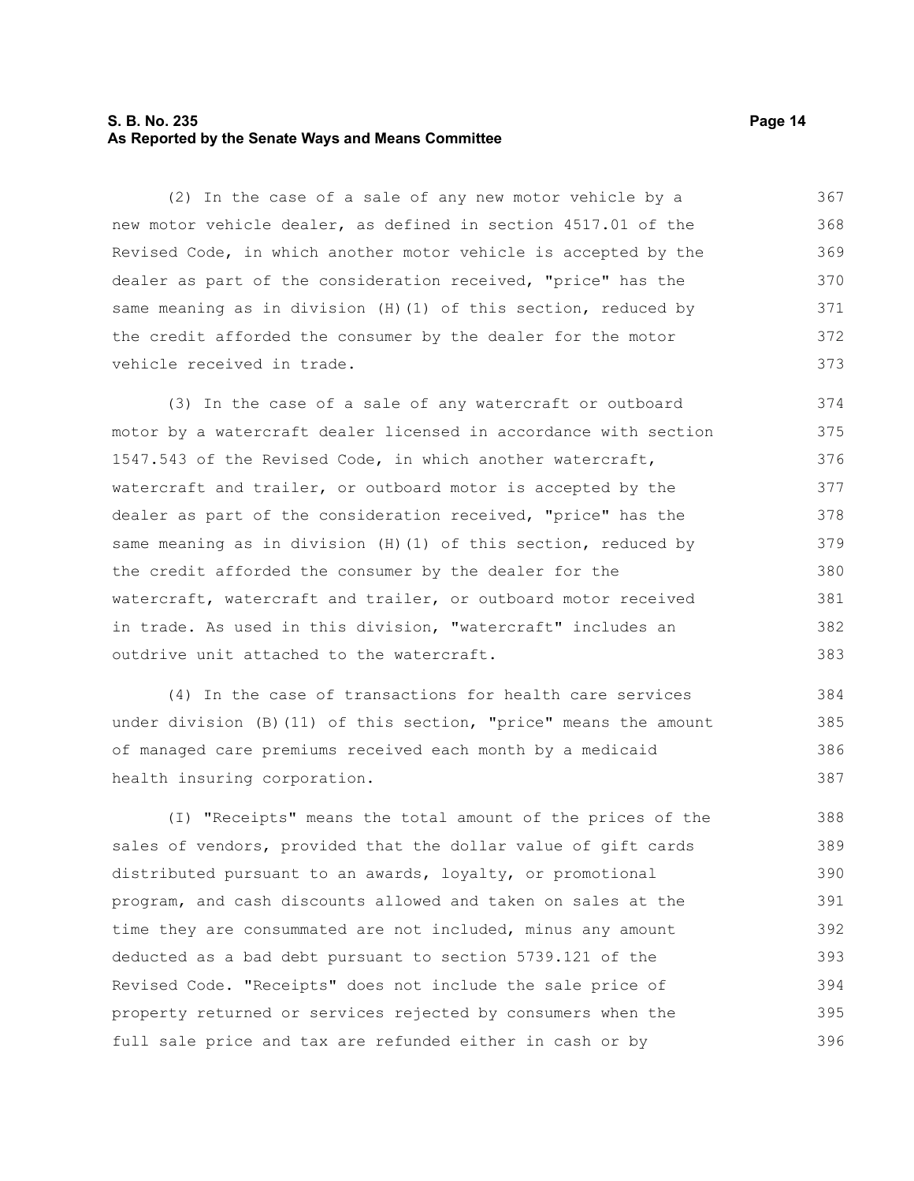(2) In the case of a sale of any new motor vehicle by a new motor vehicle dealer, as defined in section 4517.01 of the Revised Code, in which another motor vehicle is accepted by the dealer as part of the consideration received, "price" has the same meaning as in division (H)(1) of this section, reduced by the credit afforded the consumer by the dealer for the motor vehicle received in trade.

(3) In the case of a sale of any watercraft or outboard motor by a watercraft dealer licensed in accordance with section 1547.543 of the Revised Code, in which another watercraft, watercraft and trailer, or outboard motor is accepted by the dealer as part of the consideration received, "price" has the same meaning as in division (H)(1) of this section, reduced by the credit afforded the consumer by the dealer for the watercraft, watercraft and trailer, or outboard motor received in trade. As used in this division, "watercraft" includes an outdrive unit attached to the watercraft.

(4) In the case of transactions for health care services under division (B)(11) of this section, "price" means the amount of managed care premiums received each month by a medicaid health insuring corporation.

(I) "Receipts" means the total amount of the prices of the sales of vendors, provided that the dollar value of gift cards distributed pursuant to an awards, loyalty, or promotional program, and cash discounts allowed and taken on sales at the time they are consummated are not included, minus any amount deducted as a bad debt pursuant to section 5739.121 of the Revised Code. "Receipts" does not include the sale price of property returned or services rejected by consumers when the full sale price and tax are refunded either in cash or by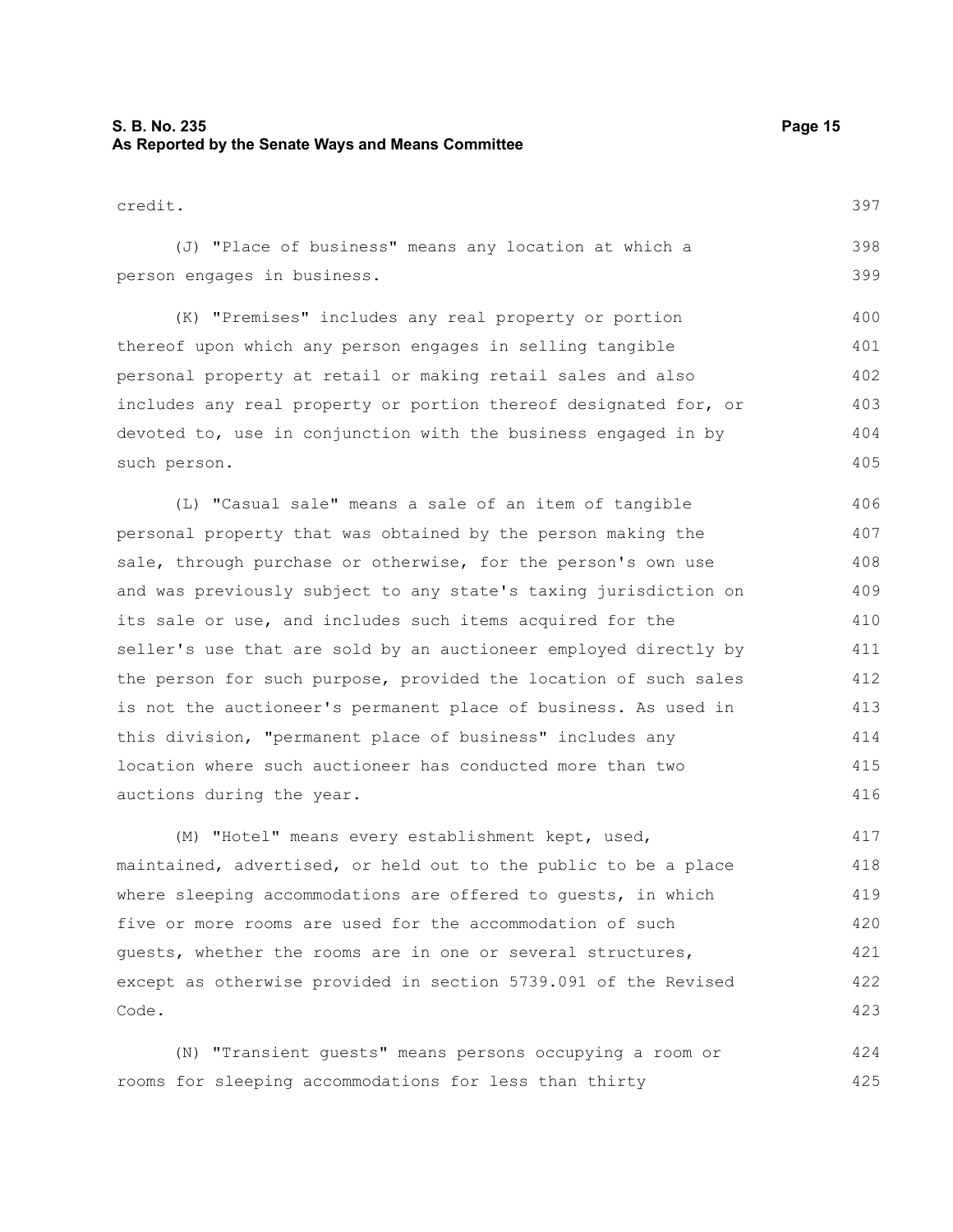credit.

(J) "Place of business" means any location at which a person engages in business.

(K) "Premises" includes any real property or portion thereof upon which any person engages in selling tangible personal property at retail or making retail sales and also includes any real property or portion thereof designated for, or devoted to, use in conjunction with the business engaged in by such person.

(L) "Casual sale" means a sale of an item of tangible personal property that was obtained by the person making the sale, through purchase or otherwise, for the person's own use and was previously subject to any state's taxing jurisdiction on its sale or use, and includes such items acquired for the seller's use that are sold by an auctioneer employed directly by the person for such purpose, provided the location of such sales is not the auctioneer's permanent place of business. As used in this division, "permanent place of business" includes any location where such auctioneer has conducted more than two auctions during the year.

(M) "Hotel" means every establishment kept, used, maintained, advertised, or held out to the public to be a place where sleeping accommodations are offered to guests, in which five or more rooms are used for the accommodation of such guests, whether the rooms are in one or several structures, except as otherwise provided in section 5739.091 of the Revised Code.

(N) "Transient guests" means persons occupying a room or rooms for sleeping accommodations for less than thirty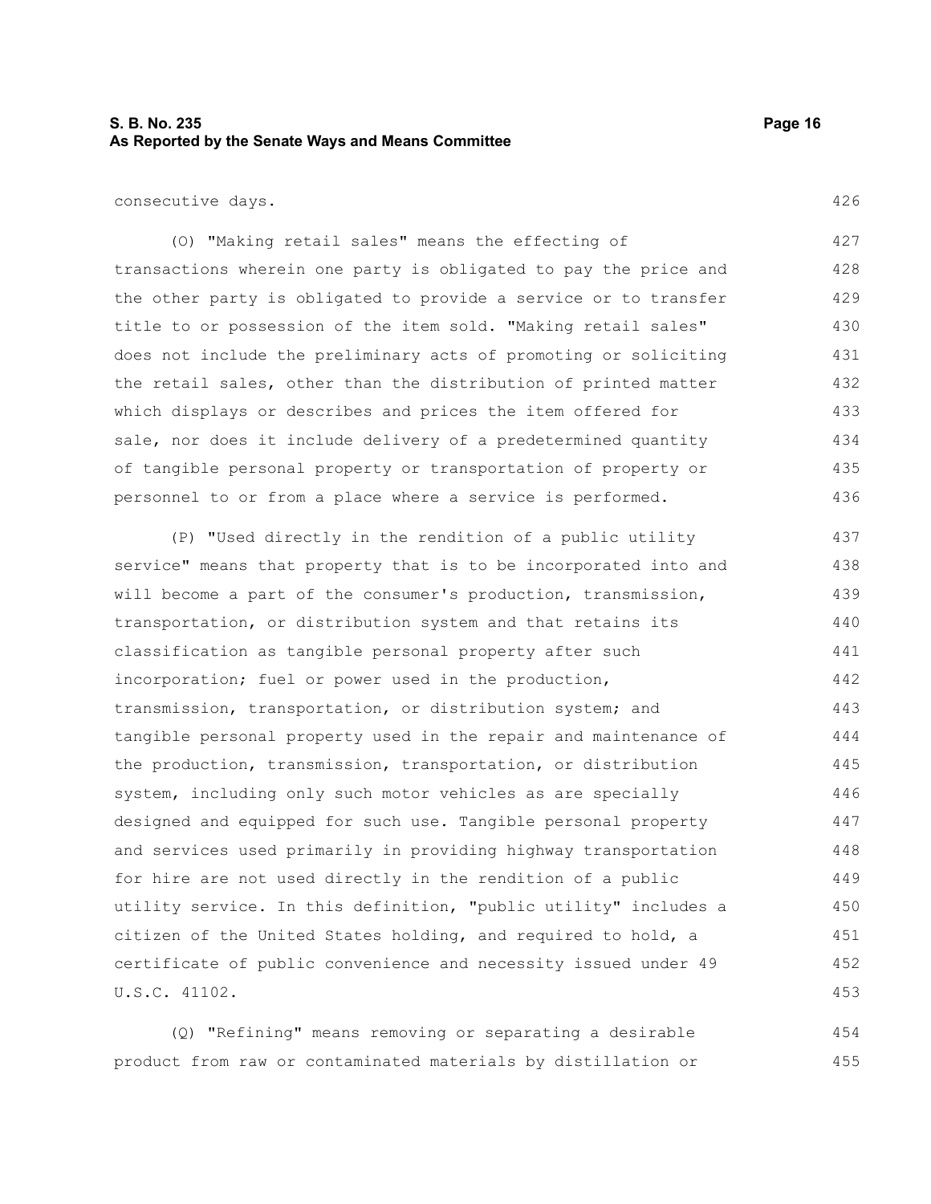consecutive days.

(O) "Making retail sales" means the effecting of transactions wherein one party is obligated to pay the price and the other party is obligated to provide a service or to transfer title to or possession of the item sold. "Making retail sales" does not include the preliminary acts of promoting or soliciting the retail sales, other than the distribution of printed matter which displays or describes and prices the item offered for sale, nor does it include delivery of a predetermined quantity of tangible personal property or transportation of property or personnel to or from a place where a service is performed.

(P) "Used directly in the rendition of a public utility service" means that property that is to be incorporated into and will become a part of the consumer's production, transmission, transportation, or distribution system and that retains its classification as tangible personal property after such incorporation; fuel or power used in the production, transmission, transportation, or distribution system; and tangible personal property used in the repair and maintenance of the production, transmission, transportation, or distribution system, including only such motor vehicles as are specially designed and equipped for such use. Tangible personal property and services used primarily in providing highway transportation for hire are not used directly in the rendition of a public utility service. In this definition, "public utility" includes a citizen of the United States holding, and required to hold, a certificate of public convenience and necessity issued under 49 U.S.C. 41102.

(Q) "Refining" means removing or separating a desirable product from raw or contaminated materials by distillation or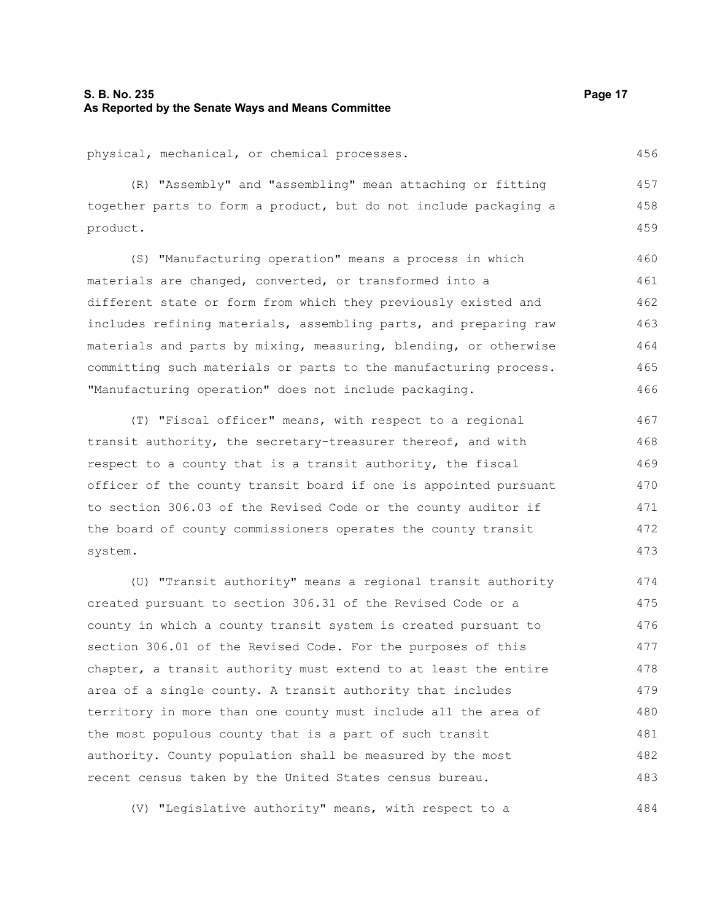physical, mechanical, or chemical processes.

(R) "Assembly" and "assembling" mean attaching or fitting together parts to form a product, but do not include packaging a product.

(S) "Manufacturing operation" means a process in which materials are changed, converted, or transformed into a different state or form from which they previously existed and includes refining materials, assembling parts, and preparing raw materials and parts by mixing, measuring, blending, or otherwise committing such materials or parts to the manufacturing process. "Manufacturing operation" does not include packaging.

(T) "Fiscal officer" means, with respect to a regional transit authority, the secretary-treasurer thereof, and with respect to a county that is a transit authority, the fiscal officer of the county transit board if one is appointed pursuant to section 306.03 of the Revised Code or the county auditor if the board of county commissioners operates the county transit system.

(U) "Transit authority" means a regional transit authority created pursuant to section 306.31 of the Revised Code or a county in which a county transit system is created pursuant to section 306.01 of the Revised Code. For the purposes of this chapter, a transit authority must extend to at least the entire area of a single county. A transit authority that includes territory in more than one county must include all the area of the most populous county that is a part of such transit authority. County population shall be measured by the most recent census taken by the United States census bureau.

(V) "Legislative authority" means, with respect to a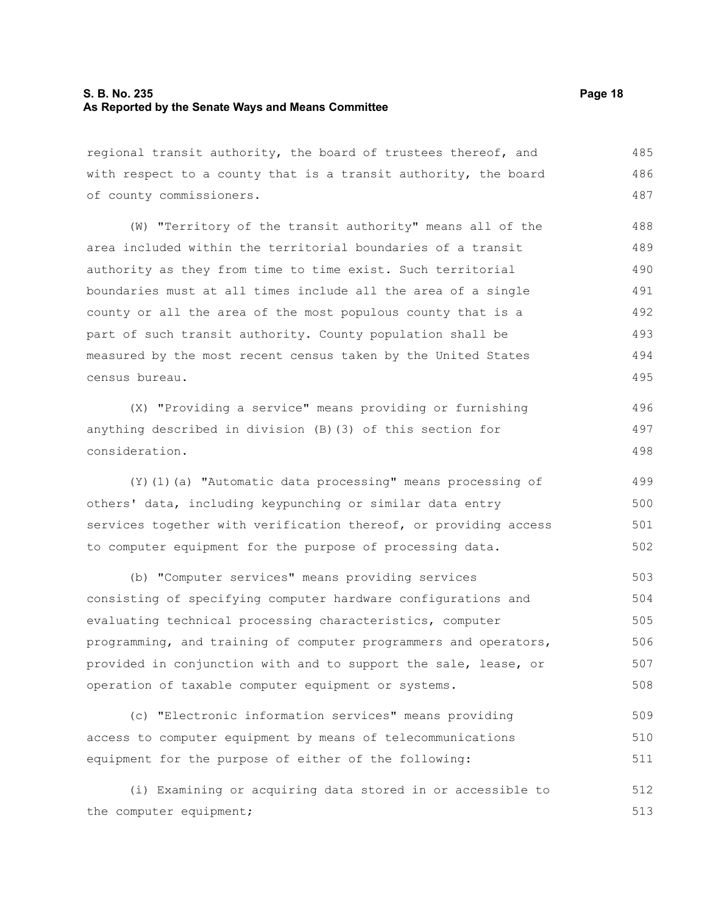regional transit authority, the board of trustees thereof, and with respect to a county that is a transit authority, the board of county commissioners.

(W) "Territory of the transit authority" means all of the area included within the territorial boundaries of a transit authority as they from time to time exist. Such territorial boundaries must at all times include all the area of a single county or all the area of the most populous county that is a part of such transit authority. County population shall be measured by the most recent census taken by the United States census bureau.

(X) "Providing a service" means providing or furnishing anything described in division (B)(3) of this section for consideration.

(Y)(1)(a) "Automatic data processing" means processing of others' data, including keypunching or similar data entry services together with verification thereof, or providing access to computer equipment for the purpose of processing data.

(b) "Computer services" means providing services consisting of specifying computer hardware configurations and evaluating technical processing characteristics, computer programming, and training of computer programmers and operators, provided in conjunction with and to support the sale, lease, or operation of taxable computer equipment or systems.

(c) "Electronic information services" means providing access to computer equipment by means of telecommunications equipment for the purpose of either of the following:

(i) Examining or acquiring data stored in or accessible to the computer equipment;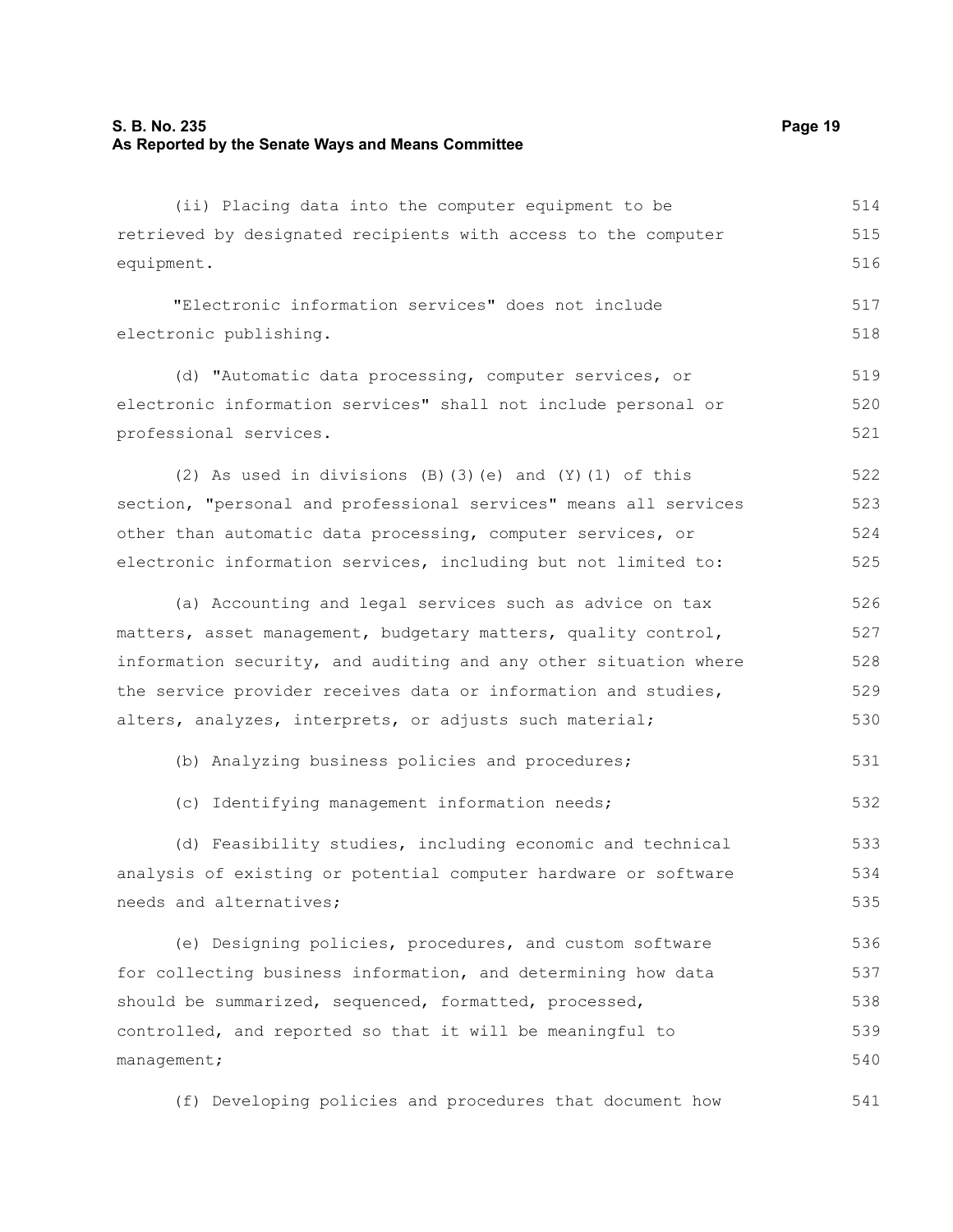(ii) Placing data into the computer equipment to be retrieved by designated recipients with access to the computer equipment.

"Electronic information services" does not include electronic publishing.

(d) "Automatic data processing, computer services, or electronic information services" shall not include personal or professional services.

(2) As used in divisions (B)(3)(e) and (Y)(1) of this section, "personal and professional services" means all services other than automatic data processing, computer services, or electronic information services, including but not limited to:

(a) Accounting and legal services such as advice on tax matters, asset management, budgetary matters, quality control, information security, and auditing and any other situation where the service provider receives data or information and studies, alters, analyzes, interprets, or adjusts such material;

(b) Analyzing business policies and procedures;

(c) Identifying management information needs;

(d) Feasibility studies, including economic and technical analysis of existing or potential computer hardware or software needs and alternatives;

(e) Designing policies, procedures, and custom software for collecting business information, and determining how data should be summarized, sequenced, formatted, processed, controlled, and reported so that it will be meaningful to management;

(f) Developing policies and procedures that document how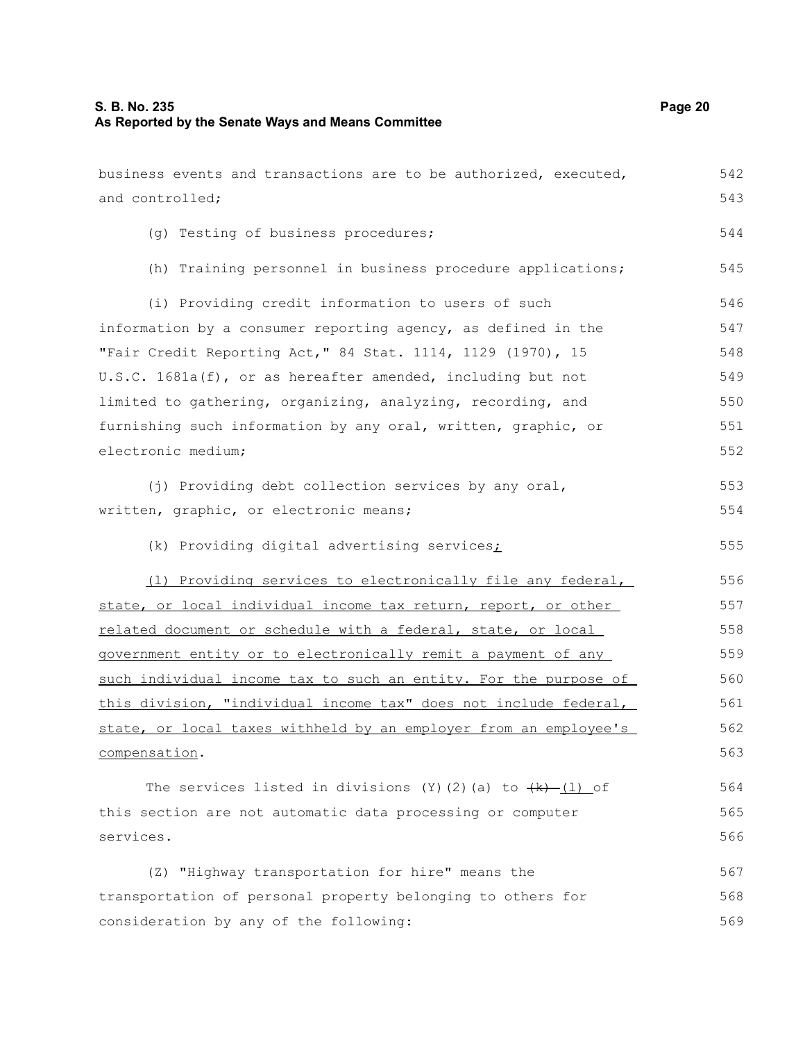business events and transactions are to be authorized, executed, and controlled;

(g) Testing of business procedures;

(h) Training personnel in business procedure applications;

(i) Providing credit information to users of such information by a consumer reporting agency, as defined in the "Fair Credit Reporting Act," 84 Stat. 1114, 1129 (1970), 15 U.S.C. 1681a(f), or as hereafter amended, including but not limited to gathering, organizing, analyzing, recording, and furnishing such information by any oral, written, graphic, or electronic medium;

(j) Providing debt collection services by any oral, written, graphic, or electronic means;

(k) Providing digital advertising services;

(l) Providing services to electronically file any federal, state, or local individual income tax return, report, or other related document or schedule with a federal, state, or local government entity or to electronically remit a payment of any such individual income tax to such an entity. For the purpose of this division, "individual income tax" does not include federal, state, or local taxes withheld by an employer from an employee's compensation.

The services listed in divisions (Y)(2)(a) to ~~(k)~~ (l) of this section are not automatic data processing or computer services.

(Z) "Highway transportation for hire" means the transportation of personal property belonging to others for consideration by any of the following: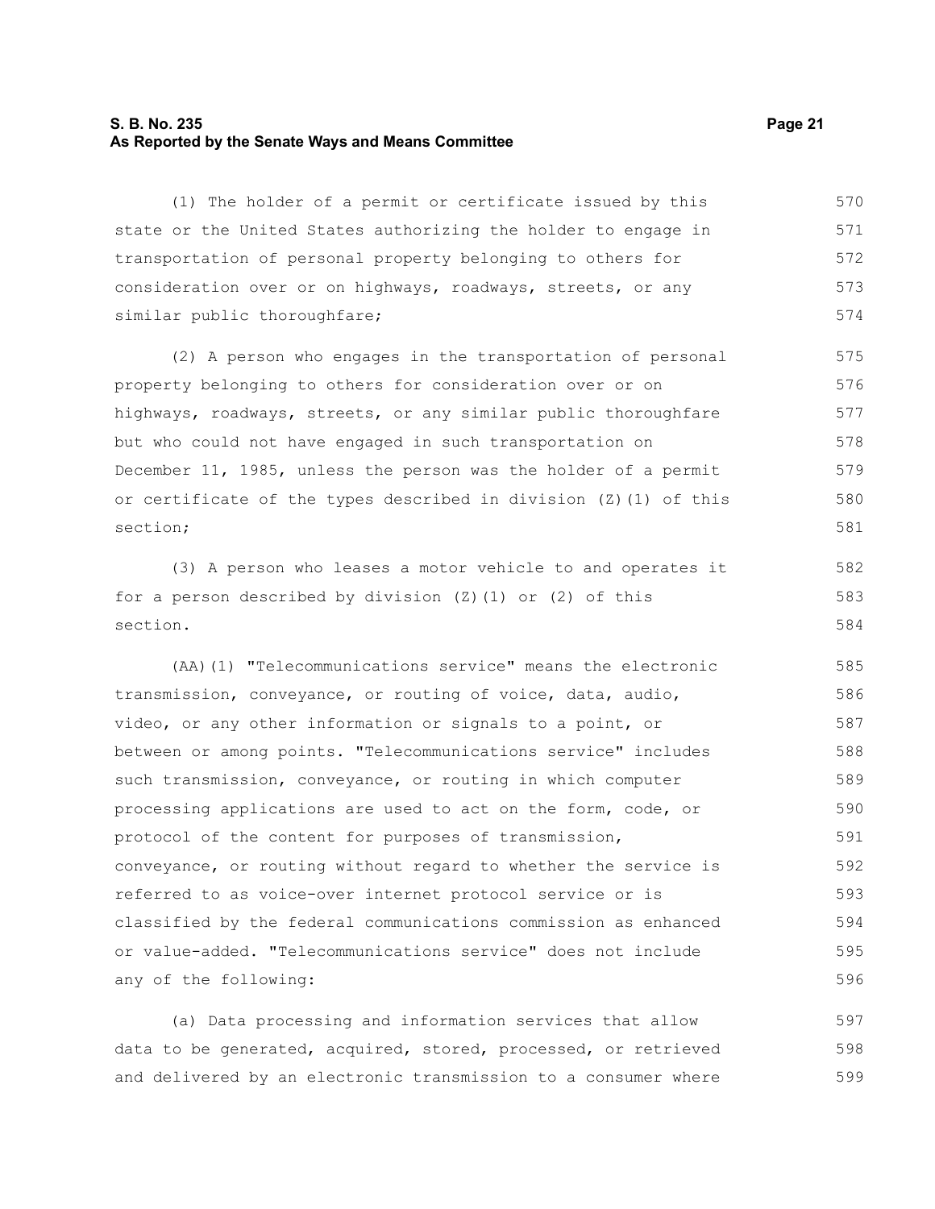(1) The holder of a permit or certificate issued by this state or the United States authorizing the holder to engage in transportation of personal property belonging to others for consideration over or on highways, roadways, streets, or any similar public thoroughfare;

(2) A person who engages in the transportation of personal property belonging to others for consideration over or on highways, roadways, streets, or any similar public thoroughfare but who could not have engaged in such transportation on December 11, 1985, unless the person was the holder of a permit or certificate of the types described in division (Z)(1) of this section;

(3) A person who leases a motor vehicle to and operates it for a person described by division (Z)(1) or (2) of this section.

(AA)(1) "Telecommunications service" means the electronic transmission, conveyance, or routing of voice, data, audio, video, or any other information or signals to a point, or between or among points. "Telecommunications service" includes such transmission, conveyance, or routing in which computer processing applications are used to act on the form, code, or protocol of the content for purposes of transmission, conveyance, or routing without regard to whether the service is referred to as voice-over internet protocol service or is classified by the federal communications commission as enhanced or value-added. "Telecommunications service" does not include any of the following:

(a) Data processing and information services that allow data to be generated, acquired, stored, processed, or retrieved and delivered by an electronic transmission to a consumer where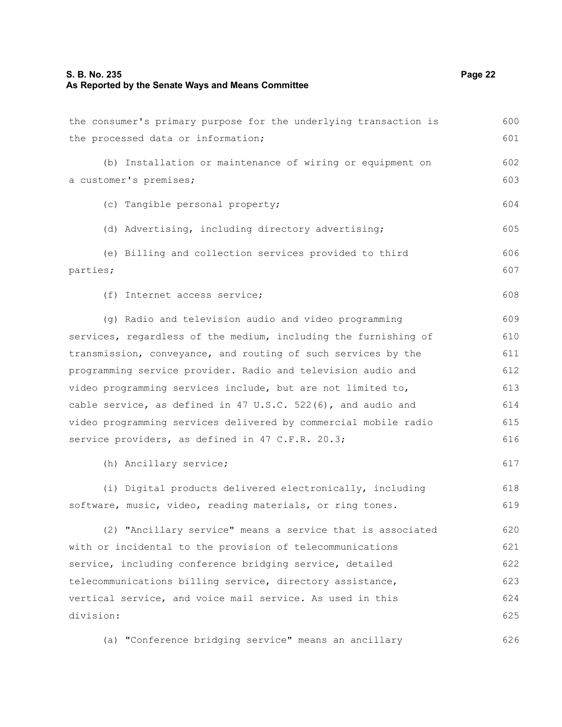the consumer's primary purpose for the underlying transaction is the processed data or information;

(b) Installation or maintenance of wiring or equipment on a customer's premises;

(c) Tangible personal property;

(d) Advertising, including directory advertising;

(e) Billing and collection services provided to third parties;

(f) Internet access service;

(g) Radio and television audio and video programming services, regardless of the medium, including the furnishing of transmission, conveyance, and routing of such services by the programming service provider. Radio and television audio and video programming services include, but are not limited to, cable service, as defined in 47 U.S.C. 522(6), and audio and video programming services delivered by commercial mobile radio service providers, as defined in 47 C.F.R. 20.3;

(h) Ancillary service;

(i) Digital products delivered electronically, including software, music, video, reading materials, or ring tones.

(2) "Ancillary service" means a service that is associated with or incidental to the provision of telecommunications service, including conference bridging service, detailed telecommunications billing service, directory assistance, vertical service, and voice mail service. As used in this division:

(a) "Conference bridging service" means an ancillary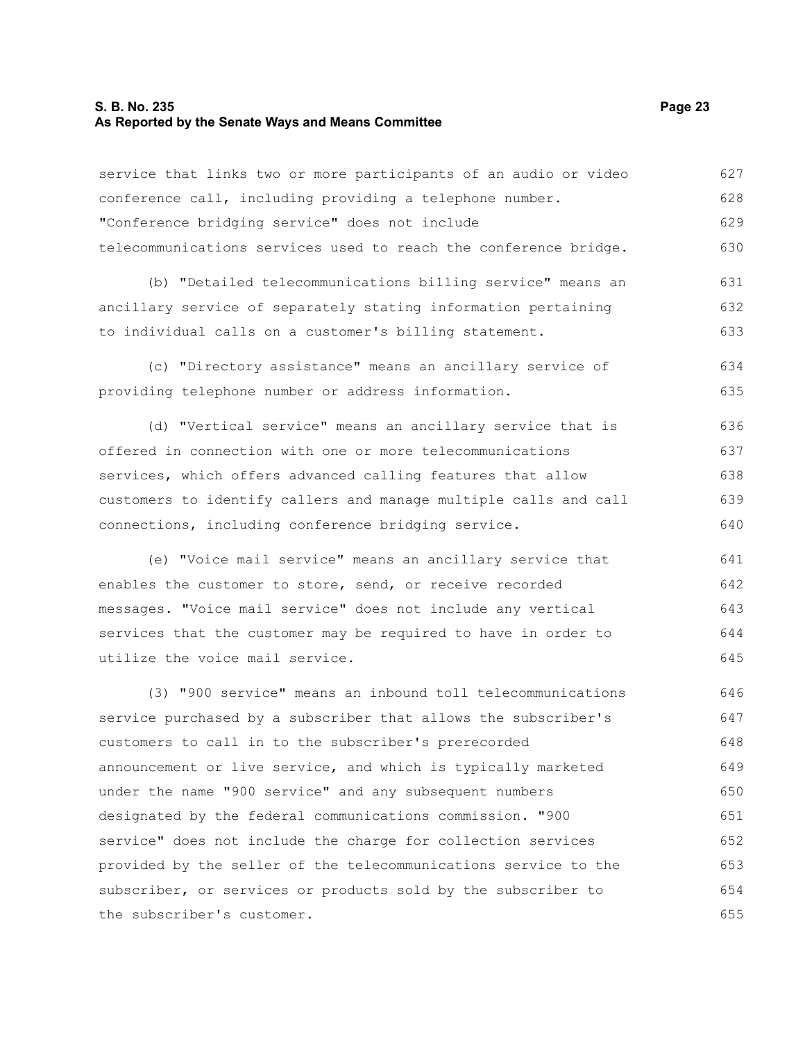service that links two or more participants of an audio or video conference call, including providing a telephone number. "Conference bridging service" does not include telecommunications services used to reach the conference bridge.

(b) "Detailed telecommunications billing service" means an ancillary service of separately stating information pertaining to individual calls on a customer's billing statement.

(c) "Directory assistance" means an ancillary service of providing telephone number or address information.

(d) "Vertical service" means an ancillary service that is offered in connection with one or more telecommunications services, which offers advanced calling features that allow customers to identify callers and manage multiple calls and call connections, including conference bridging service.

(e) "Voice mail service" means an ancillary service that enables the customer to store, send, or receive recorded messages. "Voice mail service" does not include any vertical services that the customer may be required to have in order to utilize the voice mail service.

(3) "900 service" means an inbound toll telecommunications service purchased by a subscriber that allows the subscriber's customers to call in to the subscriber's prerecorded announcement or live service, and which is typically marketed under the name "900 service" and any subsequent numbers designated by the federal communications commission. "900 service" does not include the charge for collection services provided by the seller of the telecommunications service to the subscriber, or services or products sold by the subscriber to the subscriber's customer.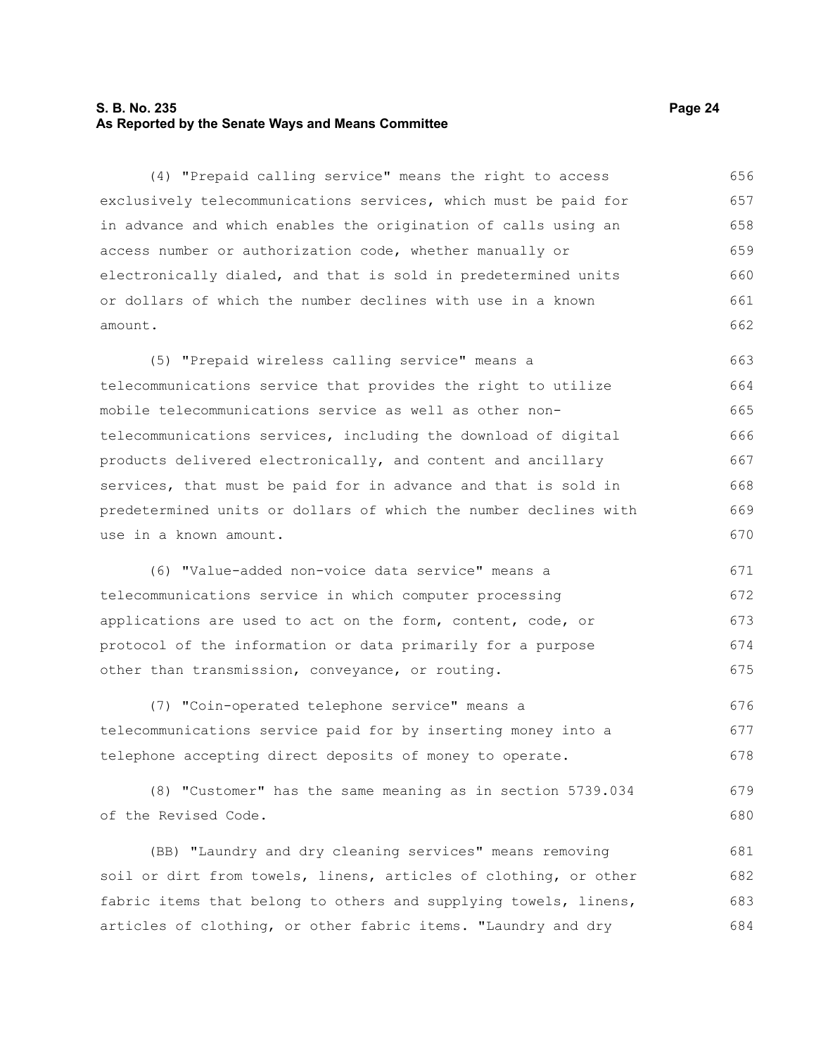(4) "Prepaid calling service" means the right to access exclusively telecommunications services, which must be paid for in advance and which enables the origination of calls using an access number or authorization code, whether manually or electronically dialed, and that is sold in predetermined units or dollars of which the number declines with use in a known amount.

(5) "Prepaid wireless calling service" means a telecommunications service that provides the right to utilize mobile telecommunications service as well as other non-telecommunications services, including the download of digital products delivered electronically, and content and ancillary services, that must be paid for in advance and that is sold in predetermined units or dollars of which the number declines with use in a known amount.

(6) "Value-added non-voice data service" means a telecommunications service in which computer processing applications are used to act on the form, content, code, or protocol of the information or data primarily for a purpose other than transmission, conveyance, or routing.

(7) "Coin-operated telephone service" means a telecommunications service paid for by inserting money into a telephone accepting direct deposits of money to operate.

(8) "Customer" has the same meaning as in section 5739.034 of the Revised Code.

(BB) "Laundry and dry cleaning services" means removing soil or dirt from towels, linens, articles of clothing, or other fabric items that belong to others and supplying towels, linens, articles of clothing, or other fabric items. "Laundry and dry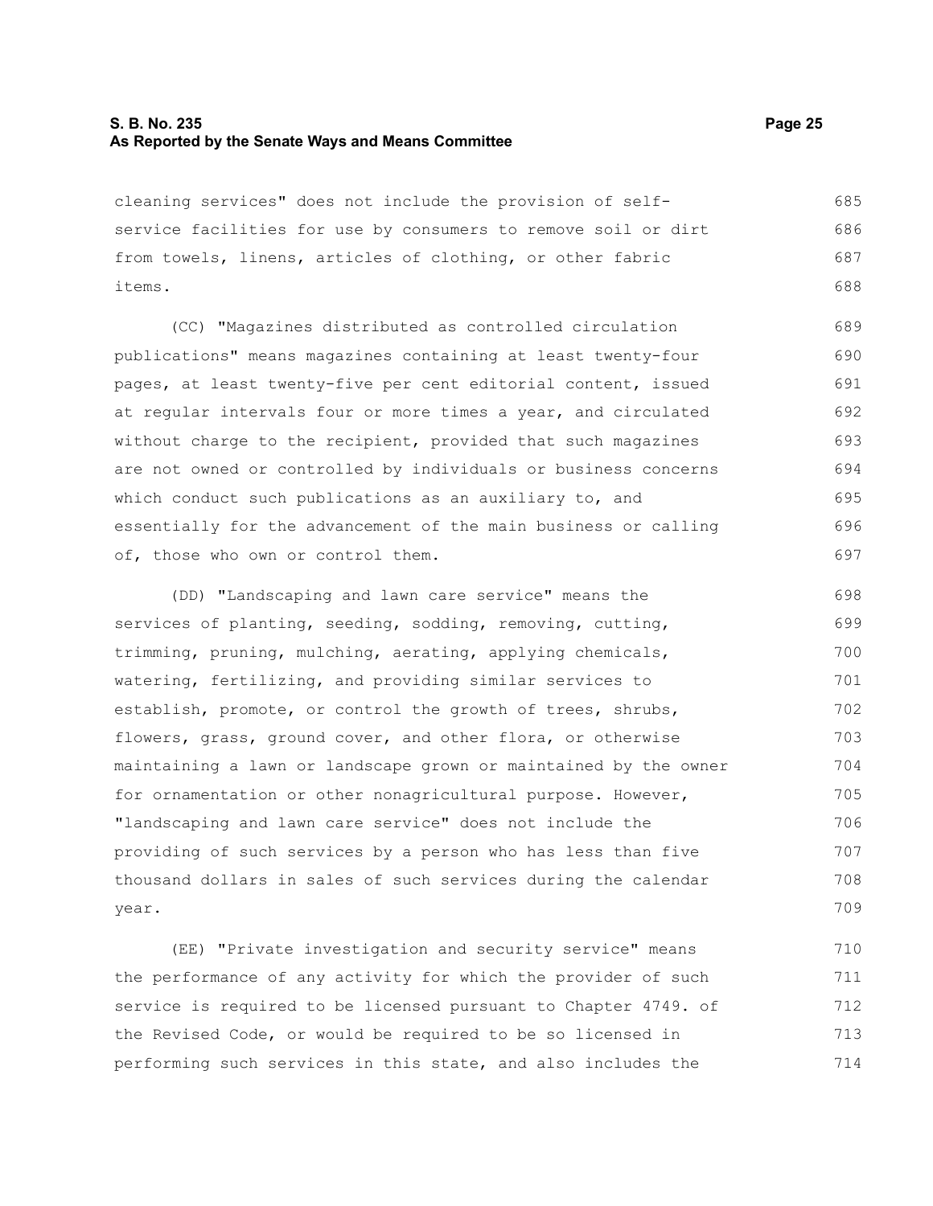cleaning services" does not include the provision of self-service facilities for use by consumers to remove soil or dirt from towels, linens, articles of clothing, or other fabric items.

(CC) "Magazines distributed as controlled circulation publications" means magazines containing at least twenty-four pages, at least twenty-five per cent editorial content, issued at regular intervals four or more times a year, and circulated without charge to the recipient, provided that such magazines are not owned or controlled by individuals or business concerns which conduct such publications as an auxiliary to, and essentially for the advancement of the main business or calling of, those who own or control them.

(DD) "Landscaping and lawn care service" means the services of planting, seeding, sodding, removing, cutting, trimming, pruning, mulching, aerating, applying chemicals, watering, fertilizing, and providing similar services to establish, promote, or control the growth of trees, shrubs, flowers, grass, ground cover, and other flora, or otherwise maintaining a lawn or landscape grown or maintained by the owner for ornamentation or other nonagricultural purpose. However, "landscaping and lawn care service" does not include the providing of such services by a person who has less than five thousand dollars in sales of such services during the calendar year.

(EE) "Private investigation and security service" means the performance of any activity for which the provider of such service is required to be licensed pursuant to Chapter 4749. of the Revised Code, or would be required to be so licensed in performing such services in this state, and also includes the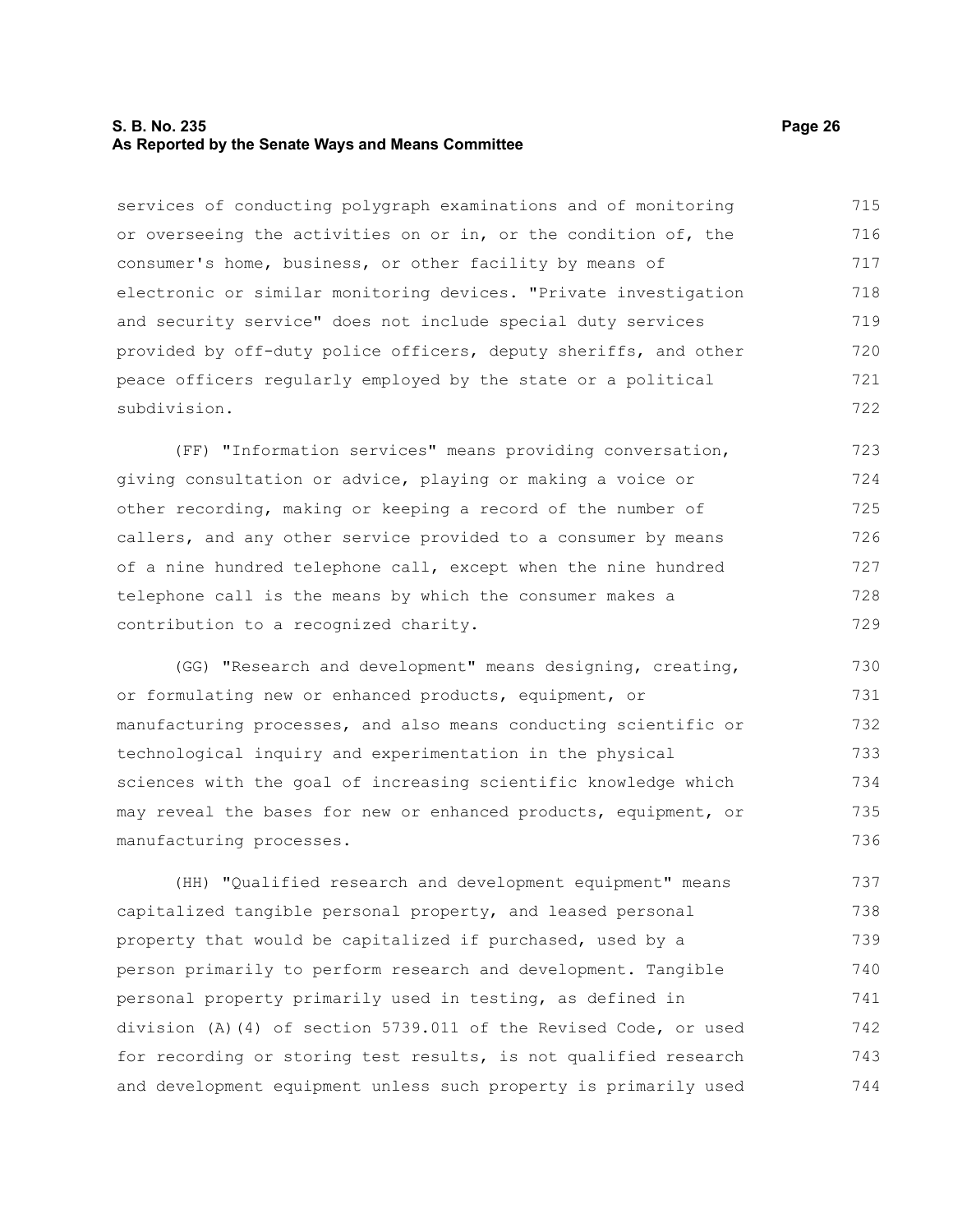services of conducting polygraph examinations and of monitoring or overseeing the activities on or in, or the condition of, the consumer's home, business, or other facility by means of electronic or similar monitoring devices. "Private investigation and security service" does not include special duty services provided by off-duty police officers, deputy sheriffs, and other peace officers regularly employed by the state or a political subdivision.

(FF) "Information services" means providing conversation, giving consultation or advice, playing or making a voice or other recording, making or keeping a record of the number of callers, and any other service provided to a consumer by means of a nine hundred telephone call, except when the nine hundred telephone call is the means by which the consumer makes a contribution to a recognized charity.

(GG) "Research and development" means designing, creating, or formulating new or enhanced products, equipment, or manufacturing processes, and also means conducting scientific or technological inquiry and experimentation in the physical sciences with the goal of increasing scientific knowledge which may reveal the bases for new or enhanced products, equipment, or manufacturing processes.

(HH) "Qualified research and development equipment" means capitalized tangible personal property, and leased personal property that would be capitalized if purchased, used by a person primarily to perform research and development. Tangible personal property primarily used in testing, as defined in division (A)(4) of section 5739.011 of the Revised Code, or used for recording or storing test results, is not qualified research and development equipment unless such property is primarily used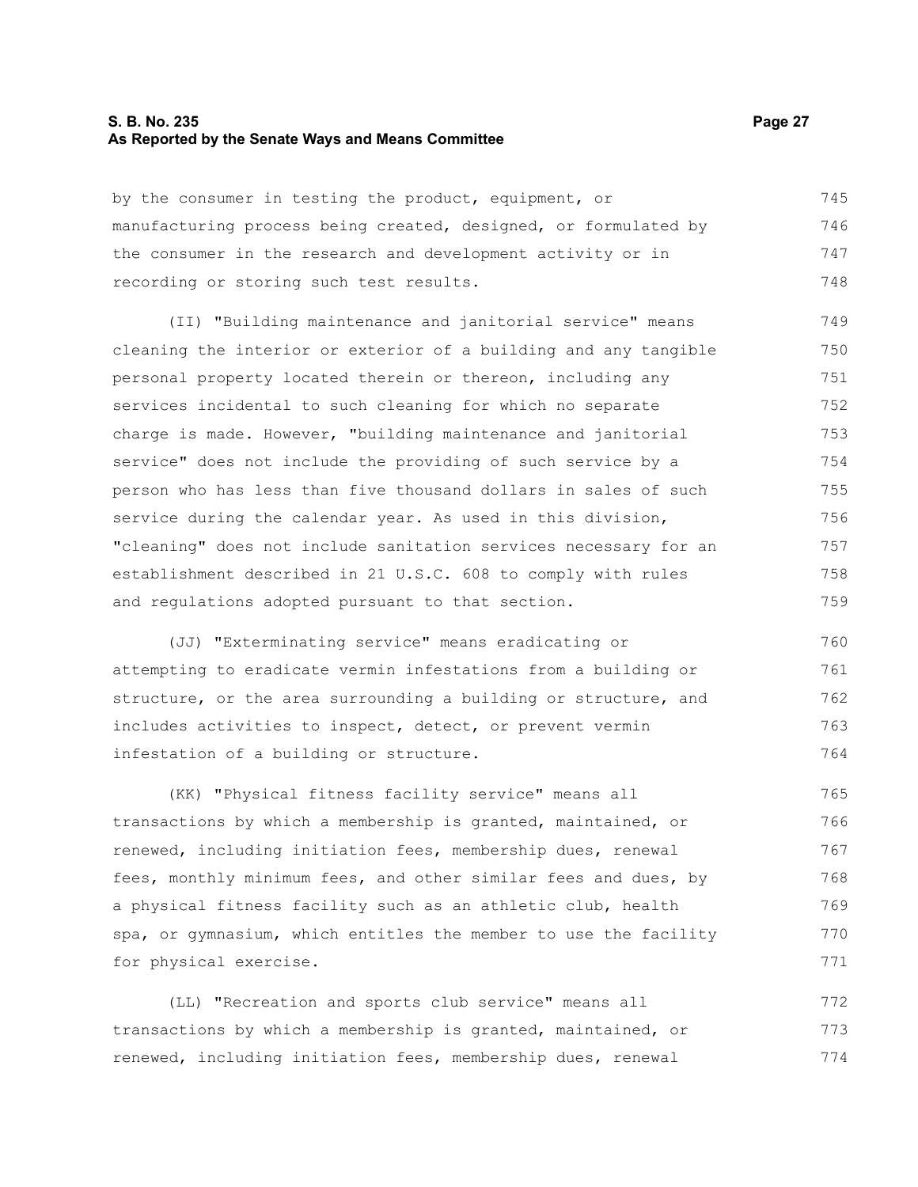by the consumer in testing the product, equipment, or manufacturing process being created, designed, or formulated by the consumer in the research and development activity or in recording or storing such test results.

(II) "Building maintenance and janitorial service" means cleaning the interior or exterior of a building and any tangible personal property located therein or thereon, including any services incidental to such cleaning for which no separate charge is made. However, "building maintenance and janitorial service" does not include the providing of such service by a person who has less than five thousand dollars in sales of such service during the calendar year. As used in this division, "cleaning" does not include sanitation services necessary for an establishment described in 21 U.S.C. 608 to comply with rules and regulations adopted pursuant to that section.

(JJ) "Exterminating service" means eradicating or attempting to eradicate vermin infestations from a building or structure, or the area surrounding a building or structure, and includes activities to inspect, detect, or prevent vermin infestation of a building or structure.

(KK) "Physical fitness facility service" means all transactions by which a membership is granted, maintained, or renewed, including initiation fees, membership dues, renewal fees, monthly minimum fees, and other similar fees and dues, by a physical fitness facility such as an athletic club, health spa, or gymnasium, which entitles the member to use the facility for physical exercise.

(LL) "Recreation and sports club service" means all transactions by which a membership is granted, maintained, or renewed, including initiation fees, membership dues, renewal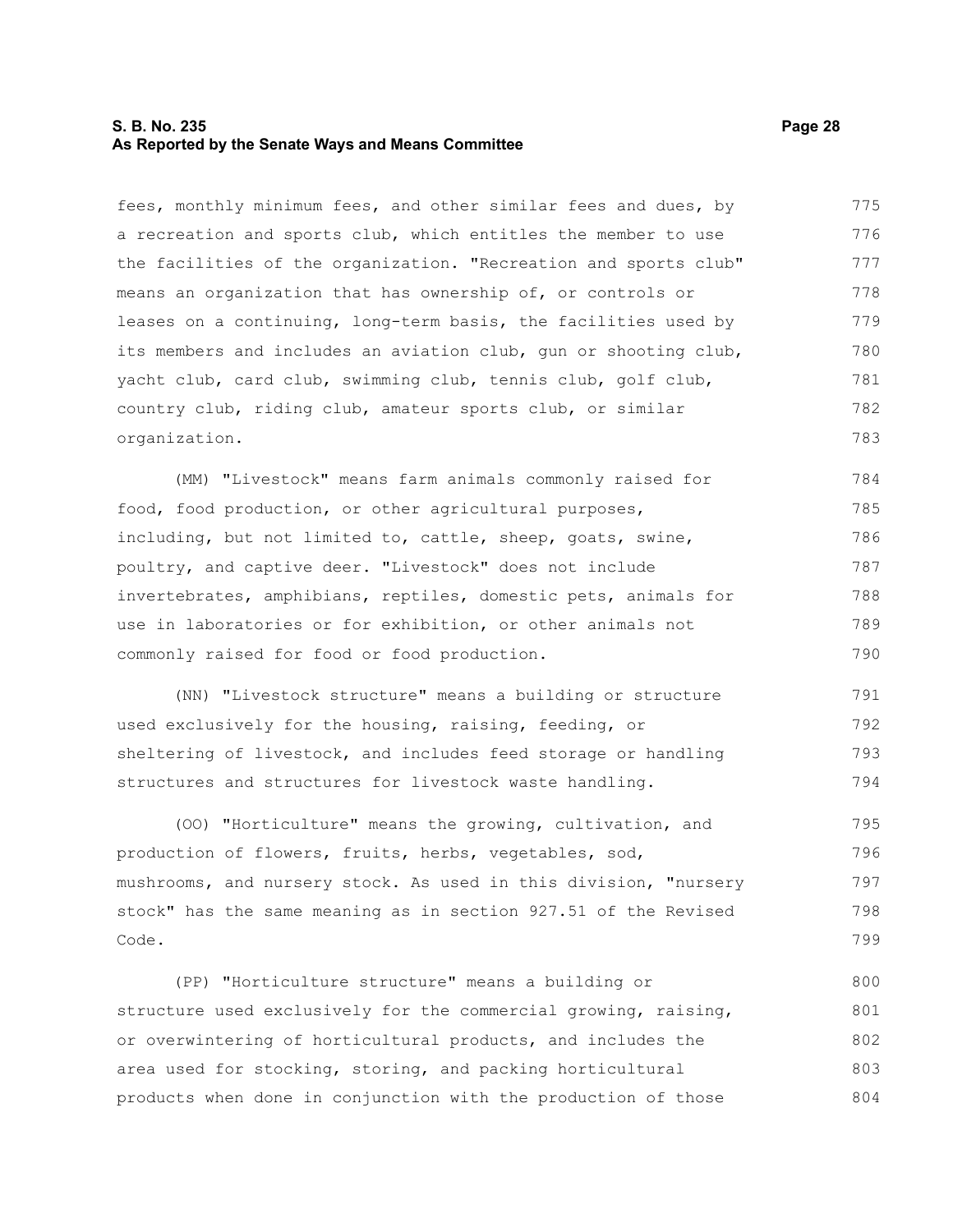fees, monthly minimum fees, and other similar fees and dues, by a recreation and sports club, which entitles the member to use the facilities of the organization. "Recreation and sports club" means an organization that has ownership of, or controls or leases on a continuing, long-term basis, the facilities used by its members and includes an aviation club, gun or shooting club, yacht club, card club, swimming club, tennis club, golf club, country club, riding club, amateur sports club, or similar organization.

(MM) "Livestock" means farm animals commonly raised for food, food production, or other agricultural purposes, including, but not limited to, cattle, sheep, goats, swine, poultry, and captive deer. "Livestock" does not include invertebrates, amphibians, reptiles, domestic pets, animals for use in laboratories or for exhibition, or other animals not commonly raised for food or food production.

(NN) "Livestock structure" means a building or structure used exclusively for the housing, raising, feeding, or sheltering of livestock, and includes feed storage or handling structures and structures for livestock waste handling.

(OO) "Horticulture" means the growing, cultivation, and production of flowers, fruits, herbs, vegetables, sod, mushrooms, and nursery stock. As used in this division, "nursery stock" has the same meaning as in section 927.51 of the Revised Code.

(PP) "Horticulture structure" means a building or structure used exclusively for the commercial growing, raising, or overwintering of horticultural products, and includes the area used for stocking, storing, and packing horticultural products when done in conjunction with the production of those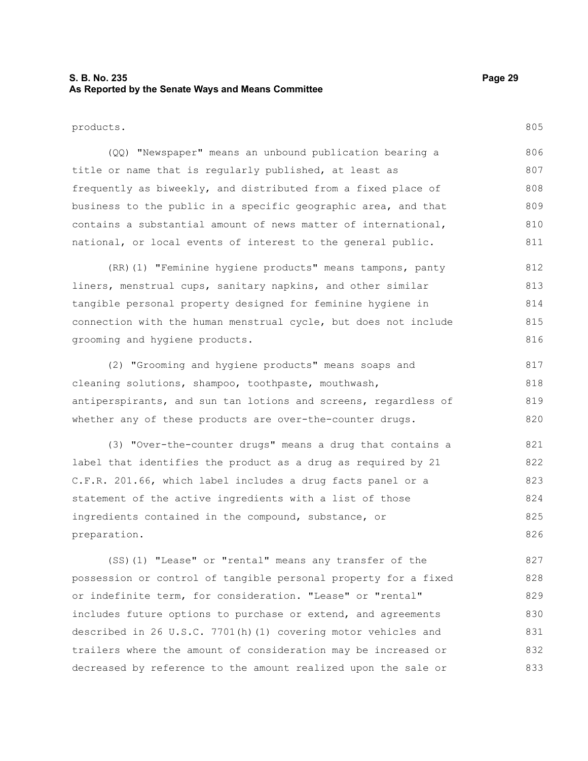products.

(QQ) "Newspaper" means an unbound publication bearing a title or name that is regularly published, at least as frequently as biweekly, and distributed from a fixed place of business to the public in a specific geographic area, and that contains a substantial amount of news matter of international, national, or local events of interest to the general public.

(RR)(1) "Feminine hygiene products" means tampons, panty liners, menstrual cups, sanitary napkins, and other similar tangible personal property designed for feminine hygiene in connection with the human menstrual cycle, but does not include grooming and hygiene products.

(2) "Grooming and hygiene products" means soaps and cleaning solutions, shampoo, toothpaste, mouthwash, antiperspirants, and sun tan lotions and screens, regardless of whether any of these products are over-the-counter drugs.

(3) "Over-the-counter drugs" means a drug that contains a label that identifies the product as a drug as required by 21 C.F.R. 201.66, which label includes a drug facts panel or a statement of the active ingredients with a list of those ingredients contained in the compound, substance, or preparation.

(SS)(1) "Lease" or "rental" means any transfer of the possession or control of tangible personal property for a fixed or indefinite term, for consideration. "Lease" or "rental" includes future options to purchase or extend, and agreements described in 26 U.S.C. 7701(h)(1) covering motor vehicles and trailers where the amount of consideration may be increased or decreased by reference to the amount realized upon the sale or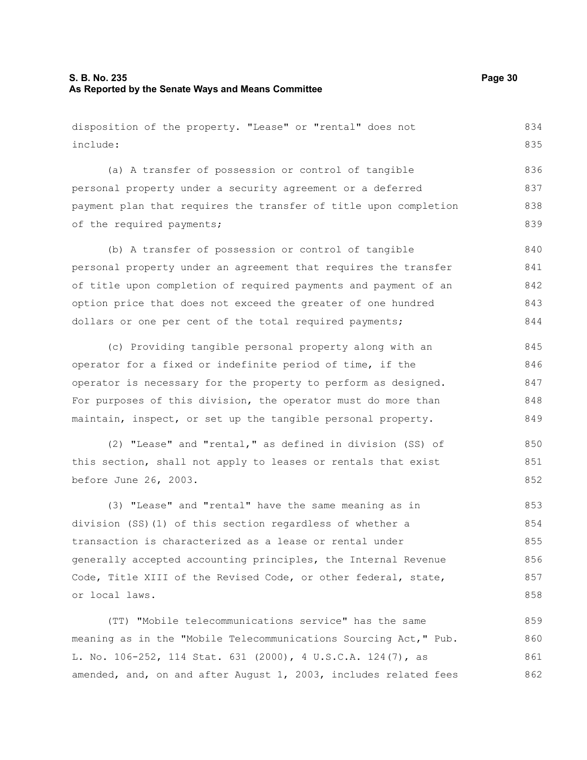disposition of the property. "Lease" or "rental" does not include:

(a) A transfer of possession or control of tangible personal property under a security agreement or a deferred payment plan that requires the transfer of title upon completion of the required payments;

(b) A transfer of possession or control of tangible personal property under an agreement that requires the transfer of title upon completion of required payments and payment of an option price that does not exceed the greater of one hundred dollars or one per cent of the total required payments;

(c) Providing tangible personal property along with an operator for a fixed or indefinite period of time, if the operator is necessary for the property to perform as designed. For purposes of this division, the operator must do more than maintain, inspect, or set up the tangible personal property.

(2) "Lease" and "rental," as defined in division (SS) of this section, shall not apply to leases or rentals that exist before June 26, 2003.

(3) "Lease" and "rental" have the same meaning as in division (SS)(1) of this section regardless of whether a transaction is characterized as a lease or rental under generally accepted accounting principles, the Internal Revenue Code, Title XIII of the Revised Code, or other federal, state, or local laws.

(TT) "Mobile telecommunications service" has the same meaning as in the "Mobile Telecommunications Sourcing Act," Pub. L. No. 106-252, 114 Stat. 631 (2000), 4 U.S.C.A. 124(7), as amended, and, on and after August 1, 2003, includes related fees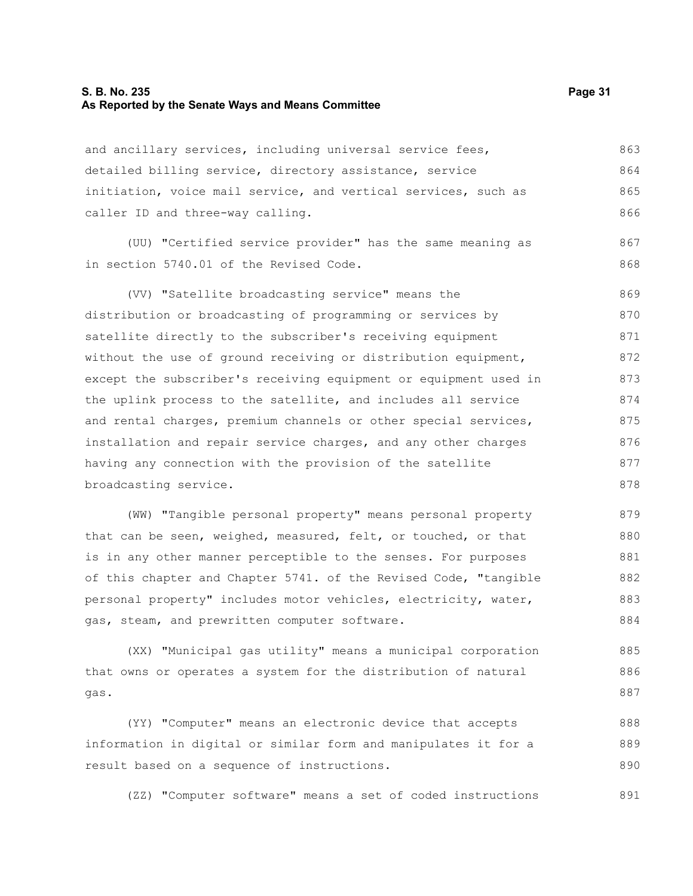and ancillary services, including universal service fees, detailed billing service, directory assistance, service initiation, voice mail service, and vertical services, such as caller ID and three-way calling.

(UU) "Certified service provider" has the same meaning as in section 5740.01 of the Revised Code.

(VV) "Satellite broadcasting service" means the distribution or broadcasting of programming or services by satellite directly to the subscriber's receiving equipment without the use of ground receiving or distribution equipment, except the subscriber's receiving equipment or equipment used in the uplink process to the satellite, and includes all service and rental charges, premium channels or other special services, installation and repair service charges, and any other charges having any connection with the provision of the satellite broadcasting service.

(WW) "Tangible personal property" means personal property that can be seen, weighed, measured, felt, or touched, or that is in any other manner perceptible to the senses. For purposes of this chapter and Chapter 5741. of the Revised Code, "tangible personal property" includes motor vehicles, electricity, water, gas, steam, and prewritten computer software.

(XX) "Municipal gas utility" means a municipal corporation that owns or operates a system for the distribution of natural gas.

(YY) "Computer" means an electronic device that accepts information in digital or similar form and manipulates it for a result based on a sequence of instructions.

(ZZ) "Computer software" means a set of coded instructions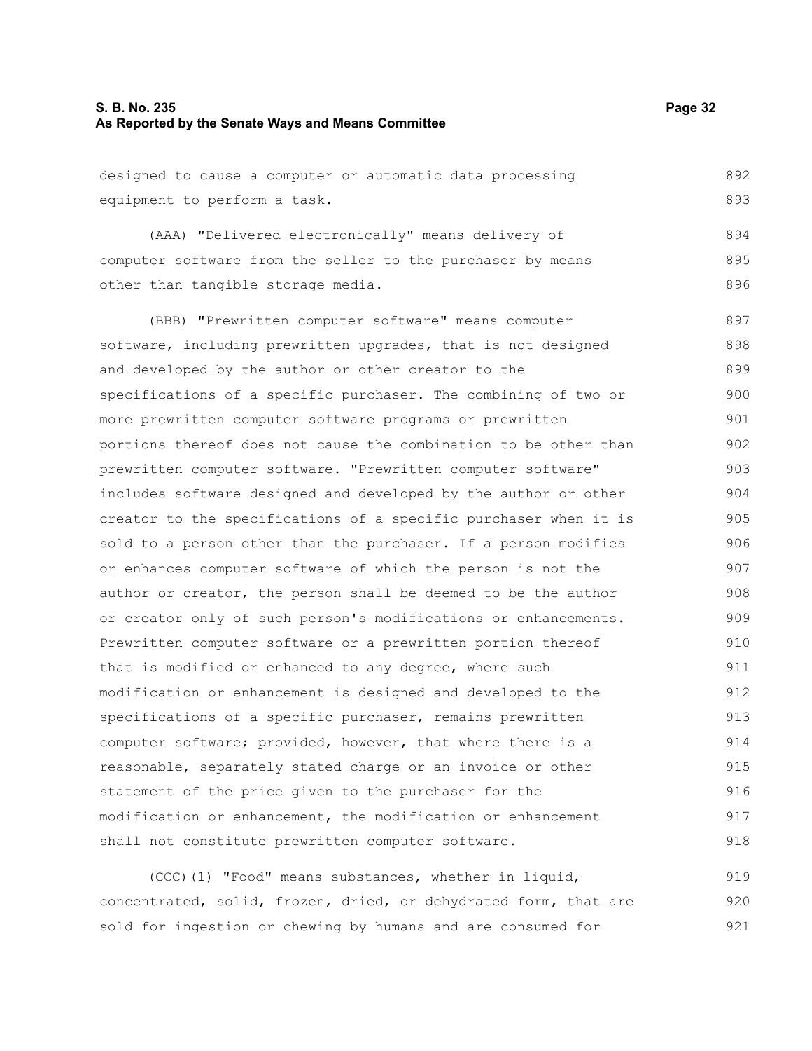designed to cause a computer or automatic data processing equipment to perform a task.

(AAA) "Delivered electronically" means delivery of computer software from the seller to the purchaser by means other than tangible storage media.

(BBB) "Prewritten computer software" means computer software, including prewritten upgrades, that is not designed and developed by the author or other creator to the specifications of a specific purchaser. The combining of two or more prewritten computer software programs or prewritten portions thereof does not cause the combination to be other than prewritten computer software. "Prewritten computer software" includes software designed and developed by the author or other creator to the specifications of a specific purchaser when it is sold to a person other than the purchaser. If a person modifies or enhances computer software of which the person is not the author or creator, the person shall be deemed to be the author or creator only of such person's modifications or enhancements. Prewritten computer software or a prewritten portion thereof that is modified or enhanced to any degree, where such modification or enhancement is designed and developed to the specifications of a specific purchaser, remains prewritten computer software; provided, however, that where there is a reasonable, separately stated charge or an invoice or other statement of the price given to the purchaser for the modification or enhancement, the modification or enhancement shall not constitute prewritten computer software.

(CCC)(1) "Food" means substances, whether in liquid, concentrated, solid, frozen, dried, or dehydrated form, that are sold for ingestion or chewing by humans and are consumed for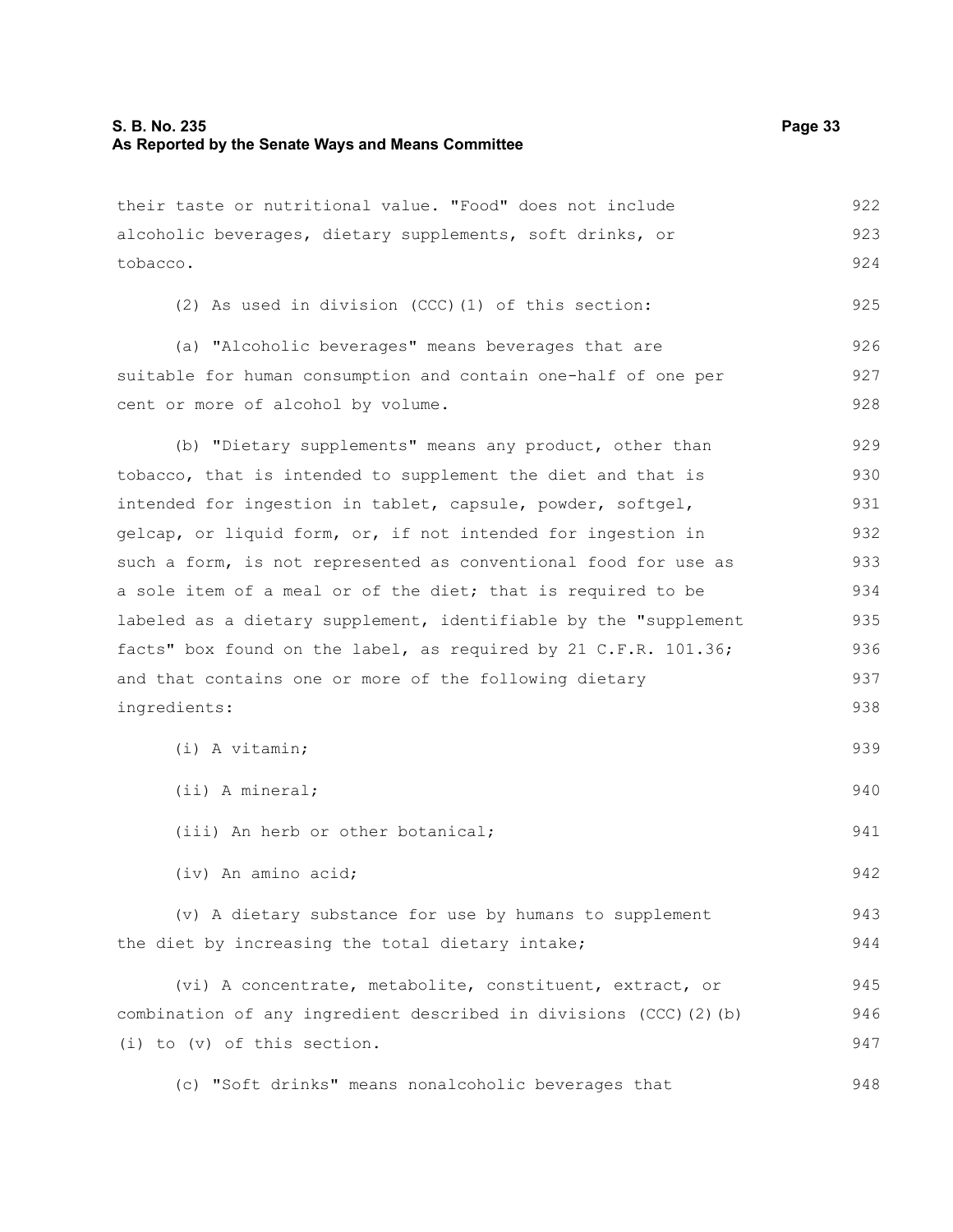their taste or nutritional value. "Food" does not include alcoholic beverages, dietary supplements, soft drinks, or tobacco.

(2) As used in division (CCC)(1) of this section:

(a) "Alcoholic beverages" means beverages that are suitable for human consumption and contain one-half of one per cent or more of alcohol by volume.

(b) "Dietary supplements" means any product, other than tobacco, that is intended to supplement the diet and that is intended for ingestion in tablet, capsule, powder, softgel, gelcap, or liquid form, or, if not intended for ingestion in such a form, is not represented as conventional food for use as a sole item of a meal or of the diet; that is required to be labeled as a dietary supplement, identifiable by the "supplement facts" box found on the label, as required by 21 C.F.R. 101.36; and that contains one or more of the following dietary ingredients:

(i) A vitamin;

(ii) A mineral;

(iii) An herb or other botanical;

(iv) An amino acid;

(v) A dietary substance for use by humans to supplement the diet by increasing the total dietary intake;

(vi) A concentrate, metabolite, constituent, extract, or combination of any ingredient described in divisions (CCC)(2)(b)(i) to (v) of this section.

(c) "Soft drinks" means nonalcoholic beverages that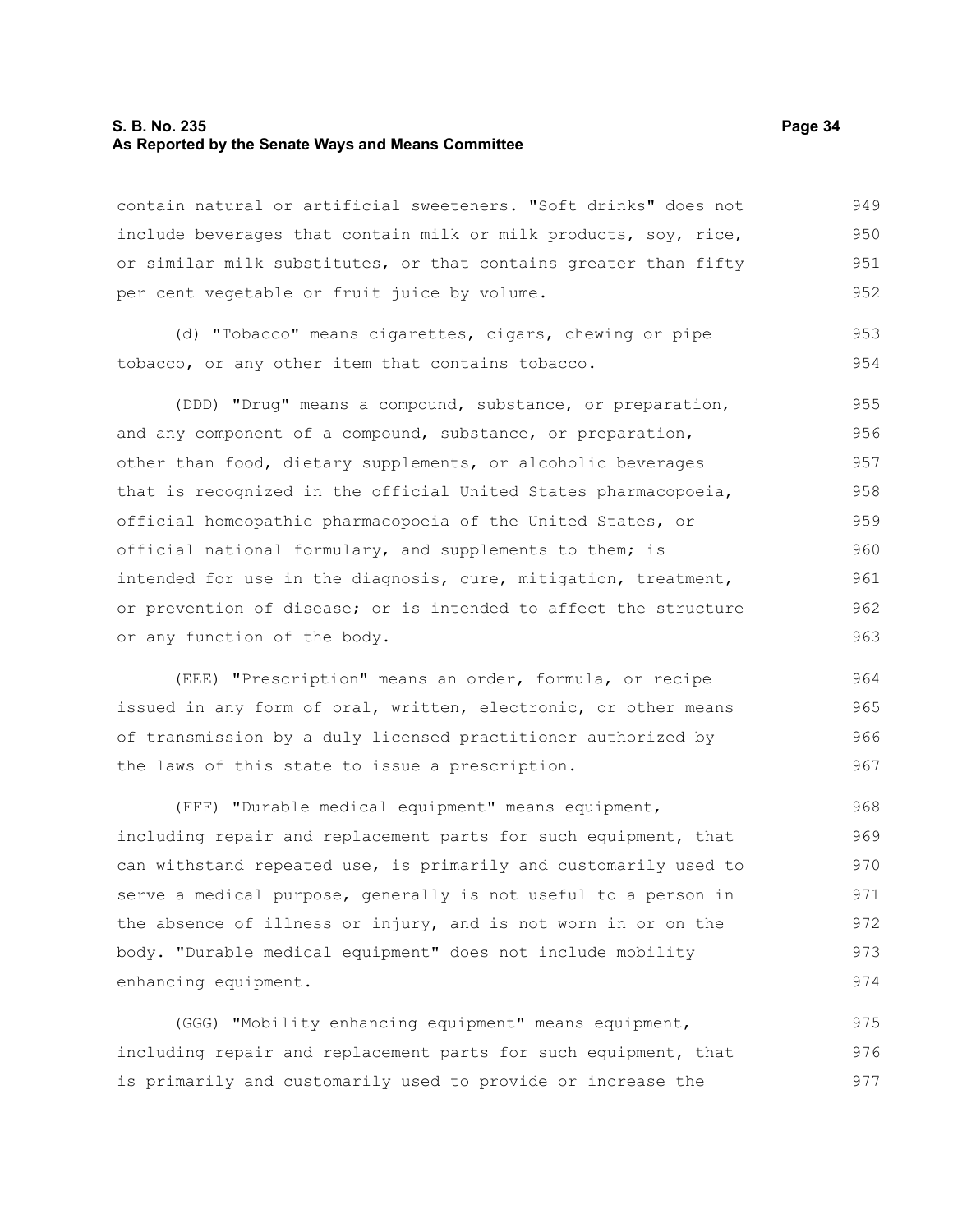contain natural or artificial sweeteners. "Soft drinks" does not include beverages that contain milk or milk products, soy, rice, or similar milk substitutes, or that contains greater than fifty per cent vegetable or fruit juice by volume.

(d) "Tobacco" means cigarettes, cigars, chewing or pipe tobacco, or any other item that contains tobacco.

(DDD) "Drug" means a compound, substance, or preparation, and any component of a compound, substance, or preparation, other than food, dietary supplements, or alcoholic beverages that is recognized in the official United States pharmacopoeia, official homeopathic pharmacopoeia of the United States, or official national formulary, and supplements to them; is intended for use in the diagnosis, cure, mitigation, treatment, or prevention of disease; or is intended to affect the structure or any function of the body.

(EEE) "Prescription" means an order, formula, or recipe issued in any form of oral, written, electronic, or other means of transmission by a duly licensed practitioner authorized by the laws of this state to issue a prescription.

(FFF) "Durable medical equipment" means equipment, including repair and replacement parts for such equipment, that can withstand repeated use, is primarily and customarily used to serve a medical purpose, generally is not useful to a person in the absence of illness or injury, and is not worn in or on the body. "Durable medical equipment" does not include mobility enhancing equipment.

(GGG) "Mobility enhancing equipment" means equipment, including repair and replacement parts for such equipment, that is primarily and customarily used to provide or increase the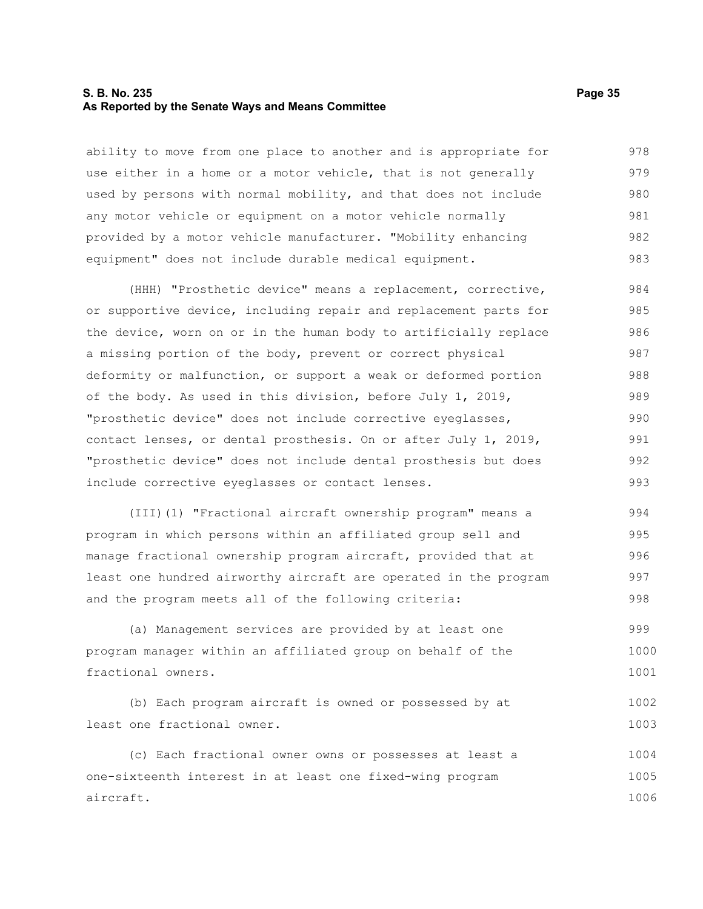ability to move from one place to another and is appropriate for use either in a home or a motor vehicle, that is not generally used by persons with normal mobility, and that does not include any motor vehicle or equipment on a motor vehicle normally provided by a motor vehicle manufacturer. "Mobility enhancing equipment" does not include durable medical equipment.

(HHH) "Prosthetic device" means a replacement, corrective, or supportive device, including repair and replacement parts for the device, worn on or in the human body to artificially replace a missing portion of the body, prevent or correct physical deformity or malfunction, or support a weak or deformed portion of the body. As used in this division, before July 1, 2019, "prosthetic device" does not include corrective eyeglasses, contact lenses, or dental prosthesis. On or after July 1, 2019, "prosthetic device" does not include dental prosthesis but does include corrective eyeglasses or contact lenses.

(III)(1) "Fractional aircraft ownership program" means a program in which persons within an affiliated group sell and manage fractional ownership program aircraft, provided that at least one hundred airworthy aircraft are operated in the program and the program meets all of the following criteria:

(a) Management services are provided by at least one program manager within an affiliated group on behalf of the fractional owners.

(b) Each program aircraft is owned or possessed by at least one fractional owner.

(c) Each fractional owner owns or possesses at least a one-sixteenth interest in at least one fixed-wing program aircraft.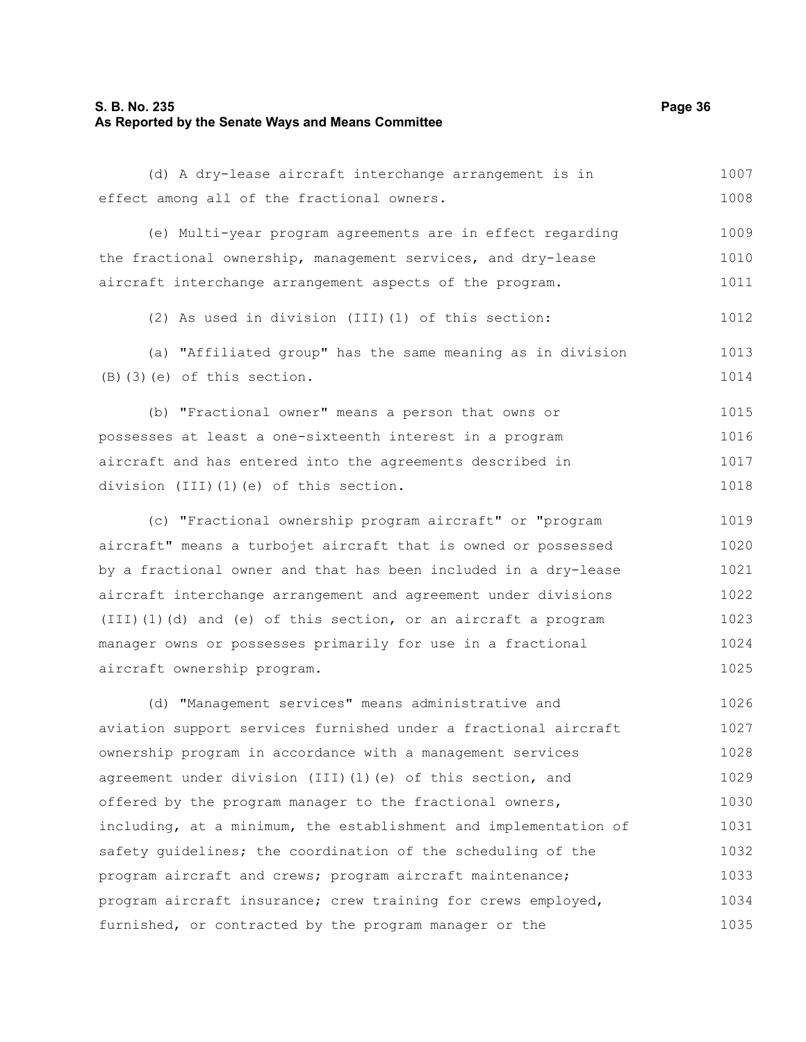(d) A dry-lease aircraft interchange arrangement is in effect among all of the fractional owners.

(e) Multi-year program agreements are in effect regarding the fractional ownership, management services, and dry-lease aircraft interchange arrangement aspects of the program.

(2) As used in division (III)(1) of this section:

(a) "Affiliated group" has the same meaning as in division (B)(3)(e) of this section.

(b) "Fractional owner" means a person that owns or possesses at least a one-sixteenth interest in a program aircraft and has entered into the agreements described in division (III)(1)(e) of this section.

(c) "Fractional ownership program aircraft" or "program aircraft" means a turbojet aircraft that is owned or possessed by a fractional owner and that has been included in a dry-lease aircraft interchange arrangement and agreement under divisions (III)(1)(d) and (e) of this section, or an aircraft a program manager owns or possesses primarily for use in a fractional aircraft ownership program.

(d) "Management services" means administrative and aviation support services furnished under a fractional aircraft ownership program in accordance with a management services agreement under division (III)(1)(e) of this section, and offered by the program manager to the fractional owners, including, at a minimum, the establishment and implementation of safety guidelines; the coordination of the scheduling of the program aircraft and crews; program aircraft maintenance; program aircraft insurance; crew training for crews employed, furnished, or contracted by the program manager or the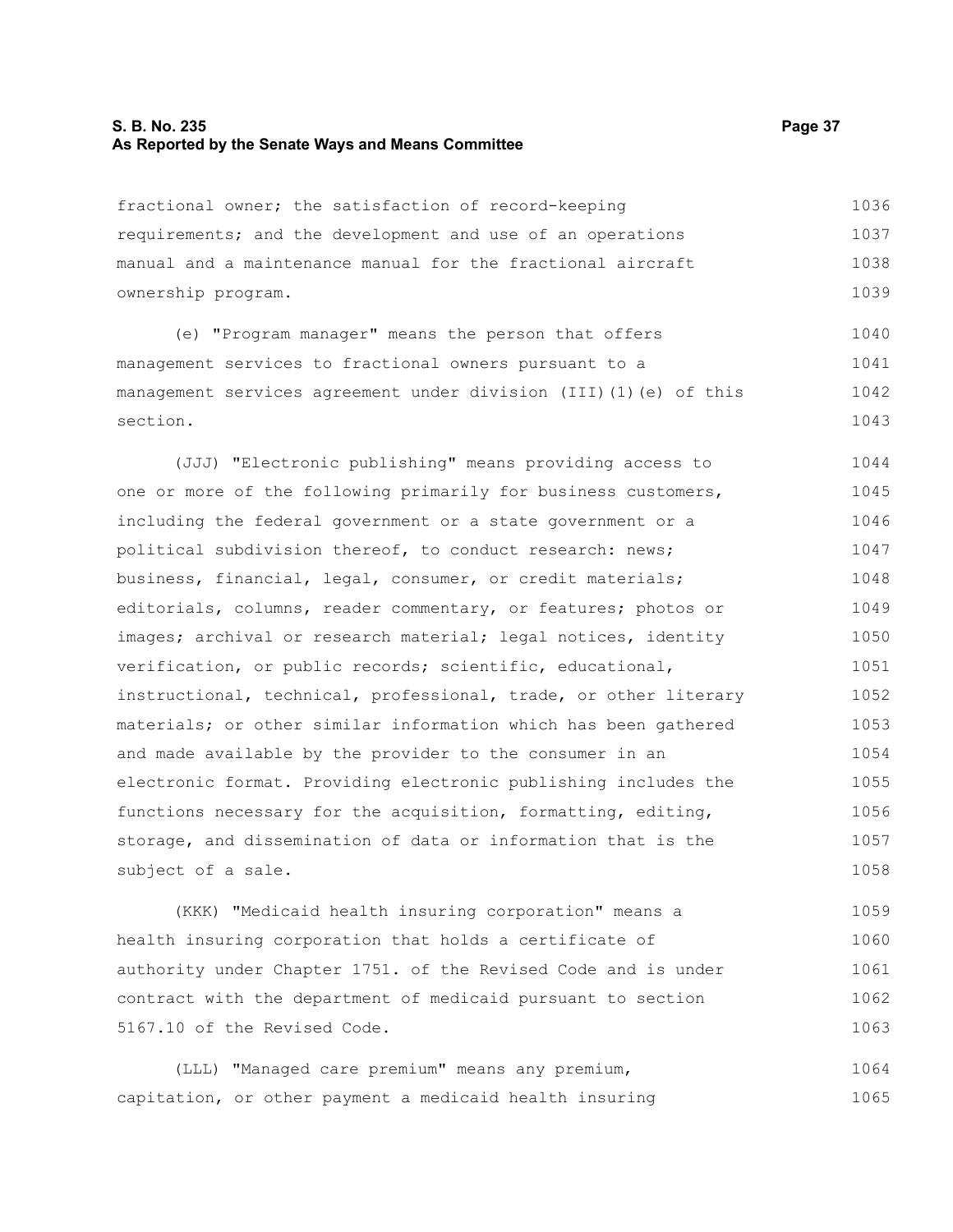fractional owner; the satisfaction of record-keeping requirements; and the development and use of an operations manual and a maintenance manual for the fractional aircraft ownership program.

(e) "Program manager" means the person that offers management services to fractional owners pursuant to a management services agreement under division (III)(1)(e) of this section.

(JJJ) "Electronic publishing" means providing access to one or more of the following primarily for business customers, including the federal government or a state government or a political subdivision thereof, to conduct research: news; business, financial, legal, consumer, or credit materials; editorials, columns, reader commentary, or features; photos or images; archival or research material; legal notices, identity verification, or public records; scientific, educational, instructional, technical, professional, trade, or other literary materials; or other similar information which has been gathered and made available by the provider to the consumer in an electronic format. Providing electronic publishing includes the functions necessary for the acquisition, formatting, editing, storage, and dissemination of data or information that is the subject of a sale.

(KKK) "Medicaid health insuring corporation" means a health insuring corporation that holds a certificate of authority under Chapter 1751. of the Revised Code and is under contract with the department of medicaid pursuant to section 5167.10 of the Revised Code.

(LLL) "Managed care premium" means any premium, capitation, or other payment a medicaid health insuring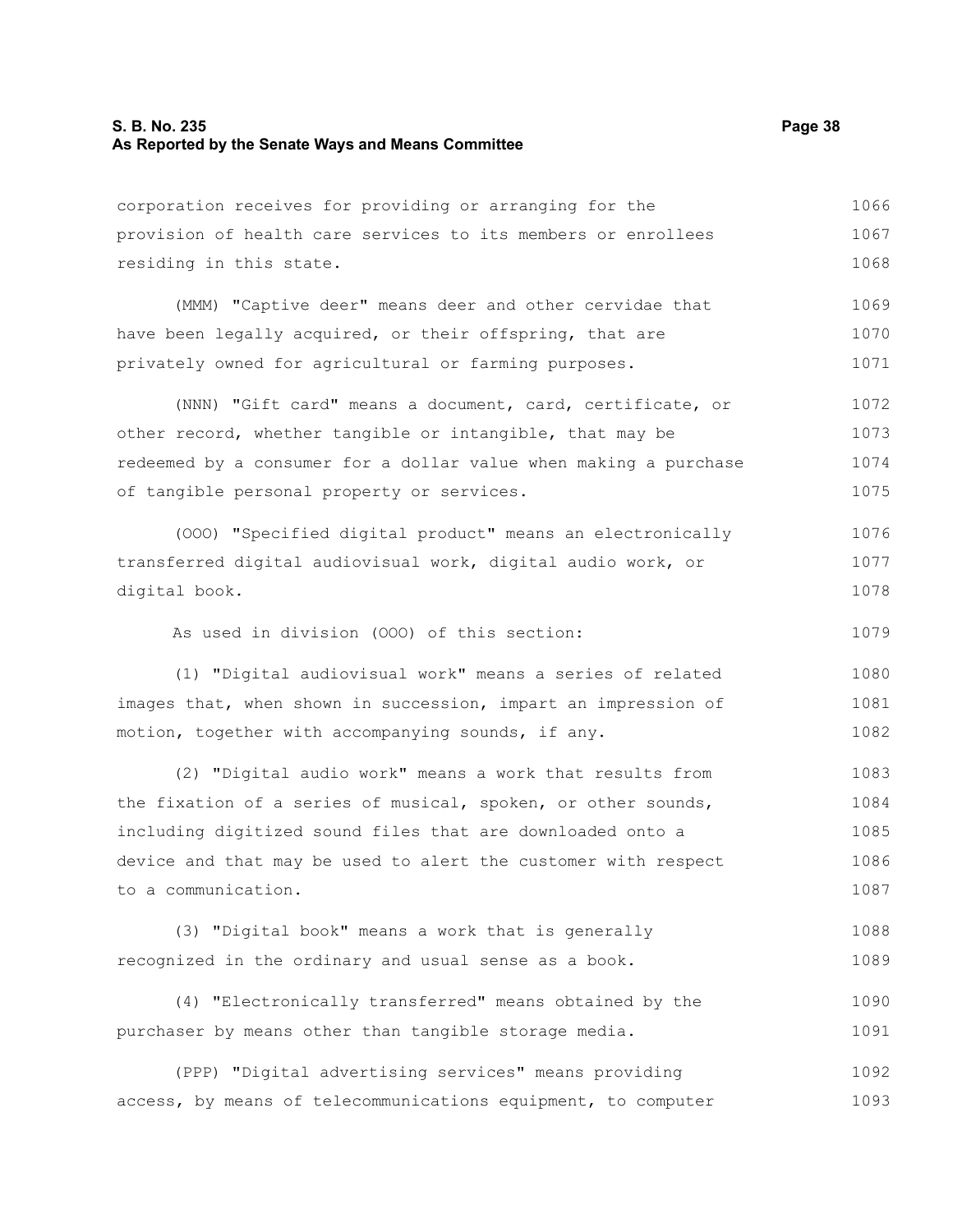corporation receives for providing or arranging for the provision of health care services to its members or enrollees residing in this state.

(MMM) "Captive deer" means deer and other cervidae that have been legally acquired, or their offspring, that are privately owned for agricultural or farming purposes.

(NNN) "Gift card" means a document, card, certificate, or other record, whether tangible or intangible, that may be redeemed by a consumer for a dollar value when making a purchase of tangible personal property or services.

(OOO) "Specified digital product" means an electronically transferred digital audiovisual work, digital audio work, or digital book.

As used in division (OOO) of this section:

(1) "Digital audiovisual work" means a series of related images that, when shown in succession, impart an impression of motion, together with accompanying sounds, if any.

(2) "Digital audio work" means a work that results from the fixation of a series of musical, spoken, or other sounds, including digitized sound files that are downloaded onto a device and that may be used to alert the customer with respect to a communication.

(3) "Digital book" means a work that is generally recognized in the ordinary and usual sense as a book.

(4) "Electronically transferred" means obtained by the purchaser by means other than tangible storage media.

(PPP) "Digital advertising services" means providing access, by means of telecommunications equipment, to computer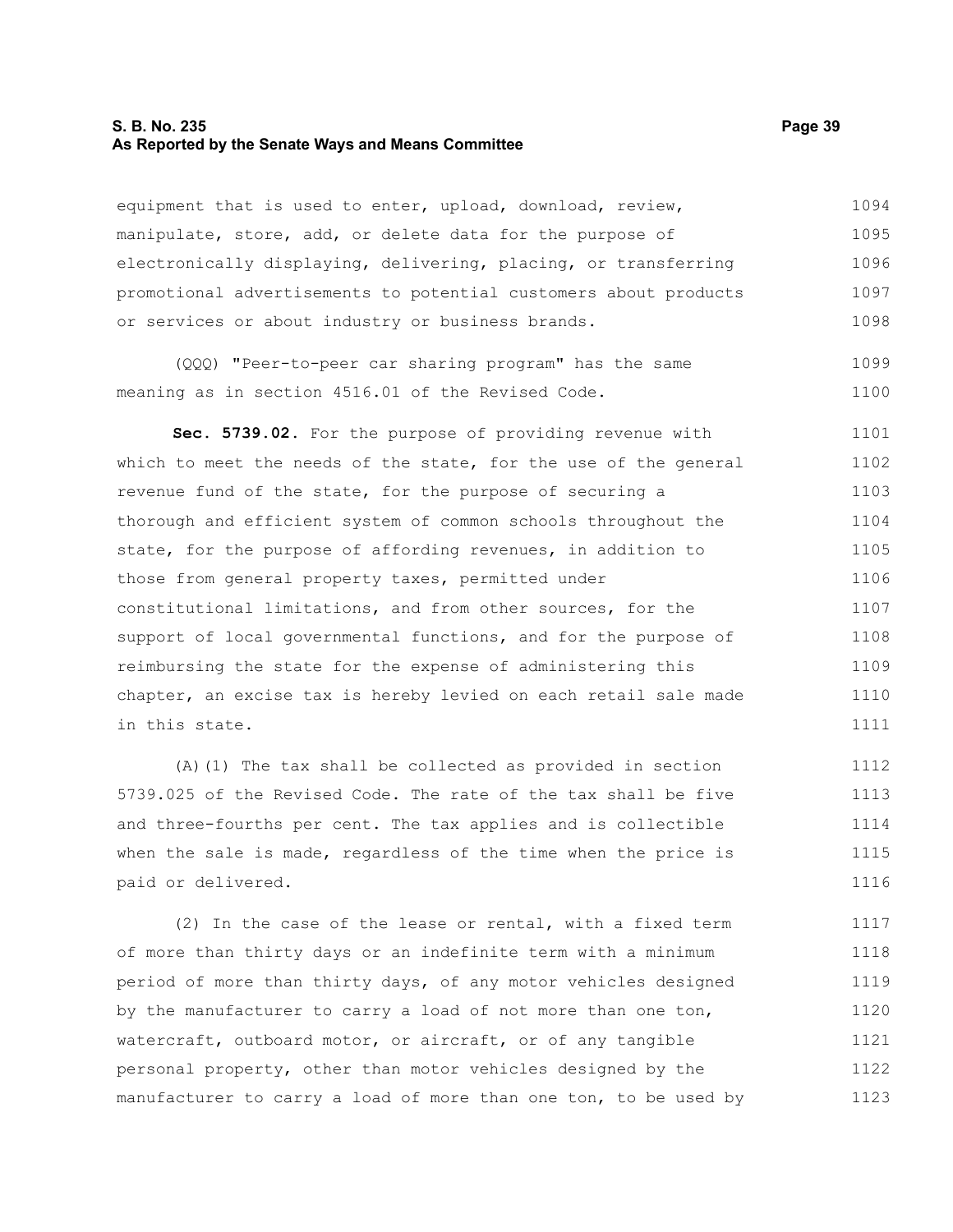equipment that is used to enter, upload, download, review, manipulate, store, add, or delete data for the purpose of electronically displaying, delivering, placing, or transferring promotional advertisements to potential customers about products or services or about industry or business brands.

(QQQ) "Peer-to-peer car sharing program" has the same meaning as in section 4516.01 of the Revised Code.

**Sec. 5739.02.** For the purpose of providing revenue with which to meet the needs of the state, for the use of the general revenue fund of the state, for the purpose of securing a thorough and efficient system of common schools throughout the state, for the purpose of affording revenues, in addition to those from general property taxes, permitted under constitutional limitations, and from other sources, for the support of local governmental functions, and for the purpose of reimbursing the state for the expense of administering this chapter, an excise tax is hereby levied on each retail sale made in this state.

(A)(1) The tax shall be collected as provided in section 5739.025 of the Revised Code. The rate of the tax shall be five and three-fourths per cent. The tax applies and is collectible when the sale is made, regardless of the time when the price is paid or delivered.

(2) In the case of the lease or rental, with a fixed term of more than thirty days or an indefinite term with a minimum period of more than thirty days, of any motor vehicles designed by the manufacturer to carry a load of not more than one ton, watercraft, outboard motor, or aircraft, or of any tangible personal property, other than motor vehicles designed by the manufacturer to carry a load of more than one ton, to be used by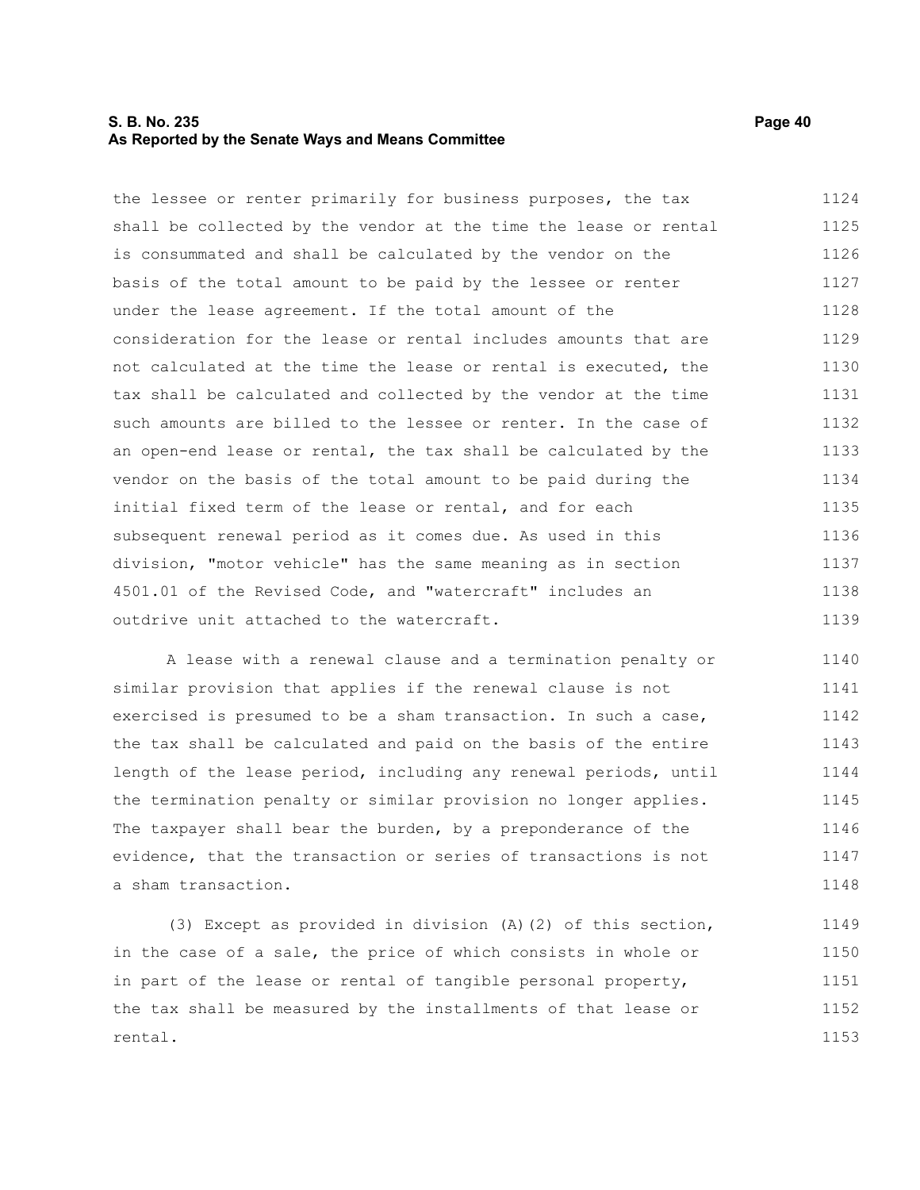the lessee or renter primarily for business purposes, the tax shall be collected by the vendor at the time the lease or rental is consummated and shall be calculated by the vendor on the basis of the total amount to be paid by the lessee or renter under the lease agreement. If the total amount of the consideration for the lease or rental includes amounts that are not calculated at the time the lease or rental is executed, the tax shall be calculated and collected by the vendor at the time such amounts are billed to the lessee or renter. In the case of an open-end lease or rental, the tax shall be calculated by the vendor on the basis of the total amount to be paid during the initial fixed term of the lease or rental, and for each subsequent renewal period as it comes due. As used in this division, "motor vehicle" has the same meaning as in section 4501.01 of the Revised Code, and "watercraft" includes an outdrive unit attached to the watercraft.

A lease with a renewal clause and a termination penalty or similar provision that applies if the renewal clause is not exercised is presumed to be a sham transaction. In such a case, the tax shall be calculated and paid on the basis of the entire length of the lease period, including any renewal periods, until the termination penalty or similar provision no longer applies. The taxpayer shall bear the burden, by a preponderance of the evidence, that the transaction or series of transactions is not a sham transaction.

(3) Except as provided in division (A)(2) of this section, in the case of a sale, the price of which consists in whole or in part of the lease or rental of tangible personal property, the tax shall be measured by the installments of that lease or rental.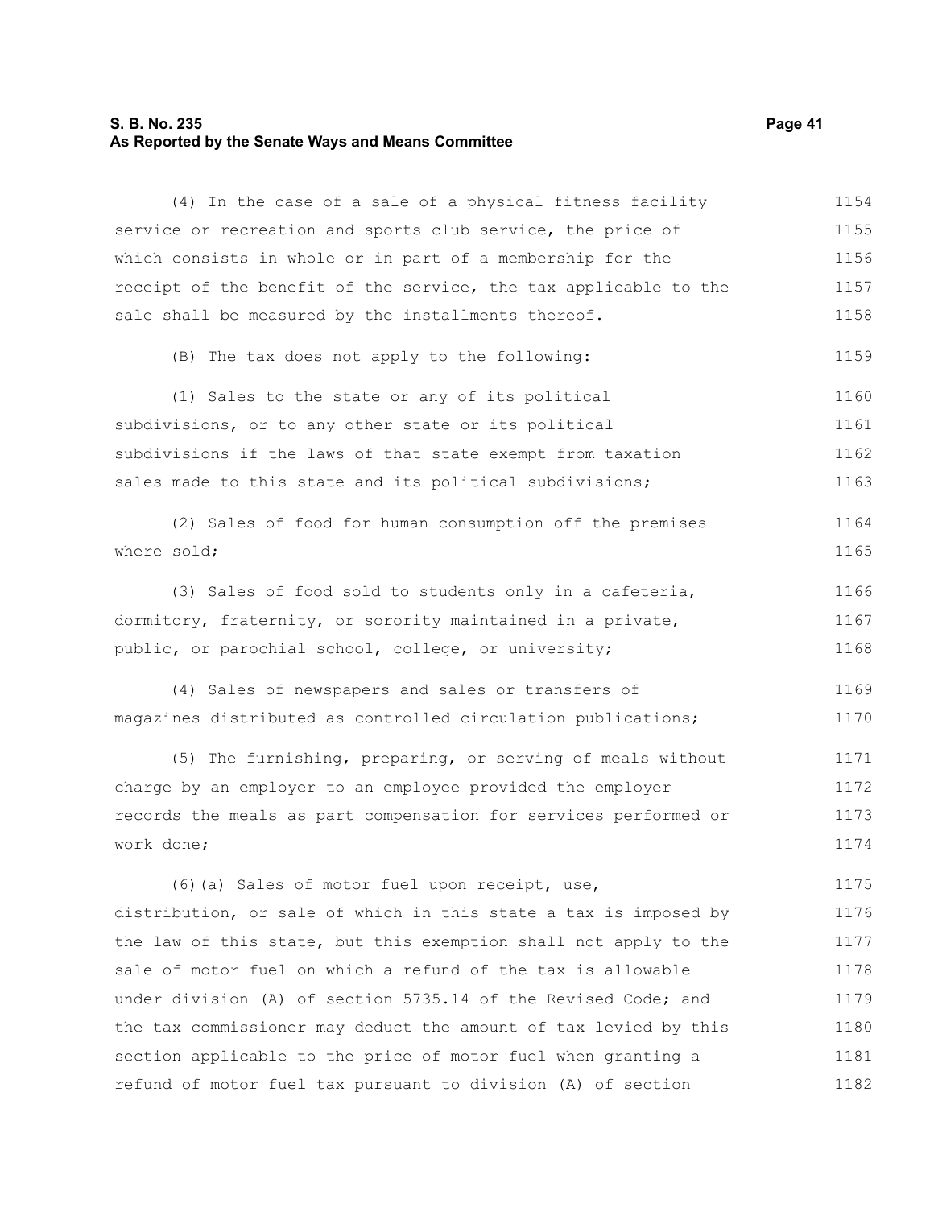(4) In the case of a sale of a physical fitness facility service or recreation and sports club service, the price of which consists in whole or in part of a membership for the receipt of the benefit of the service, the tax applicable to the sale shall be measured by the installments thereof.

(B) The tax does not apply to the following:

(1) Sales to the state or any of its political subdivisions, or to any other state or its political subdivisions if the laws of that state exempt from taxation sales made to this state and its political subdivisions;

(2) Sales of food for human consumption off the premises where sold;

(3) Sales of food sold to students only in a cafeteria, dormitory, fraternity, or sorority maintained in a private, public, or parochial school, college, or university;

(4) Sales of newspapers and sales or transfers of magazines distributed as controlled circulation publications;

(5) The furnishing, preparing, or serving of meals without charge by an employer to an employee provided the employer records the meals as part compensation for services performed or work done;

(6)(a) Sales of motor fuel upon receipt, use, distribution, or sale of which in this state a tax is imposed by the law of this state, but this exemption shall not apply to the sale of motor fuel on which a refund of the tax is allowable under division (A) of section 5735.14 of the Revised Code; and the tax commissioner may deduct the amount of tax levied by this section applicable to the price of motor fuel when granting a refund of motor fuel tax pursuant to division (A) of section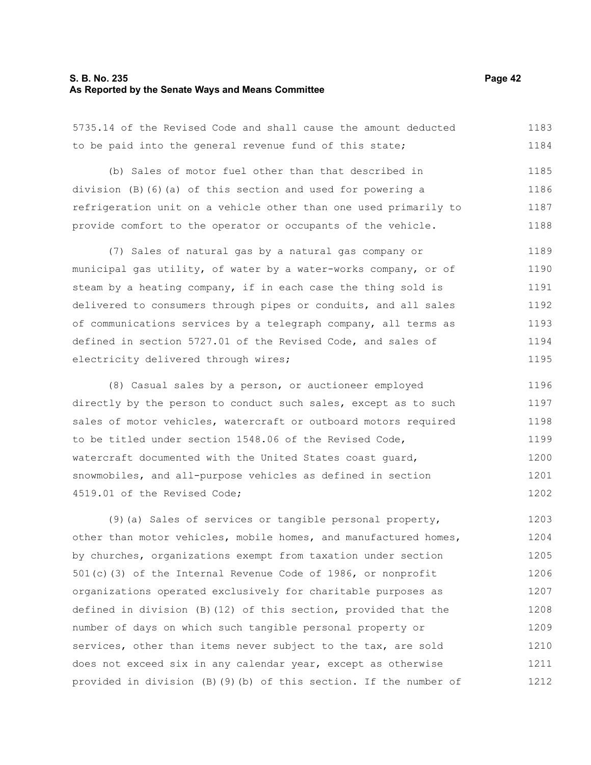5735.14 of the Revised Code and shall cause the amount deducted to be paid into the general revenue fund of this state;

(b) Sales of motor fuel other than that described in division (B)(6)(a) of this section and used for powering a refrigeration unit on a vehicle other than one used primarily to provide comfort to the operator or occupants of the vehicle.

(7) Sales of natural gas by a natural gas company or municipal gas utility, of water by a water-works company, or of steam by a heating company, if in each case the thing sold is delivered to consumers through pipes or conduits, and all sales of communications services by a telegraph company, all terms as defined in section 5727.01 of the Revised Code, and sales of electricity delivered through wires;

(8) Casual sales by a person, or auctioneer employed directly by the person to conduct such sales, except as to such sales of motor vehicles, watercraft or outboard motors required to be titled under section 1548.06 of the Revised Code, watercraft documented with the United States coast guard, snowmobiles, and all-purpose vehicles as defined in section 4519.01 of the Revised Code;

(9)(a) Sales of services or tangible personal property, other than motor vehicles, mobile homes, and manufactured homes, by churches, organizations exempt from taxation under section 501(c)(3) of the Internal Revenue Code of 1986, or nonprofit organizations operated exclusively for charitable purposes as defined in division (B)(12) of this section, provided that the number of days on which such tangible personal property or services, other than items never subject to the tax, are sold does not exceed six in any calendar year, except as otherwise provided in division (B)(9)(b) of this section. If the number of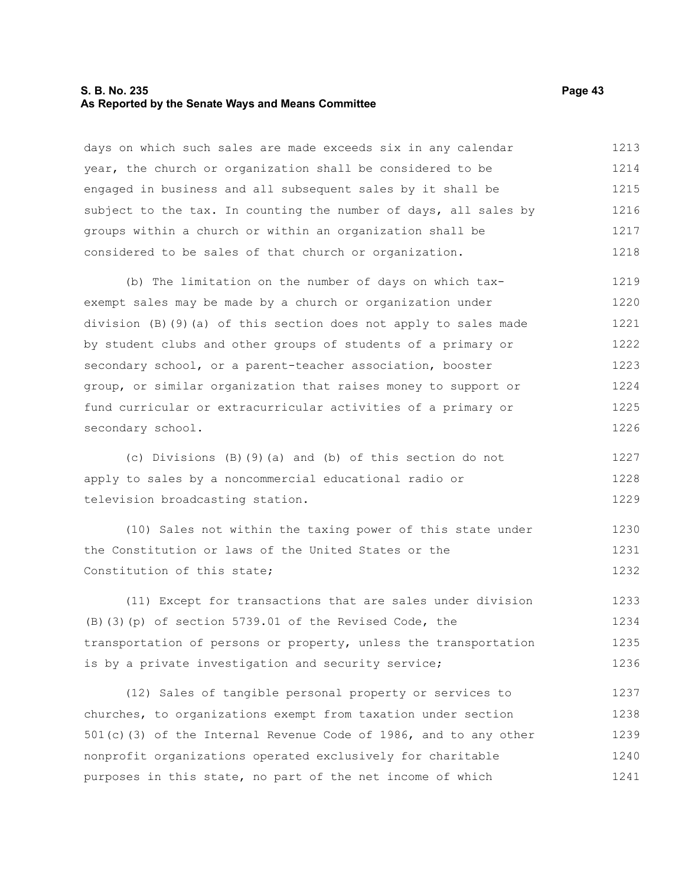days on which such sales are made exceeds six in any calendar year, the church or organization shall be considered to be engaged in business and all subsequent sales by it shall be subject to the tax. In counting the number of days, all sales by groups within a church or within an organization shall be considered to be sales of that church or organization.

(b) The limitation on the number of days on which tax-exempt sales may be made by a church or organization under division (B)(9)(a) of this section does not apply to sales made by student clubs and other groups of students of a primary or secondary school, or a parent-teacher association, booster group, or similar organization that raises money to support or fund curricular or extracurricular activities of a primary or secondary school.

(c) Divisions (B)(9)(a) and (b) of this section do not apply to sales by a noncommercial educational radio or television broadcasting station.

(10) Sales not within the taxing power of this state under the Constitution or laws of the United States or the Constitution of this state;

(11) Except for transactions that are sales under division (B)(3)(p) of section 5739.01 of the Revised Code, the transportation of persons or property, unless the transportation is by a private investigation and security service;

(12) Sales of tangible personal property or services to churches, to organizations exempt from taxation under section 501(c)(3) of the Internal Revenue Code of 1986, and to any other nonprofit organizations operated exclusively for charitable purposes in this state, no part of the net income of which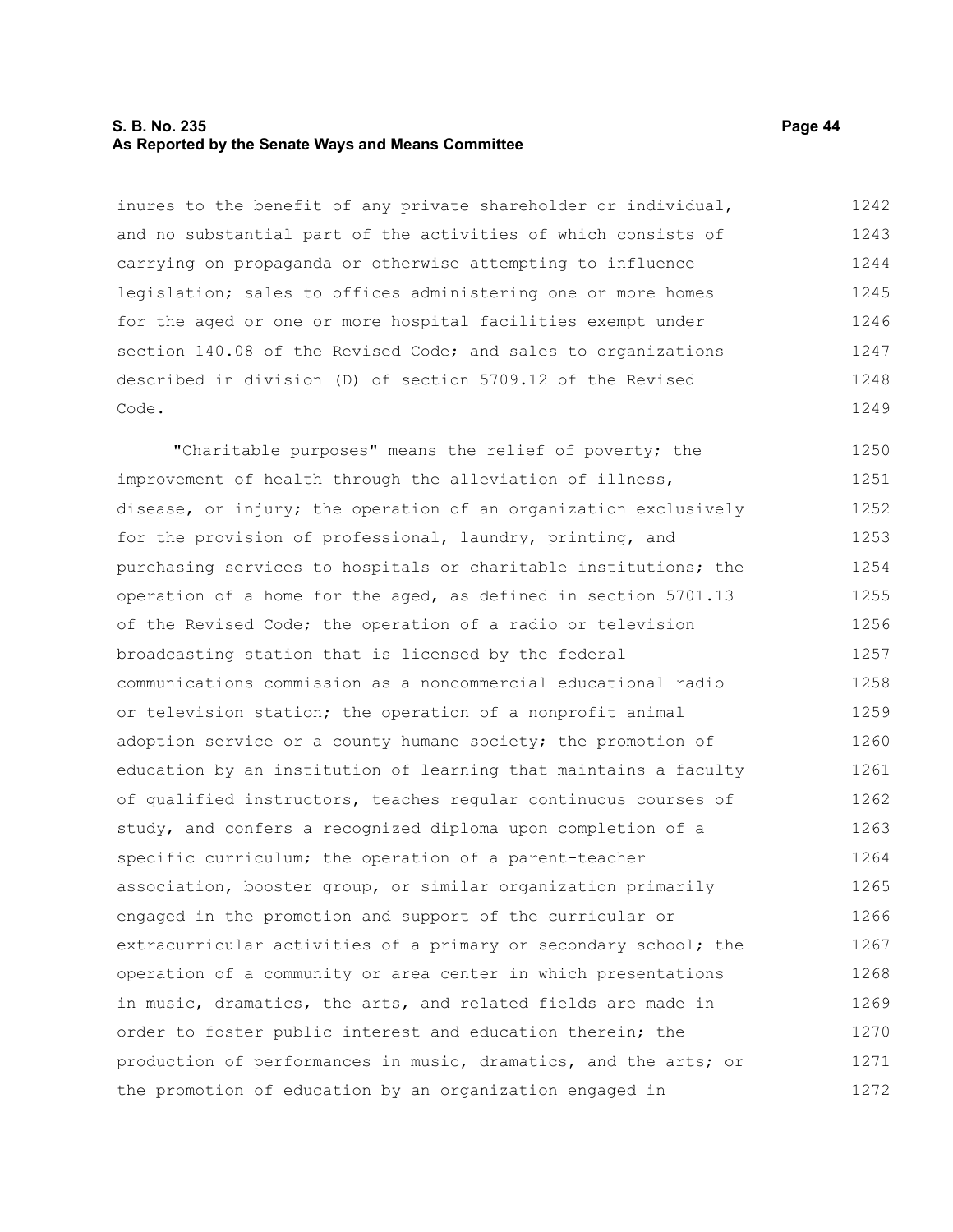inures to the benefit of any private shareholder or individual, and no substantial part of the activities of which consists of carrying on propaganda or otherwise attempting to influence legislation; sales to offices administering one or more homes for the aged or one or more hospital facilities exempt under section 140.08 of the Revised Code; and sales to organizations described in division (D) of section 5709.12 of the Revised Code.

"Charitable purposes" means the relief of poverty; the improvement of health through the alleviation of illness, disease, or injury; the operation of an organization exclusively for the provision of professional, laundry, printing, and purchasing services to hospitals or charitable institutions; the operation of a home for the aged, as defined in section 5701.13 of the Revised Code; the operation of a radio or television broadcasting station that is licensed by the federal communications commission as a noncommercial educational radio or television station; the operation of a nonprofit animal adoption service or a county humane society; the promotion of education by an institution of learning that maintains a faculty of qualified instructors, teaches regular continuous courses of study, and confers a recognized diploma upon completion of a specific curriculum; the operation of a parent-teacher association, booster group, or similar organization primarily engaged in the promotion and support of the curricular or extracurricular activities of a primary or secondary school; the operation of a community or area center in which presentations in music, dramatics, the arts, and related fields are made in order to foster public interest and education therein; the production of performances in music, dramatics, and the arts; or the promotion of education by an organization engaged in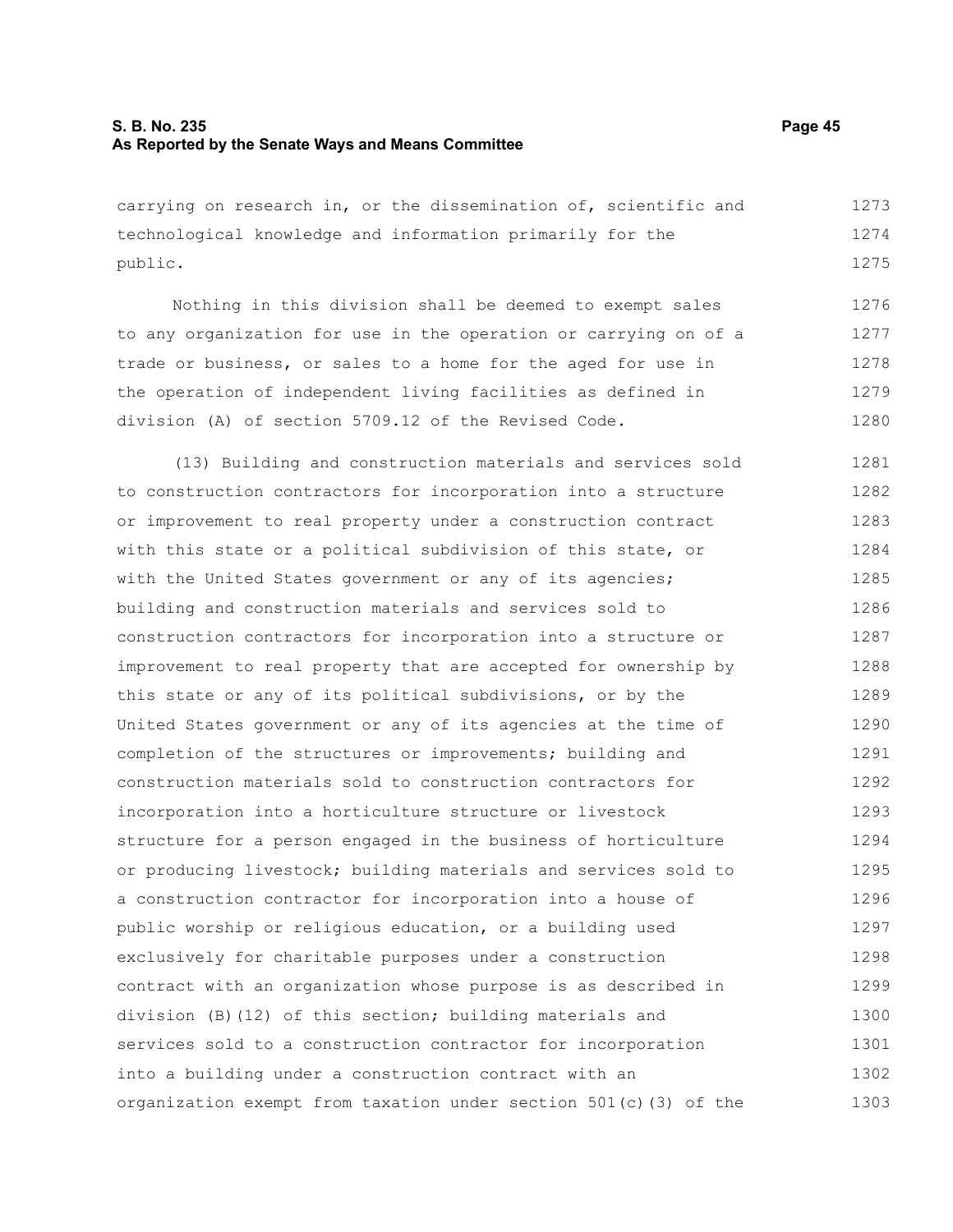carrying on research in, or the dissemination of, scientific and technological knowledge and information primarily for the public.

Nothing in this division shall be deemed to exempt sales to any organization for use in the operation or carrying on of a trade or business, or sales to a home for the aged for use in the operation of independent living facilities as defined in division (A) of section 5709.12 of the Revised Code.

(13) Building and construction materials and services sold to construction contractors for incorporation into a structure or improvement to real property under a construction contract with this state or a political subdivision of this state, or with the United States government or any of its agencies; building and construction materials and services sold to construction contractors for incorporation into a structure or improvement to real property that are accepted for ownership by this state or any of its political subdivisions, or by the United States government or any of its agencies at the time of completion of the structures or improvements; building and construction materials sold to construction contractors for incorporation into a horticulture structure or livestock structure for a person engaged in the business of horticulture or producing livestock; building materials and services sold to a construction contractor for incorporation into a house of public worship or religious education, or a building used exclusively for charitable purposes under a construction contract with an organization whose purpose is as described in division (B)(12) of this section; building materials and services sold to a construction contractor for incorporation into a building under a construction contract with an organization exempt from taxation under section 501(c)(3) of the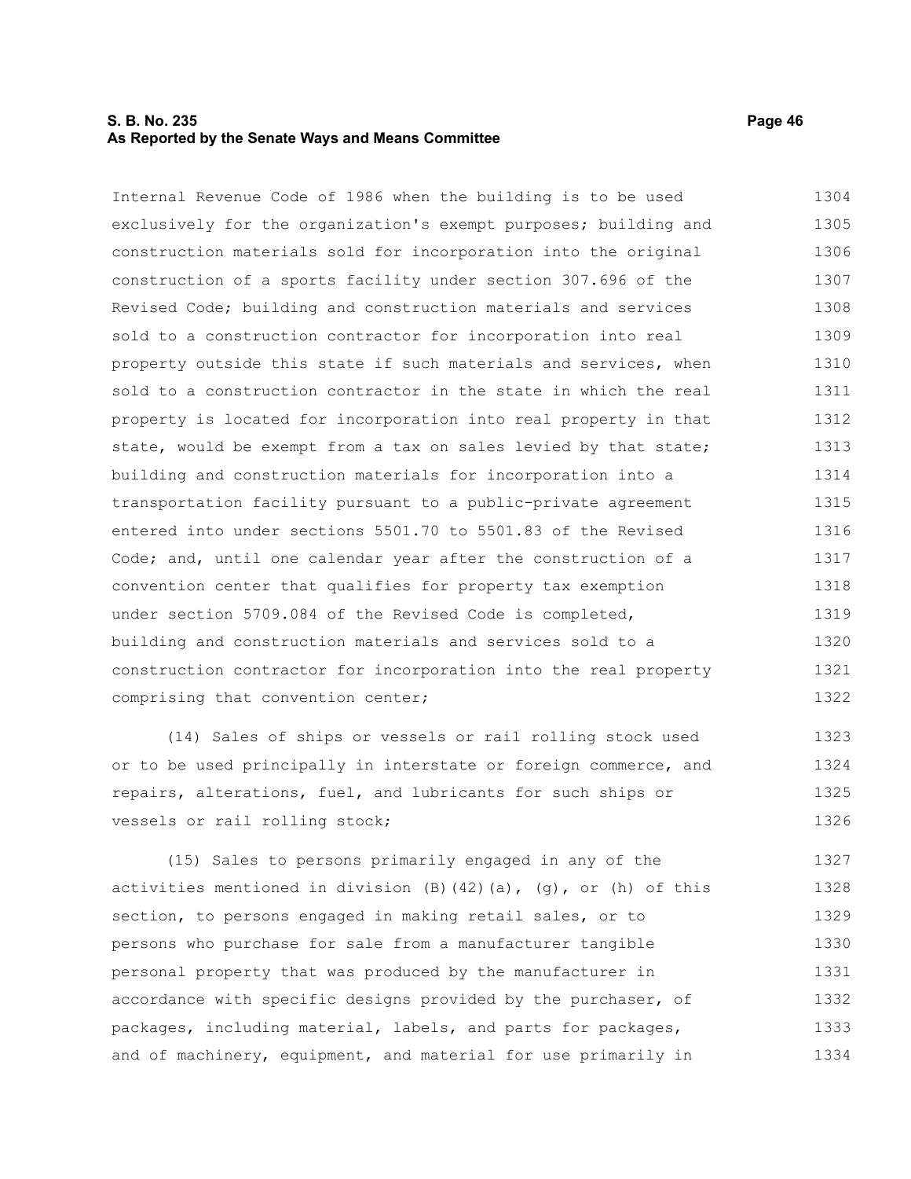Internal Revenue Code of 1986 when the building is to be used exclusively for the organization's exempt purposes; building and construction materials sold for incorporation into the original construction of a sports facility under section 307.696 of the Revised Code; building and construction materials and services sold to a construction contractor for incorporation into real property outside this state if such materials and services, when sold to a construction contractor in the state in which the real property is located for incorporation into real property in that state, would be exempt from a tax on sales levied by that state; building and construction materials for incorporation into a transportation facility pursuant to a public-private agreement entered into under sections 5501.70 to 5501.83 of the Revised Code; and, until one calendar year after the construction of a convention center that qualifies for property tax exemption under section 5709.084 of the Revised Code is completed, building and construction materials and services sold to a construction contractor for incorporation into the real property comprising that convention center;

(14) Sales of ships or vessels or rail rolling stock used or to be used principally in interstate or foreign commerce, and repairs, alterations, fuel, and lubricants for such ships or vessels or rail rolling stock;

(15) Sales to persons primarily engaged in any of the activities mentioned in division (B)(42)(a), (g), or (h) of this section, to persons engaged in making retail sales, or to persons who purchase for sale from a manufacturer tangible personal property that was produced by the manufacturer in accordance with specific designs provided by the purchaser, of packages, including material, labels, and parts for packages, and of machinery, equipment, and material for use primarily in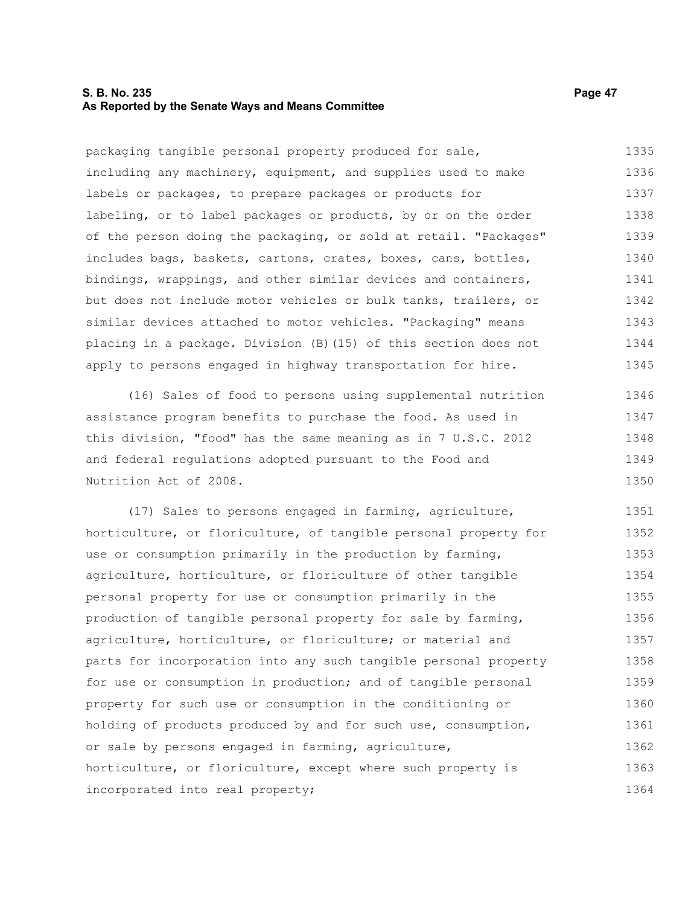packaging tangible personal property produced for sale, including any machinery, equipment, and supplies used to make labels or packages, to prepare packages or products for labeling, or to label packages or products, by or on the order of the person doing the packaging, or sold at retail. "Packages" includes bags, baskets, cartons, crates, boxes, cans, bottles, bindings, wrappings, and other similar devices and containers, but does not include motor vehicles or bulk tanks, trailers, or similar devices attached to motor vehicles. "Packaging" means placing in a package. Division (B)(15) of this section does not apply to persons engaged in highway transportation for hire.

(16) Sales of food to persons using supplemental nutrition assistance program benefits to purchase the food. As used in this division, "food" has the same meaning as in 7 U.S.C. 2012 and federal regulations adopted pursuant to the Food and Nutrition Act of 2008.

(17) Sales to persons engaged in farming, agriculture, horticulture, or floriculture, of tangible personal property for use or consumption primarily in the production by farming, agriculture, horticulture, or floriculture of other tangible personal property for use or consumption primarily in the production of tangible personal property for sale by farming, agriculture, horticulture, or floriculture; or material and parts for incorporation into any such tangible personal property for use or consumption in production; and of tangible personal property for such use or consumption in the conditioning or holding of products produced by and for such use, consumption, or sale by persons engaged in farming, agriculture, horticulture, or floriculture, except where such property is incorporated into real property;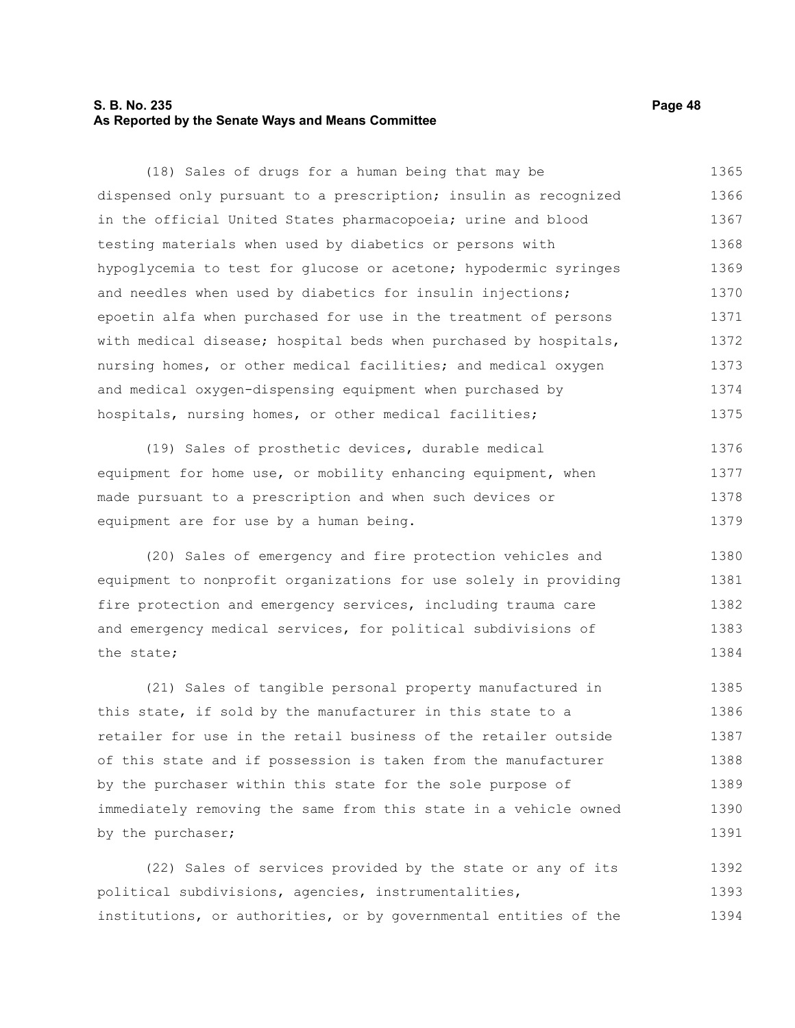(18) Sales of drugs for a human being that may be dispensed only pursuant to a prescription; insulin as recognized in the official United States pharmacopoeia; urine and blood testing materials when used by diabetics or persons with hypoglycemia to test for glucose or acetone; hypodermic syringes and needles when used by diabetics for insulin injections; epoetin alfa when purchased for use in the treatment of persons with medical disease; hospital beds when purchased by hospitals, nursing homes, or other medical facilities; and medical oxygen and medical oxygen-dispensing equipment when purchased by hospitals, nursing homes, or other medical facilities;

(19) Sales of prosthetic devices, durable medical equipment for home use, or mobility enhancing equipment, when made pursuant to a prescription and when such devices or equipment are for use by a human being.

(20) Sales of emergency and fire protection vehicles and equipment to nonprofit organizations for use solely in providing fire protection and emergency services, including trauma care and emergency medical services, for political subdivisions of the state;

(21) Sales of tangible personal property manufactured in this state, if sold by the manufacturer in this state to a retailer for use in the retail business of the retailer outside of this state and if possession is taken from the manufacturer by the purchaser within this state for the sole purpose of immediately removing the same from this state in a vehicle owned by the purchaser;

(22) Sales of services provided by the state or any of its political subdivisions, agencies, instrumentalities, institutions, or authorities, or by governmental entities of the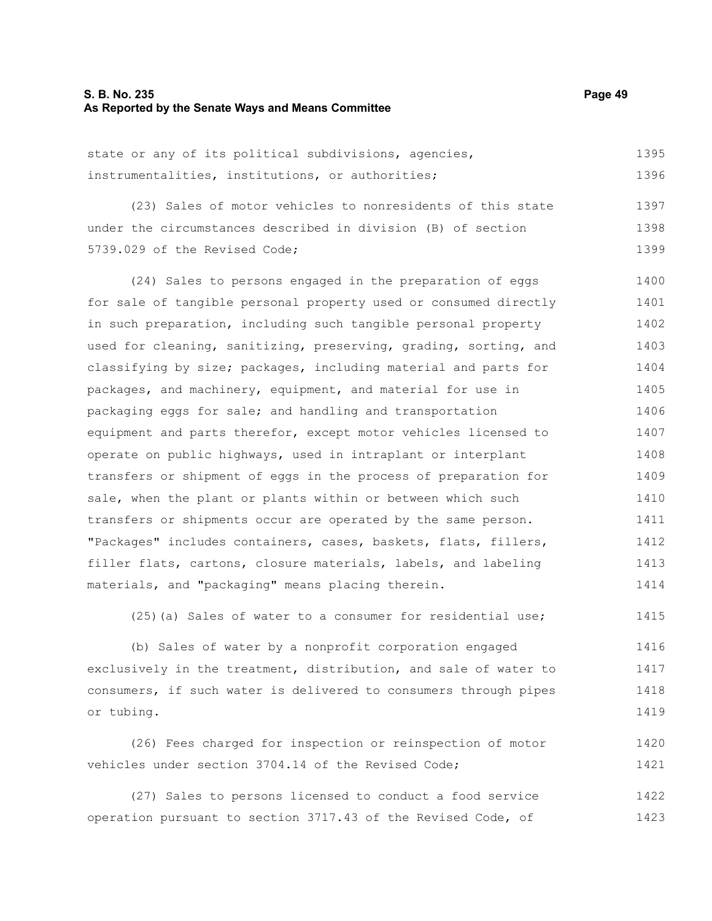state or any of its political subdivisions, agencies, instrumentalities, institutions, or authorities;

(23) Sales of motor vehicles to nonresidents of this state under the circumstances described in division (B) of section 5739.029 of the Revised Code;

(24) Sales to persons engaged in the preparation of eggs for sale of tangible personal property used or consumed directly in such preparation, including such tangible personal property used for cleaning, sanitizing, preserving, grading, sorting, and classifying by size; packages, including material and parts for packages, and machinery, equipment, and material for use in packaging eggs for sale; and handling and transportation equipment and parts therefor, except motor vehicles licensed to operate on public highways, used in intraplant or interplant transfers or shipment of eggs in the process of preparation for sale, when the plant or plants within or between which such transfers or shipments occur are operated by the same person. "Packages" includes containers, cases, baskets, flats, fillers, filler flats, cartons, closure materials, labels, and labeling materials, and "packaging" means placing therein.

(25)(a) Sales of water to a consumer for residential use;

(b) Sales of water by a nonprofit corporation engaged exclusively in the treatment, distribution, and sale of water to consumers, if such water is delivered to consumers through pipes or tubing.

(26) Fees charged for inspection or reinspection of motor vehicles under section 3704.14 of the Revised Code;

(27) Sales to persons licensed to conduct a food service operation pursuant to section 3717.43 of the Revised Code, of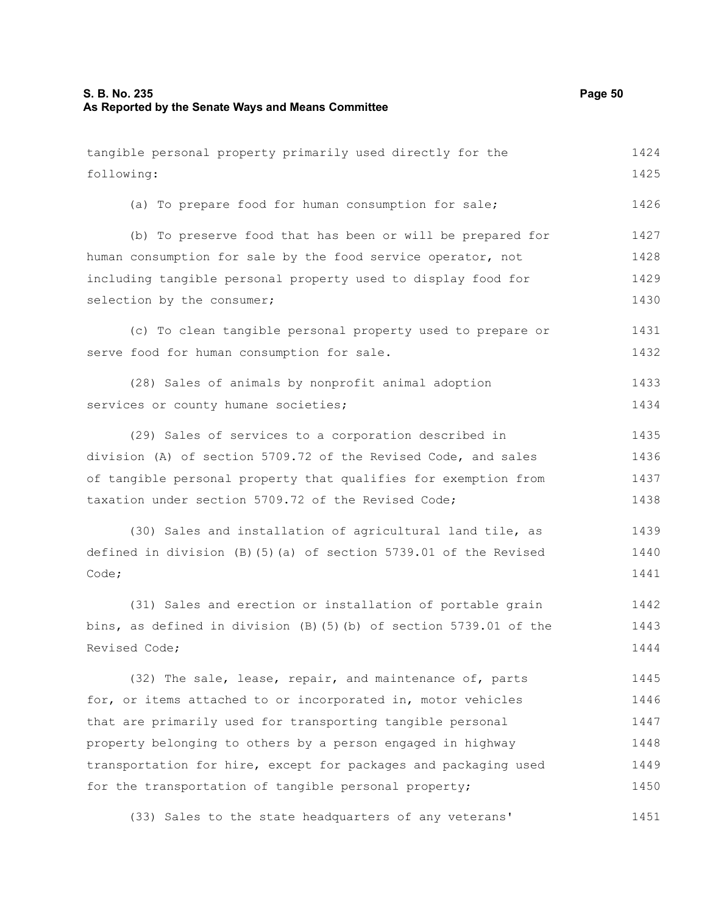tangible personal property primarily used directly for the following:

(a) To prepare food for human consumption for sale;

(b) To preserve food that has been or will be prepared for human consumption for sale by the food service operator, not including tangible personal property used to display food for selection by the consumer;

(c) To clean tangible personal property used to prepare or serve food for human consumption for sale.

(28) Sales of animals by nonprofit animal adoption services or county humane societies;

(29) Sales of services to a corporation described in division (A) of section 5709.72 of the Revised Code, and sales of tangible personal property that qualifies for exemption from taxation under section 5709.72 of the Revised Code;

(30) Sales and installation of agricultural land tile, as defined in division (B)(5)(a) of section 5739.01 of the Revised Code;

(31) Sales and erection or installation of portable grain bins, as defined in division (B)(5)(b) of section 5739.01 of the Revised Code;

(32) The sale, lease, repair, and maintenance of, parts for, or items attached to or incorporated in, motor vehicles that are primarily used for transporting tangible personal property belonging to others by a person engaged in highway transportation for hire, except for packages and packaging used for the transportation of tangible personal property;

(33) Sales to the state headquarters of any veterans'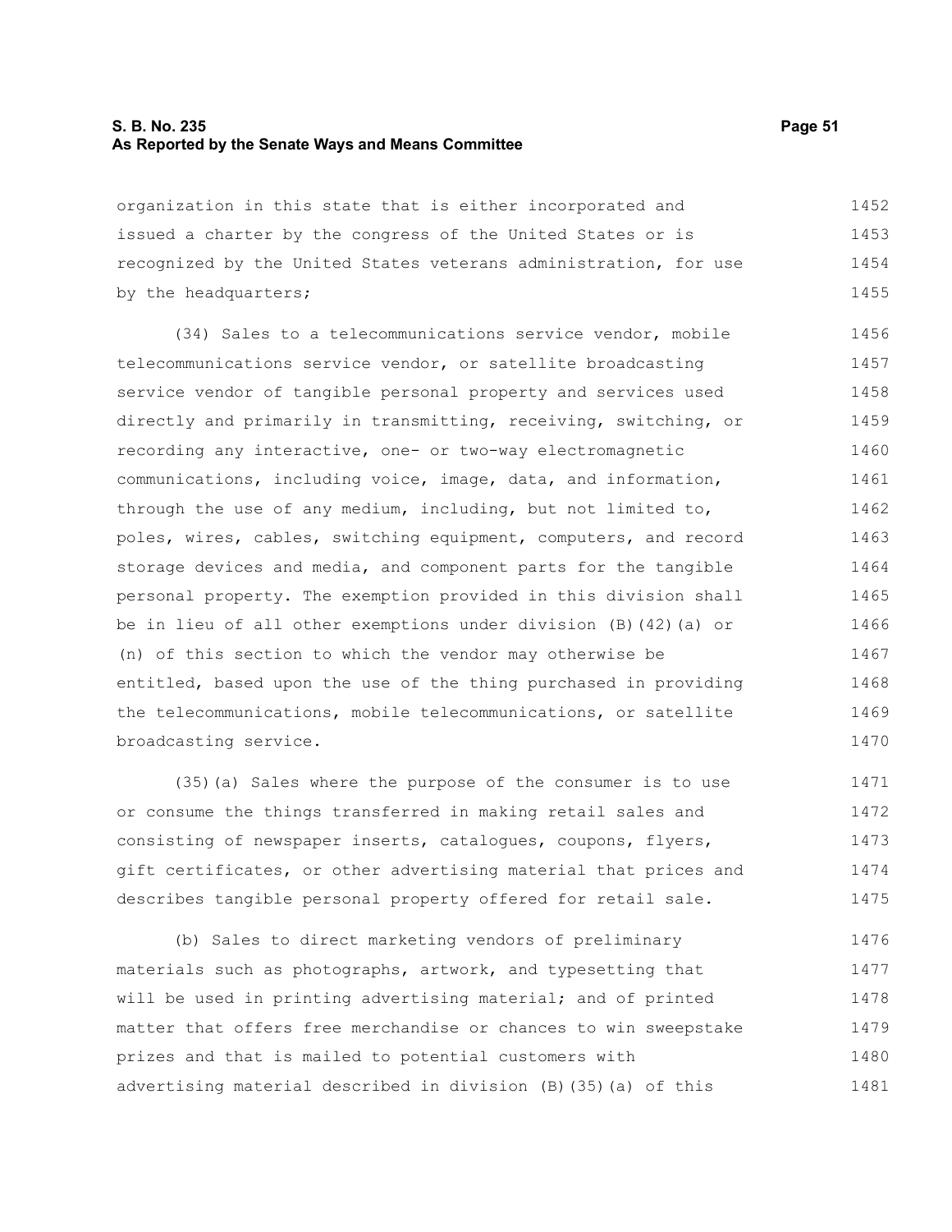organization in this state that is either incorporated and issued a charter by the congress of the United States or is recognized by the United States veterans administration, for use by the headquarters;

(34) Sales to a telecommunications service vendor, mobile telecommunications service vendor, or satellite broadcasting service vendor of tangible personal property and services used directly and primarily in transmitting, receiving, switching, or recording any interactive, one- or two-way electromagnetic communications, including voice, image, data, and information, through the use of any medium, including, but not limited to, poles, wires, cables, switching equipment, computers, and record storage devices and media, and component parts for the tangible personal property. The exemption provided in this division shall be in lieu of all other exemptions under division (B)(42)(a) or (n) of this section to which the vendor may otherwise be entitled, based upon the use of the thing purchased in providing the telecommunications, mobile telecommunications, or satellite broadcasting service.

(35)(a) Sales where the purpose of the consumer is to use or consume the things transferred in making retail sales and consisting of newspaper inserts, catalogues, coupons, flyers, gift certificates, or other advertising material that prices and describes tangible personal property offered for retail sale.

(b) Sales to direct marketing vendors of preliminary materials such as photographs, artwork, and typesetting that will be used in printing advertising material; and of printed matter that offers free merchandise or chances to win sweepstake prizes and that is mailed to potential customers with advertising material described in division (B)(35)(a) of this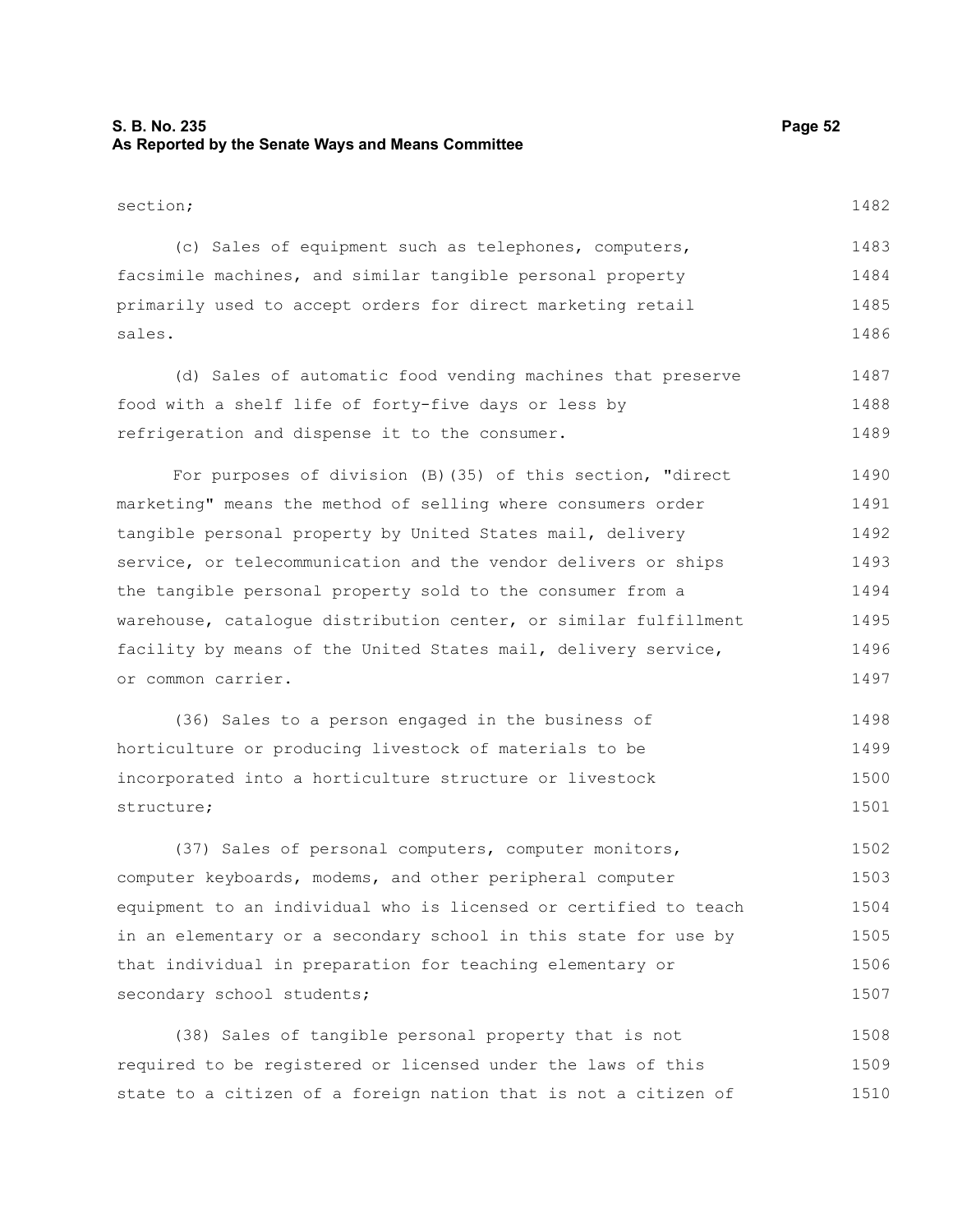section;

(c) Sales of equipment such as telephones, computers, facsimile machines, and similar tangible personal property primarily used to accept orders for direct marketing retail sales.

(d) Sales of automatic food vending machines that preserve food with a shelf life of forty-five days or less by refrigeration and dispense it to the consumer.

For purposes of division (B)(35) of this section, "direct marketing" means the method of selling where consumers order tangible personal property by United States mail, delivery service, or telecommunication and the vendor delivers or ships the tangible personal property sold to the consumer from a warehouse, catalogue distribution center, or similar fulfillment facility by means of the United States mail, delivery service, or common carrier.

(36) Sales to a person engaged in the business of horticulture or producing livestock of materials to be incorporated into a horticulture structure or livestock structure;

(37) Sales of personal computers, computer monitors, computer keyboards, modems, and other peripheral computer equipment to an individual who is licensed or certified to teach in an elementary or a secondary school in this state for use by that individual in preparation for teaching elementary or secondary school students;

(38) Sales of tangible personal property that is not required to be registered or licensed under the laws of this state to a citizen of a foreign nation that is not a citizen of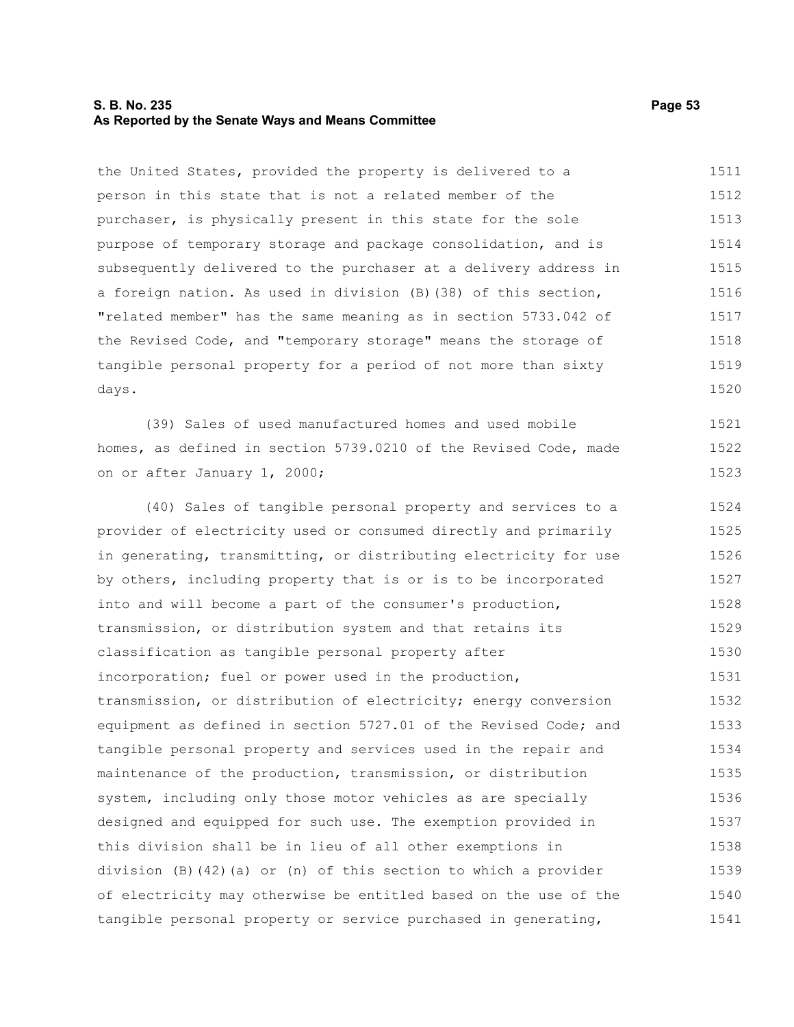the United States, provided the property is delivered to a person in this state that is not a related member of the purchaser, is physically present in this state for the sole purpose of temporary storage and package consolidation, and is subsequently delivered to the purchaser at a delivery address in a foreign nation. As used in division (B)(38) of this section, "related member" has the same meaning as in section 5733.042 of the Revised Code, and "temporary storage" means the storage of tangible personal property for a period of not more than sixty days.

(39) Sales of used manufactured homes and used mobile homes, as defined in section 5739.0210 of the Revised Code, made on or after January 1, 2000;

(40) Sales of tangible personal property and services to a provider of electricity used or consumed directly and primarily in generating, transmitting, or distributing electricity for use by others, including property that is or is to be incorporated into and will become a part of the consumer's production, transmission, or distribution system and that retains its classification as tangible personal property after incorporation; fuel or power used in the production, transmission, or distribution of electricity; energy conversion equipment as defined in section 5727.01 of the Revised Code; and tangible personal property and services used in the repair and maintenance of the production, transmission, or distribution system, including only those motor vehicles as are specially designed and equipped for such use. The exemption provided in this division shall be in lieu of all other exemptions in division (B)(42)(a) or (n) of this section to which a provider of electricity may otherwise be entitled based on the use of the tangible personal property or service purchased in generating,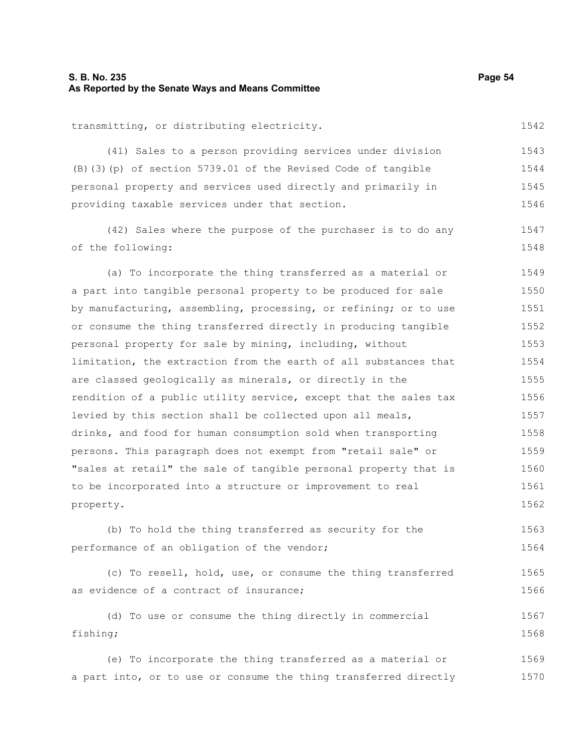transmitting, or distributing electricity.

(41) Sales to a person providing services under division (B)(3)(p) of section 5739.01 of the Revised Code of tangible personal property and services used directly and primarily in providing taxable services under that section.

(42) Sales where the purpose of the purchaser is to do any of the following:

(a) To incorporate the thing transferred as a material or a part into tangible personal property to be produced for sale by manufacturing, assembling, processing, or refining; or to use or consume the thing transferred directly in producing tangible personal property for sale by mining, including, without limitation, the extraction from the earth of all substances that are classed geologically as minerals, or directly in the rendition of a public utility service, except that the sales tax levied by this section shall be collected upon all meals, drinks, and food for human consumption sold when transporting persons. This paragraph does not exempt from "retail sale" or "sales at retail" the sale of tangible personal property that is to be incorporated into a structure or improvement to real property.

(b) To hold the thing transferred as security for the performance of an obligation of the vendor;

(c) To resell, hold, use, or consume the thing transferred as evidence of a contract of insurance;

(d) To use or consume the thing directly in commercial fishing;

(e) To incorporate the thing transferred as a material or a part into, or to use or consume the thing transferred directly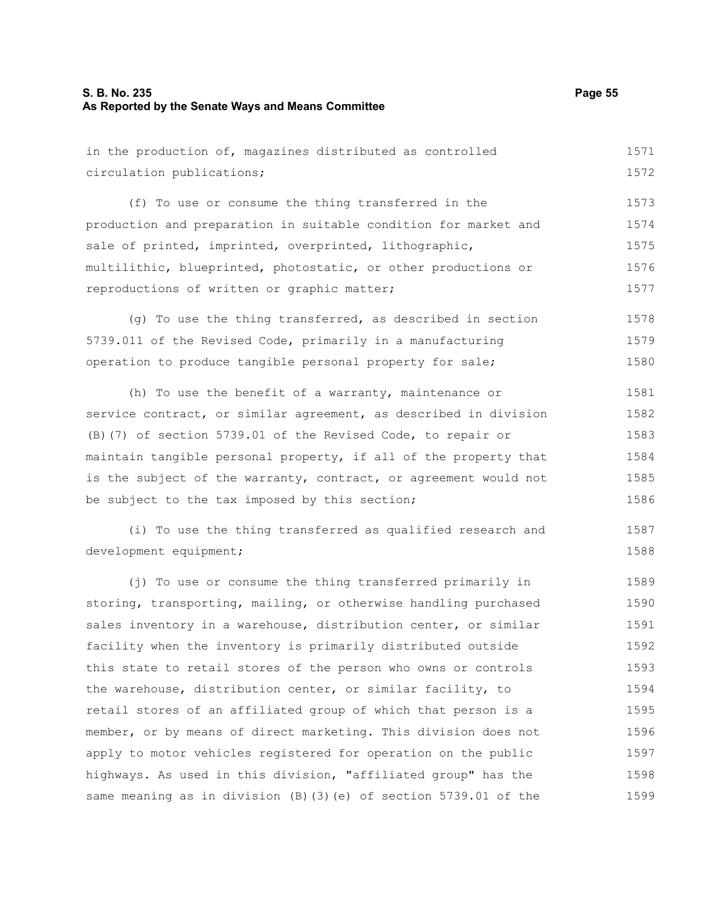in the production of, magazines distributed as controlled circulation publications;

(f) To use or consume the thing transferred in the production and preparation in suitable condition for market and sale of printed, imprinted, overprinted, lithographic, multilithic, blueprinted, photostatic, or other productions or reproductions of written or graphic matter;

(g) To use the thing transferred, as described in section 5739.011 of the Revised Code, primarily in a manufacturing operation to produce tangible personal property for sale;

(h) To use the benefit of a warranty, maintenance or service contract, or similar agreement, as described in division (B)(7) of section 5739.01 of the Revised Code, to repair or maintain tangible personal property, if all of the property that is the subject of the warranty, contract, or agreement would not be subject to the tax imposed by this section;

(i) To use the thing transferred as qualified research and development equipment;

(j) To use or consume the thing transferred primarily in storing, transporting, mailing, or otherwise handling purchased sales inventory in a warehouse, distribution center, or similar facility when the inventory is primarily distributed outside this state to retail stores of the person who owns or controls the warehouse, distribution center, or similar facility, to retail stores of an affiliated group of which that person is a member, or by means of direct marketing. This division does not apply to motor vehicles registered for operation on the public highways. As used in this division, "affiliated group" has the same meaning as in division (B)(3)(e) of section 5739.01 of the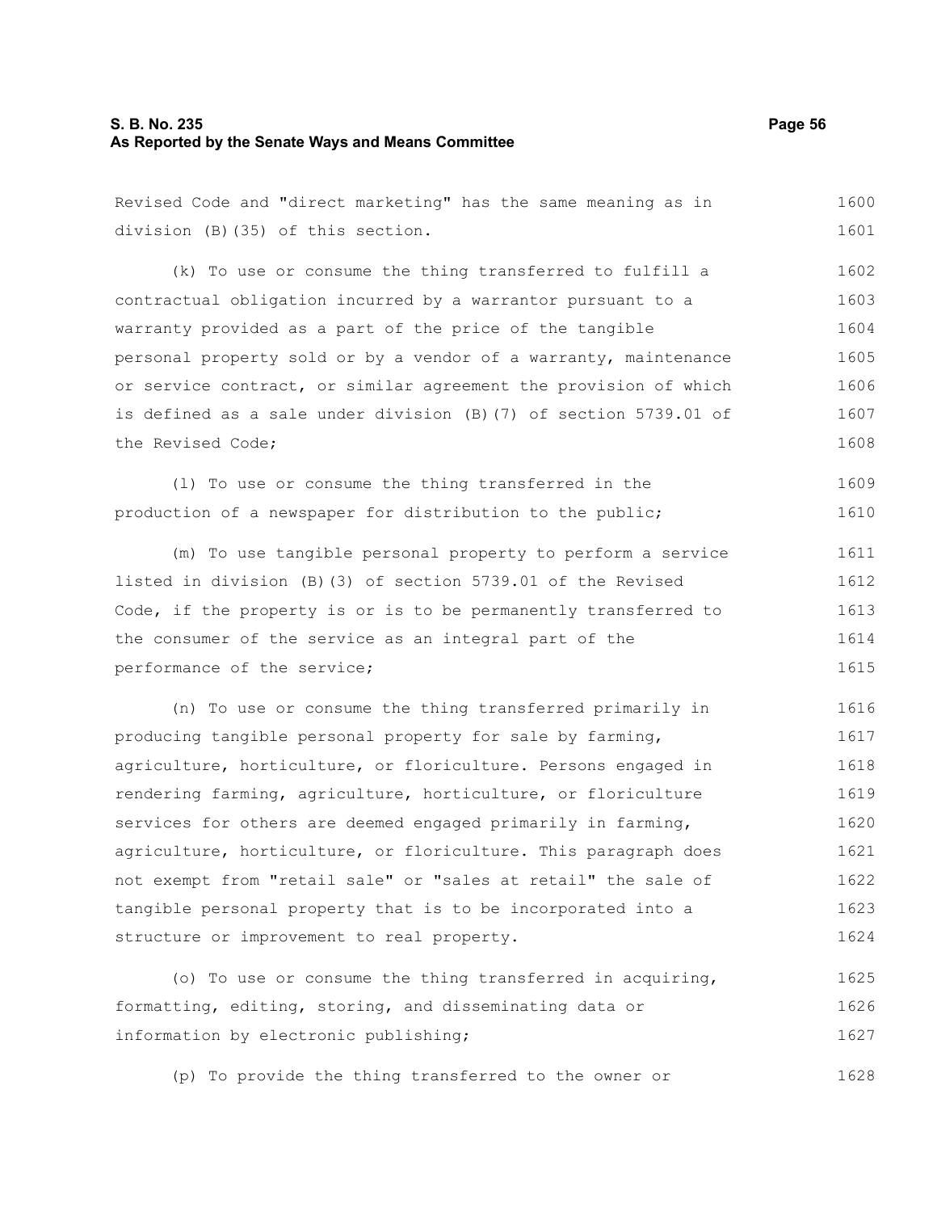Revised Code and "direct marketing" has the same meaning as in division (B)(35) of this section.

(k) To use or consume the thing transferred to fulfill a contractual obligation incurred by a warrantor pursuant to a warranty provided as a part of the price of the tangible personal property sold or by a vendor of a warranty, maintenance or service contract, or similar agreement the provision of which is defined as a sale under division (B)(7) of section 5739.01 of the Revised Code;

(l) To use or consume the thing transferred in the production of a newspaper for distribution to the public;

(m) To use tangible personal property to perform a service listed in division (B)(3) of section 5739.01 of the Revised Code, if the property is or is to be permanently transferred to the consumer of the service as an integral part of the performance of the service;

(n) To use or consume the thing transferred primarily in producing tangible personal property for sale by farming, agriculture, horticulture, or floriculture. Persons engaged in rendering farming, agriculture, horticulture, or floriculture services for others are deemed engaged primarily in farming, agriculture, horticulture, or floriculture. This paragraph does not exempt from "retail sale" or "sales at retail" the sale of tangible personal property that is to be incorporated into a structure or improvement to real property.

(o) To use or consume the thing transferred in acquiring, formatting, editing, storing, and disseminating data or information by electronic publishing;

(p) To provide the thing transferred to the owner or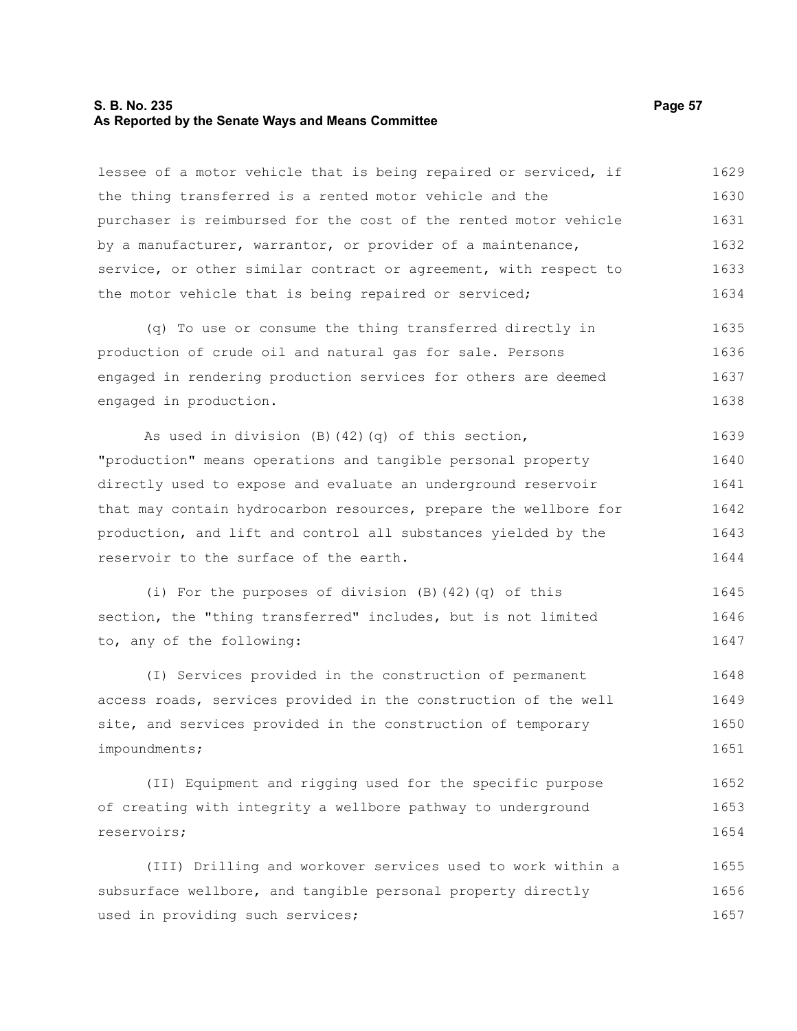lessee of a motor vehicle that is being repaired or serviced, if the thing transferred is a rented motor vehicle and the purchaser is reimbursed for the cost of the rented motor vehicle by a manufacturer, warrantor, or provider of a maintenance, service, or other similar contract or agreement, with respect to the motor vehicle that is being repaired or serviced;

(q) To use or consume the thing transferred directly in production of crude oil and natural gas for sale. Persons engaged in rendering production services for others are deemed engaged in production.

As used in division (B)(42)(q) of this section, "production" means operations and tangible personal property directly used to expose and evaluate an underground reservoir that may contain hydrocarbon resources, prepare the wellbore for production, and lift and control all substances yielded by the reservoir to the surface of the earth.

(i) For the purposes of division (B)(42)(q) of this section, the "thing transferred" includes, but is not limited to, any of the following:

(I) Services provided in the construction of permanent access roads, services provided in the construction of the well site, and services provided in the construction of temporary impoundments;

(II) Equipment and rigging used for the specific purpose of creating with integrity a wellbore pathway to underground reservoirs;

(III) Drilling and workover services used to work within a subsurface wellbore, and tangible personal property directly used in providing such services;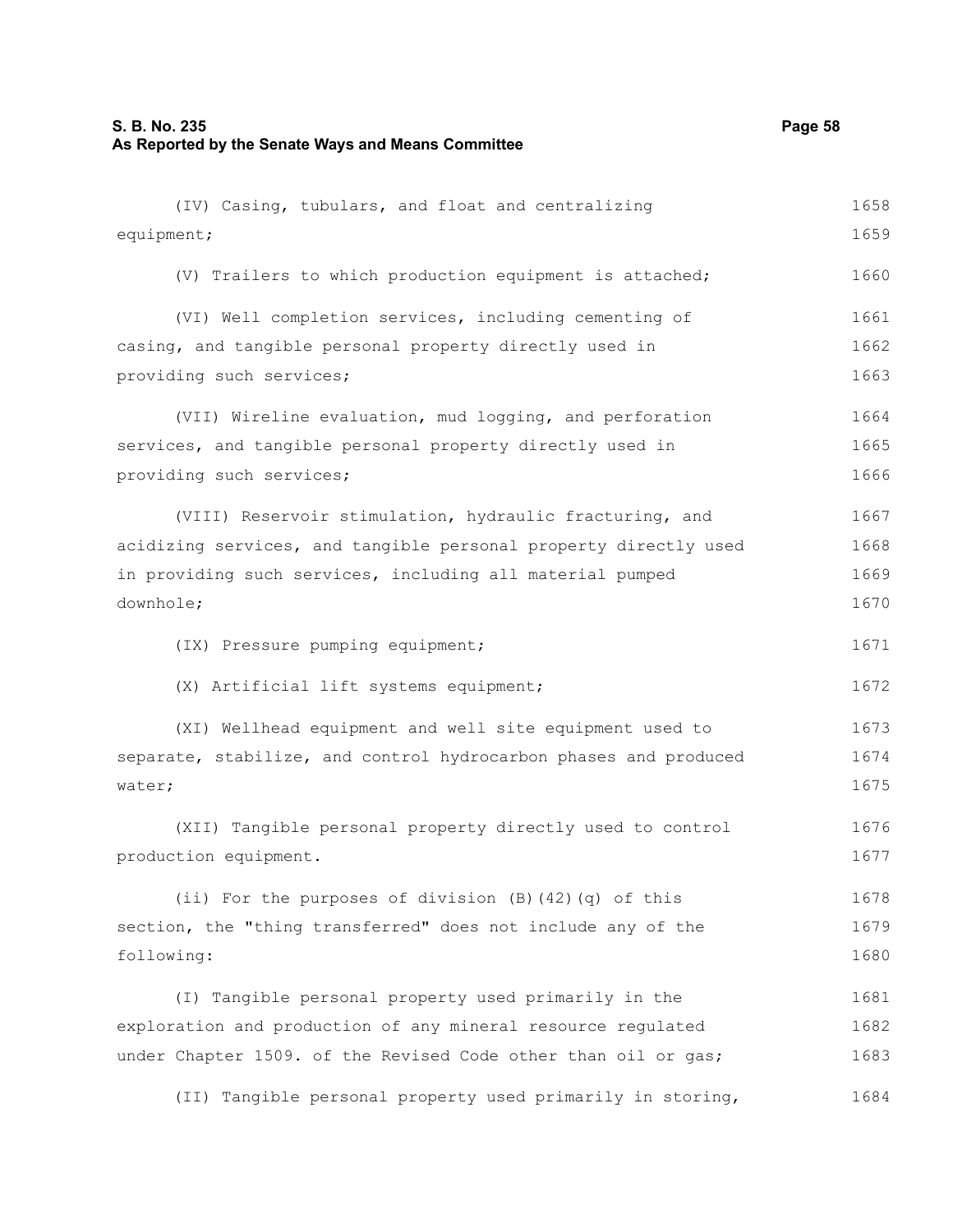(IV) Casing, tubulars, and float and centralizing equipment;

(V) Trailers to which production equipment is attached;

(VI) Well completion services, including cementing of casing, and tangible personal property directly used in providing such services;

(VII) Wireline evaluation, mud logging, and perforation services, and tangible personal property directly used in providing such services;

(VIII) Reservoir stimulation, hydraulic fracturing, and acidizing services, and tangible personal property directly used in providing such services, including all material pumped downhole;

(IX) Pressure pumping equipment;

(X) Artificial lift systems equipment;

(XI) Wellhead equipment and well site equipment used to separate, stabilize, and control hydrocarbon phases and produced water;

(XII) Tangible personal property directly used to control production equipment.

(ii) For the purposes of division (B)(42)(q) of this section, the "thing transferred" does not include any of the following:

(I) Tangible personal property used primarily in the exploration and production of any mineral resource regulated under Chapter 1509. of the Revised Code other than oil or gas;

(II) Tangible personal property used primarily in storing,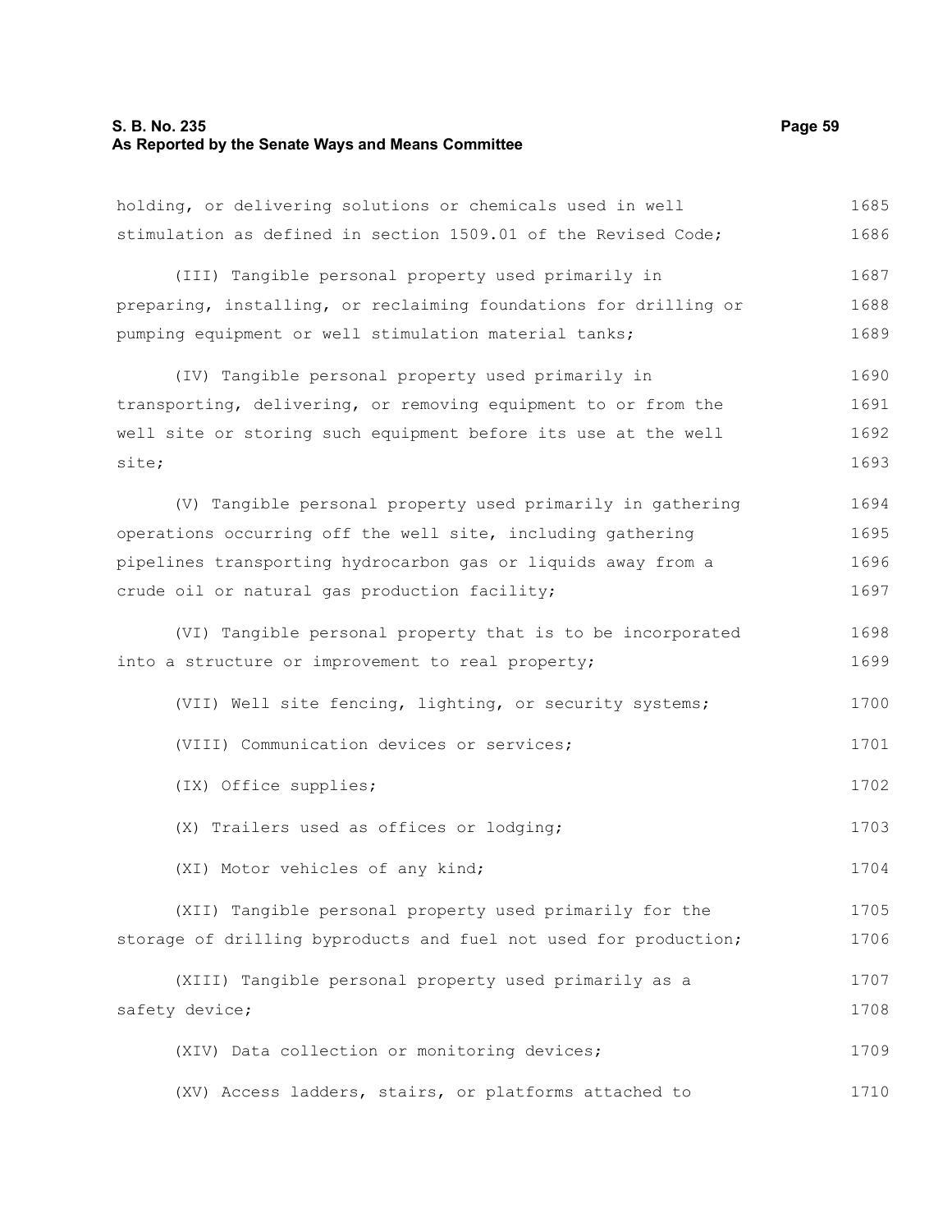holding, or delivering solutions or chemicals used in well stimulation as defined in section 1509.01 of the Revised Code;

(III) Tangible personal property used primarily in preparing, installing, or reclaiming foundations for drilling or pumping equipment or well stimulation material tanks;

(IV) Tangible personal property used primarily in transporting, delivering, or removing equipment to or from the well site or storing such equipment before its use at the well site;

(V) Tangible personal property used primarily in gathering operations occurring off the well site, including gathering pipelines transporting hydrocarbon gas or liquids away from a crude oil or natural gas production facility;

(VI) Tangible personal property that is to be incorporated into a structure or improvement to real property;

(VII) Well site fencing, lighting, or security systems;

(VIII) Communication devices or services;

(IX) Office supplies;

(X) Trailers used as offices or lodging;

(XI) Motor vehicles of any kind;

(XII) Tangible personal property used primarily for the storage of drilling byproducts and fuel not used for production;

(XIII) Tangible personal property used primarily as a safety device;

(XIV) Data collection or monitoring devices;

(XV) Access ladders, stairs, or platforms attached to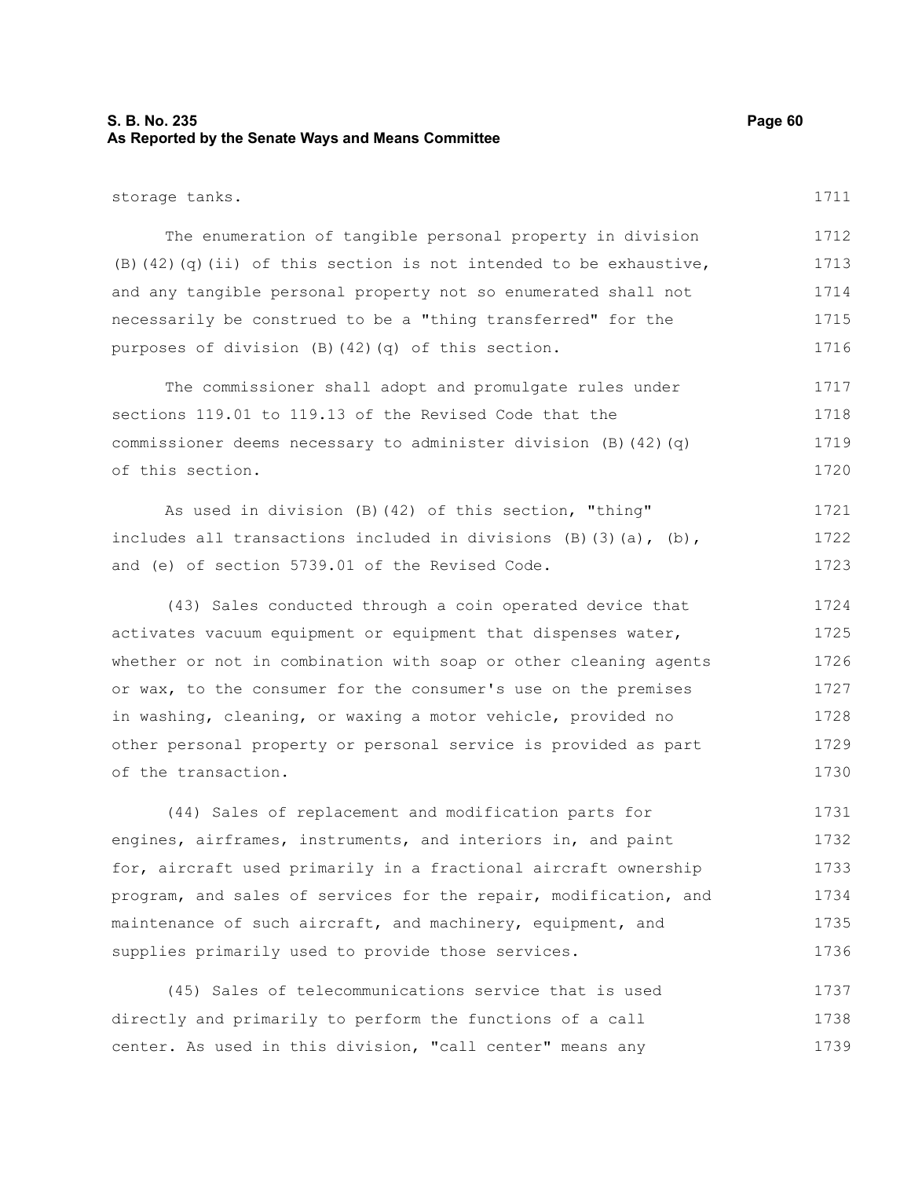storage tanks.

The enumeration of tangible personal property in division (B)(42)(q)(ii) of this section is not intended to be exhaustive, and any tangible personal property not so enumerated shall not necessarily be construed to be a "thing transferred" for the purposes of division (B)(42)(q) of this section.

The commissioner shall adopt and promulgate rules under sections 119.01 to 119.13 of the Revised Code that the commissioner deems necessary to administer division (B)(42)(q) of this section.

As used in division (B)(42) of this section, "thing" includes all transactions included in divisions (B)(3)(a), (b), and (e) of section 5739.01 of the Revised Code.

(43) Sales conducted through a coin operated device that activates vacuum equipment or equipment that dispenses water, whether or not in combination with soap or other cleaning agents or wax, to the consumer for the consumer's use on the premises in washing, cleaning, or waxing a motor vehicle, provided no other personal property or personal service is provided as part of the transaction.

(44) Sales of replacement and modification parts for engines, airframes, instruments, and interiors in, and paint for, aircraft used primarily in a fractional aircraft ownership program, and sales of services for the repair, modification, and maintenance of such aircraft, and machinery, equipment, and supplies primarily used to provide those services.

(45) Sales of telecommunications service that is used directly and primarily to perform the functions of a call center. As used in this division, "call center" means any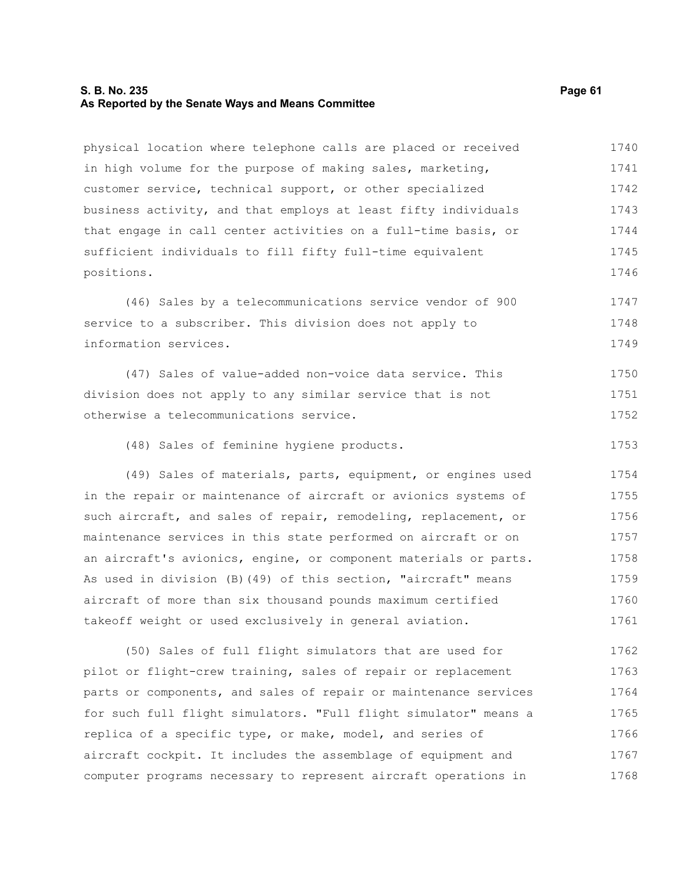physical location where telephone calls are placed or received in high volume for the purpose of making sales, marketing, customer service, technical support, or other specialized business activity, and that employs at least fifty individuals that engage in call center activities on a full-time basis, or sufficient individuals to fill fifty full-time equivalent positions.

(46) Sales by a telecommunications service vendor of 900 service to a subscriber. This division does not apply to information services.

(47) Sales of value-added non-voice data service. This division does not apply to any similar service that is not otherwise a telecommunications service.

(48) Sales of feminine hygiene products.

(49) Sales of materials, parts, equipment, or engines used in the repair or maintenance of aircraft or avionics systems of such aircraft, and sales of repair, remodeling, replacement, or maintenance services in this state performed on aircraft or on an aircraft's avionics, engine, or component materials or parts. As used in division (B)(49) of this section, "aircraft" means aircraft of more than six thousand pounds maximum certified takeoff weight or used exclusively in general aviation.

(50) Sales of full flight simulators that are used for pilot or flight-crew training, sales of repair or replacement parts or components, and sales of repair or maintenance services for such full flight simulators. "Full flight simulator" means a replica of a specific type, or make, model, and series of aircraft cockpit. It includes the assemblage of equipment and computer programs necessary to represent aircraft operations in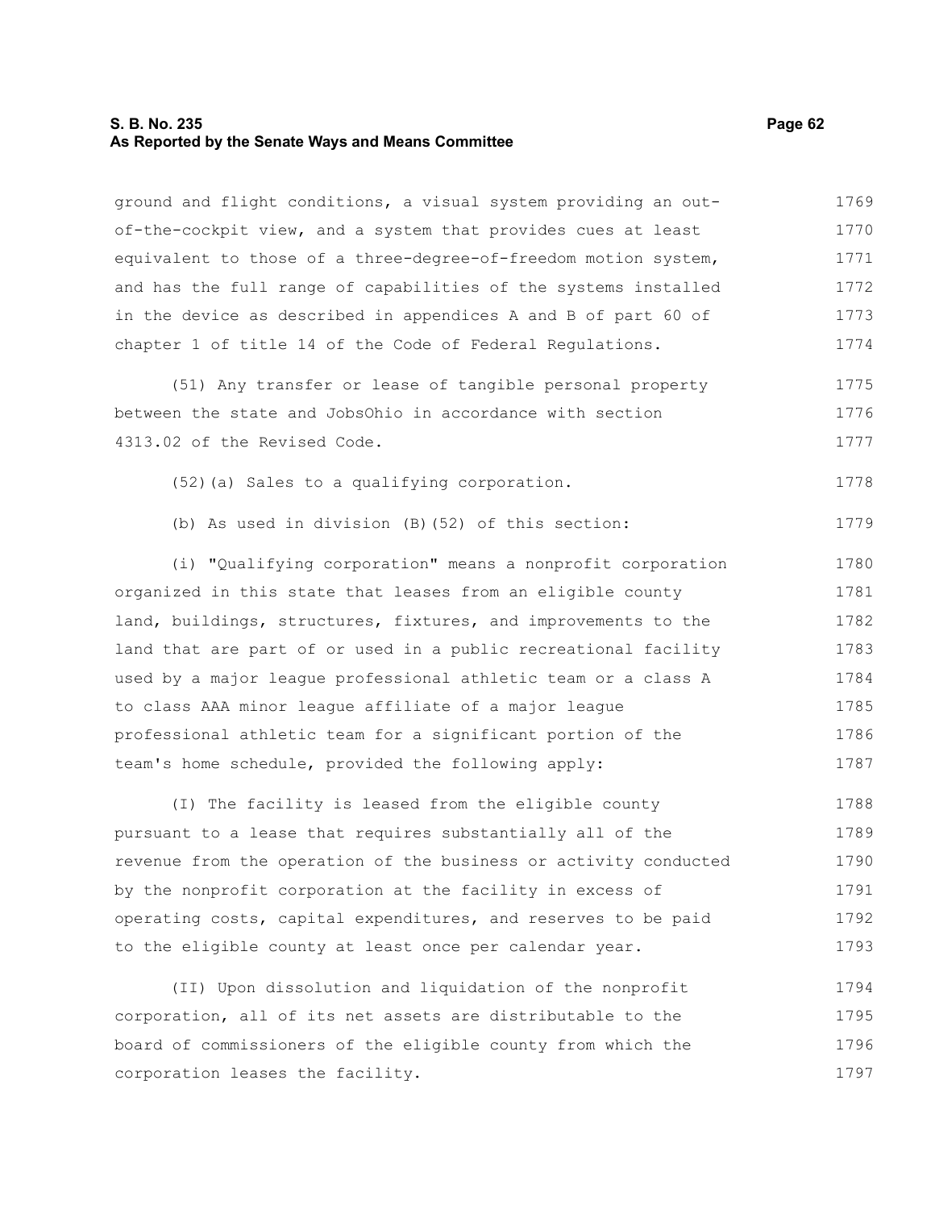ground and flight conditions, a visual system providing an out-of-the-cockpit view, and a system that provides cues at least equivalent to those of a three-degree-of-freedom motion system, and has the full range of capabilities of the systems installed in the device as described in appendices A and B of part 60 of chapter 1 of title 14 of the Code of Federal Regulations.

(51) Any transfer or lease of tangible personal property between the state and JobsOhio in accordance with section 4313.02 of the Revised Code.

(52)(a) Sales to a qualifying corporation.

(b) As used in division (B)(52) of this section:

(i) "Qualifying corporation" means a nonprofit corporation organized in this state that leases from an eligible county land, buildings, structures, fixtures, and improvements to the land that are part of or used in a public recreational facility used by a major league professional athletic team or a class A to class AAA minor league affiliate of a major league professional athletic team for a significant portion of the team's home schedule, provided the following apply:

(I) The facility is leased from the eligible county pursuant to a lease that requires substantially all of the revenue from the operation of the business or activity conducted by the nonprofit corporation at the facility in excess of operating costs, capital expenditures, and reserves to be paid to the eligible county at least once per calendar year.

(II) Upon dissolution and liquidation of the nonprofit corporation, all of its net assets are distributable to the board of commissioners of the eligible county from which the corporation leases the facility.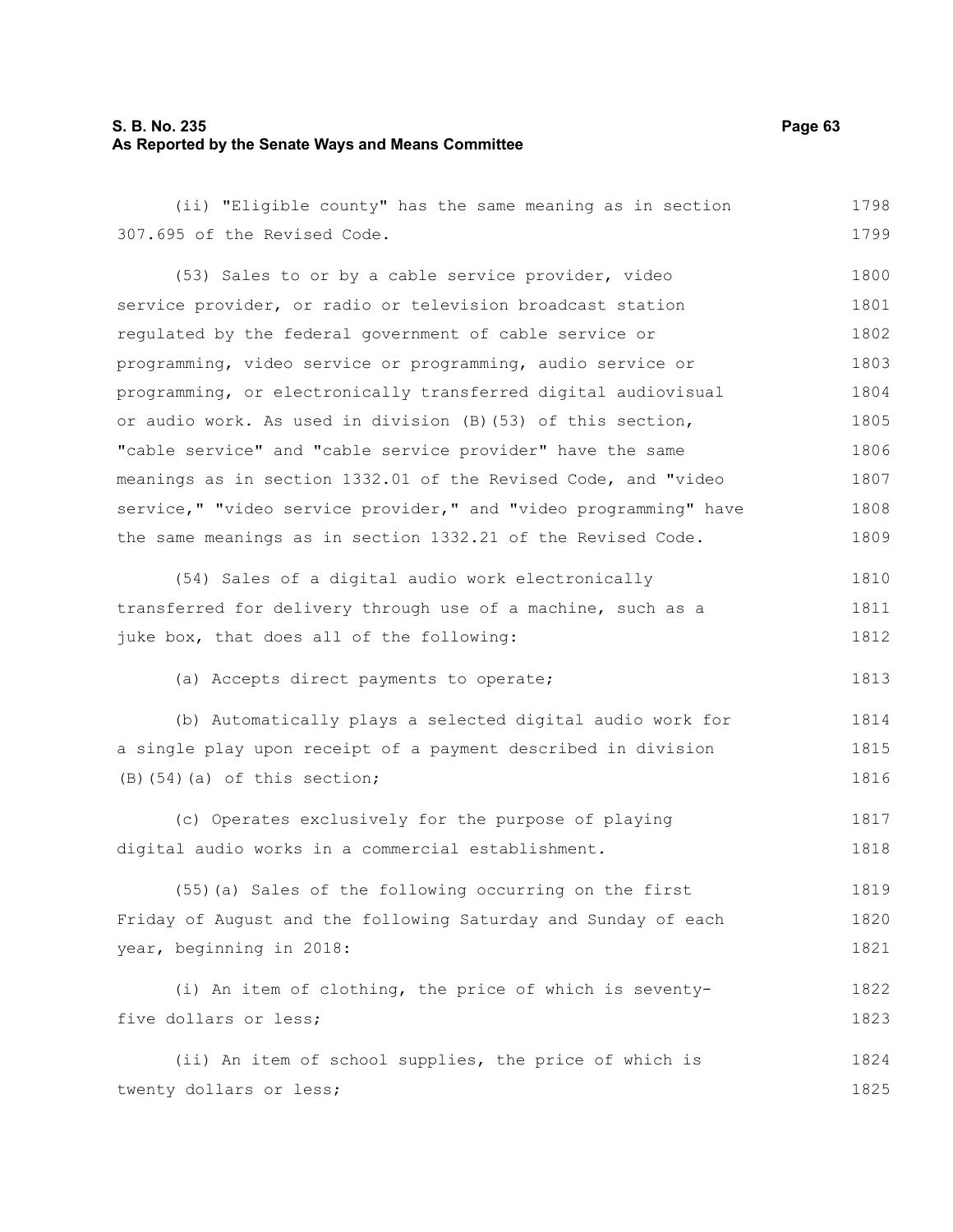(ii) "Eligible county" has the same meaning as in section 307.695 of the Revised Code.

(53) Sales to or by a cable service provider, video service provider, or radio or television broadcast station regulated by the federal government of cable service or programming, video service or programming, audio service or programming, or electronically transferred digital audiovisual or audio work. As used in division (B)(53) of this section, "cable service" and "cable service provider" have the same meanings as in section 1332.01 of the Revised Code, and "video service," "video service provider," and "video programming" have the same meanings as in section 1332.21 of the Revised Code.

(54) Sales of a digital audio work electronically transferred for delivery through use of a machine, such as a juke box, that does all of the following:

(a) Accepts direct payments to operate;

(b) Automatically plays a selected digital audio work for a single play upon receipt of a payment described in division (B)(54)(a) of this section;

(c) Operates exclusively for the purpose of playing digital audio works in a commercial establishment.

(55)(a) Sales of the following occurring on the first Friday of August and the following Saturday and Sunday of each year, beginning in 2018:

(i) An item of clothing, the price of which is seventy-five dollars or less;

(ii) An item of school supplies, the price of which is twenty dollars or less;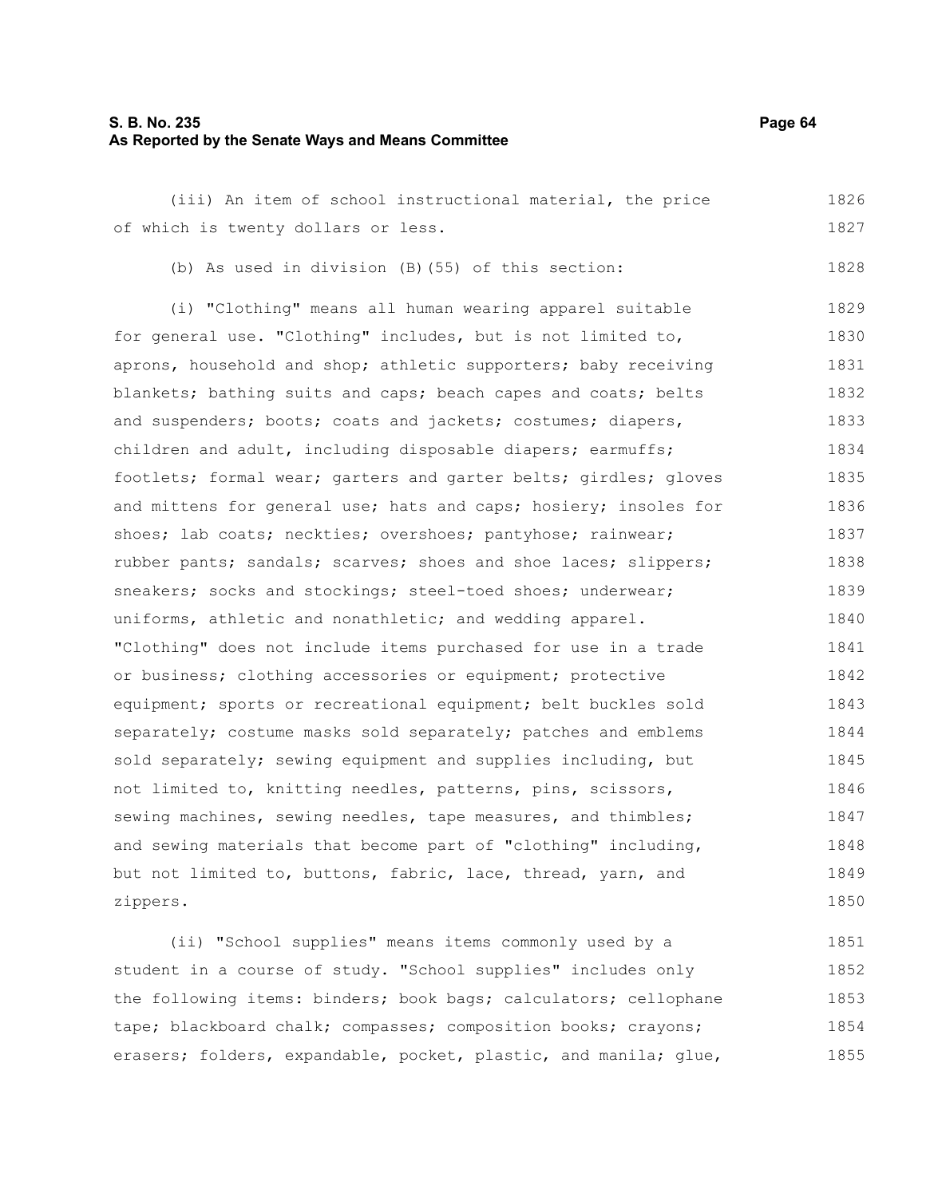(iii) An item of school instructional material, the price of which is twenty dollars or less.

(b) As used in division (B)(55) of this section:

(i) "Clothing" means all human wearing apparel suitable for general use. "Clothing" includes, but is not limited to, aprons, household and shop; athletic supporters; baby receiving blankets; bathing suits and caps; beach capes and coats; belts and suspenders; boots; coats and jackets; costumes; diapers, children and adult, including disposable diapers; earmuffs; footlets; formal wear; garters and garter belts; girdles; gloves and mittens for general use; hats and caps; hosiery; insoles for shoes; lab coats; neckties; overshoes; pantyhose; rainwear; rubber pants; sandals; scarves; shoes and shoe laces; slippers; sneakers; socks and stockings; steel-toed shoes; underwear; uniforms, athletic and nonathletic; and wedding apparel. "Clothing" does not include items purchased for use in a trade or business; clothing accessories or equipment; protective equipment; sports or recreational equipment; belt buckles sold separately; costume masks sold separately; patches and emblems sold separately; sewing equipment and supplies including, but not limited to, knitting needles, patterns, pins, scissors, sewing machines, sewing needles, tape measures, and thimbles; and sewing materials that become part of "clothing" including, but not limited to, buttons, fabric, lace, thread, yarn, and zippers.

(ii) "School supplies" means items commonly used by a student in a course of study. "School supplies" includes only the following items: binders; book bags; calculators; cellophane tape; blackboard chalk; compasses; composition books; crayons; erasers; folders, expandable, pocket, plastic, and manila; glue,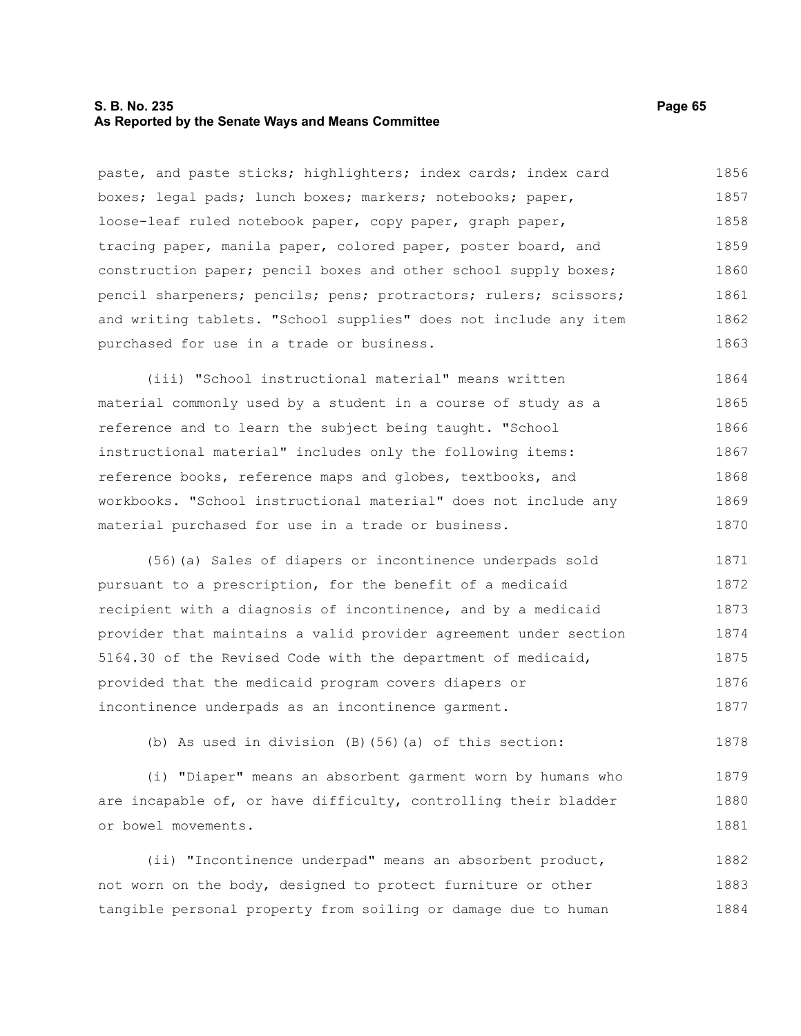paste, and paste sticks; highlighters; index cards; index card boxes; legal pads; lunch boxes; markers; notebooks; paper, loose-leaf ruled notebook paper, copy paper, graph paper, tracing paper, manila paper, colored paper, poster board, and construction paper; pencil boxes and other school supply boxes; pencil sharpeners; pencils; pens; protractors; rulers; scissors; and writing tablets. "School supplies" does not include any item purchased for use in a trade or business.

(iii) "School instructional material" means written material commonly used by a student in a course of study as a reference and to learn the subject being taught. "School instructional material" includes only the following items: reference books, reference maps and globes, textbooks, and workbooks. "School instructional material" does not include any material purchased for use in a trade or business.

(56)(a) Sales of diapers or incontinence underpads sold pursuant to a prescription, for the benefit of a medicaid recipient with a diagnosis of incontinence, and by a medicaid provider that maintains a valid provider agreement under section 5164.30 of the Revised Code with the department of medicaid, provided that the medicaid program covers diapers or incontinence underpads as an incontinence garment.

(b) As used in division (B)(56)(a) of this section:

(i) "Diaper" means an absorbent garment worn by humans who are incapable of, or have difficulty, controlling their bladder or bowel movements.

(ii) "Incontinence underpad" means an absorbent product, not worn on the body, designed to protect furniture or other tangible personal property from soiling or damage due to human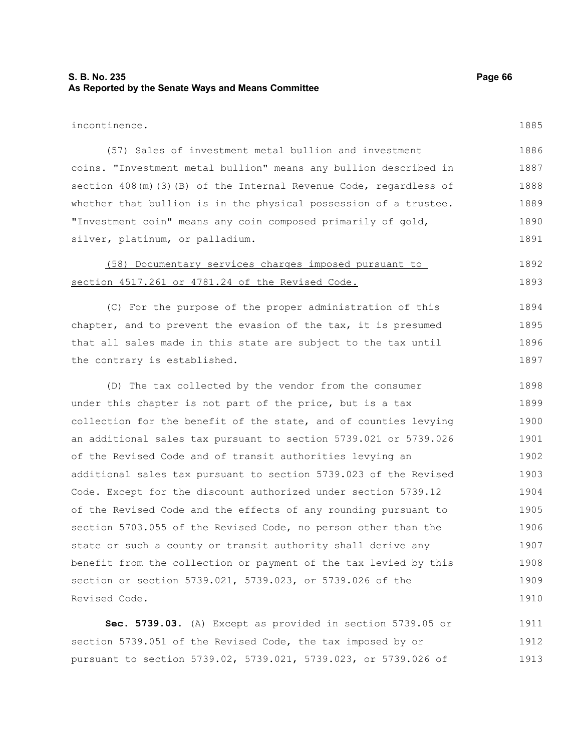incontinence.

(57) Sales of investment metal bullion and investment coins. "Investment metal bullion" means any bullion described in section 408(m)(3)(B) of the Internal Revenue Code, regardless of whether that bullion is in the physical possession of a trustee. "Investment coin" means any coin composed primarily of gold, silver, platinum, or palladium.

(58) Documentary services charges imposed pursuant to section 4517.261 or 4781.24 of the Revised Code.

(C) For the purpose of the proper administration of this chapter, and to prevent the evasion of the tax, it is presumed that all sales made in this state are subject to the tax until the contrary is established.

(D) The tax collected by the vendor from the consumer under this chapter is not part of the price, but is a tax collection for the benefit of the state, and of counties levying an additional sales tax pursuant to section 5739.021 or 5739.026 of the Revised Code and of transit authorities levying an additional sales tax pursuant to section 5739.023 of the Revised Code. Except for the discount authorized under section 5739.12 of the Revised Code and the effects of any rounding pursuant to section 5703.055 of the Revised Code, no person other than the state or such a county or transit authority shall derive any benefit from the collection or payment of the tax levied by this section or section 5739.021, 5739.023, or 5739.026 of the Revised Code.

**Sec. 5739.03.** (A) Except as provided in section 5739.05 or section 5739.051 of the Revised Code, the tax imposed by or pursuant to section 5739.02, 5739.021, 5739.023, or 5739.026 of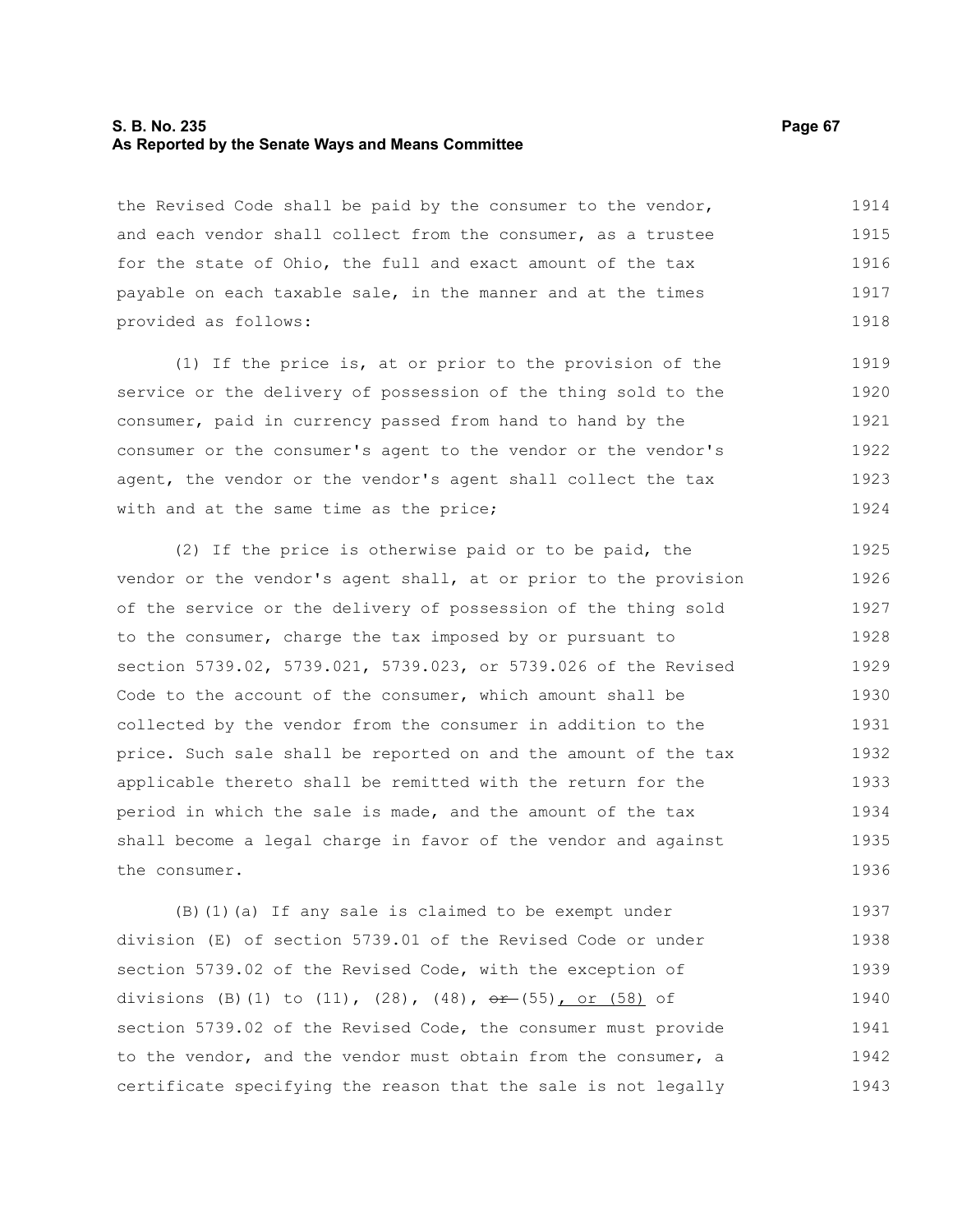the Revised Code shall be paid by the consumer to the vendor, and each vendor shall collect from the consumer, as a trustee for the state of Ohio, the full and exact amount of the tax payable on each taxable sale, in the manner and at the times provided as follows:

(1) If the price is, at or prior to the provision of the service or the delivery of possession of the thing sold to the consumer, paid in currency passed from hand to hand by the consumer or the consumer's agent to the vendor or the vendor's agent, the vendor or the vendor's agent shall collect the tax with and at the same time as the price;

(2) If the price is otherwise paid or to be paid, the vendor or the vendor's agent shall, at or prior to the provision of the service or the delivery of possession of the thing sold to the consumer, charge the tax imposed by or pursuant to section 5739.02, 5739.021, 5739.023, or 5739.026 of the Revised Code to the account of the consumer, which amount shall be collected by the vendor from the consumer in addition to the price. Such sale shall be reported on and the amount of the tax applicable thereto shall be remitted with the return for the period in which the sale is made, and the amount of the tax shall become a legal charge in favor of the vendor and against the consumer.

(B)(1)(a) If any sale is claimed to be exempt under division (E) of section 5739.01 of the Revised Code or under section 5739.02 of the Revised Code, with the exception of divisions (B)(1) to (11), (28), (48), ~~or~~ (55), or (58) of section 5739.02 of the Revised Code, the consumer must provide to the vendor, and the vendor must obtain from the consumer, a certificate specifying the reason that the sale is not legally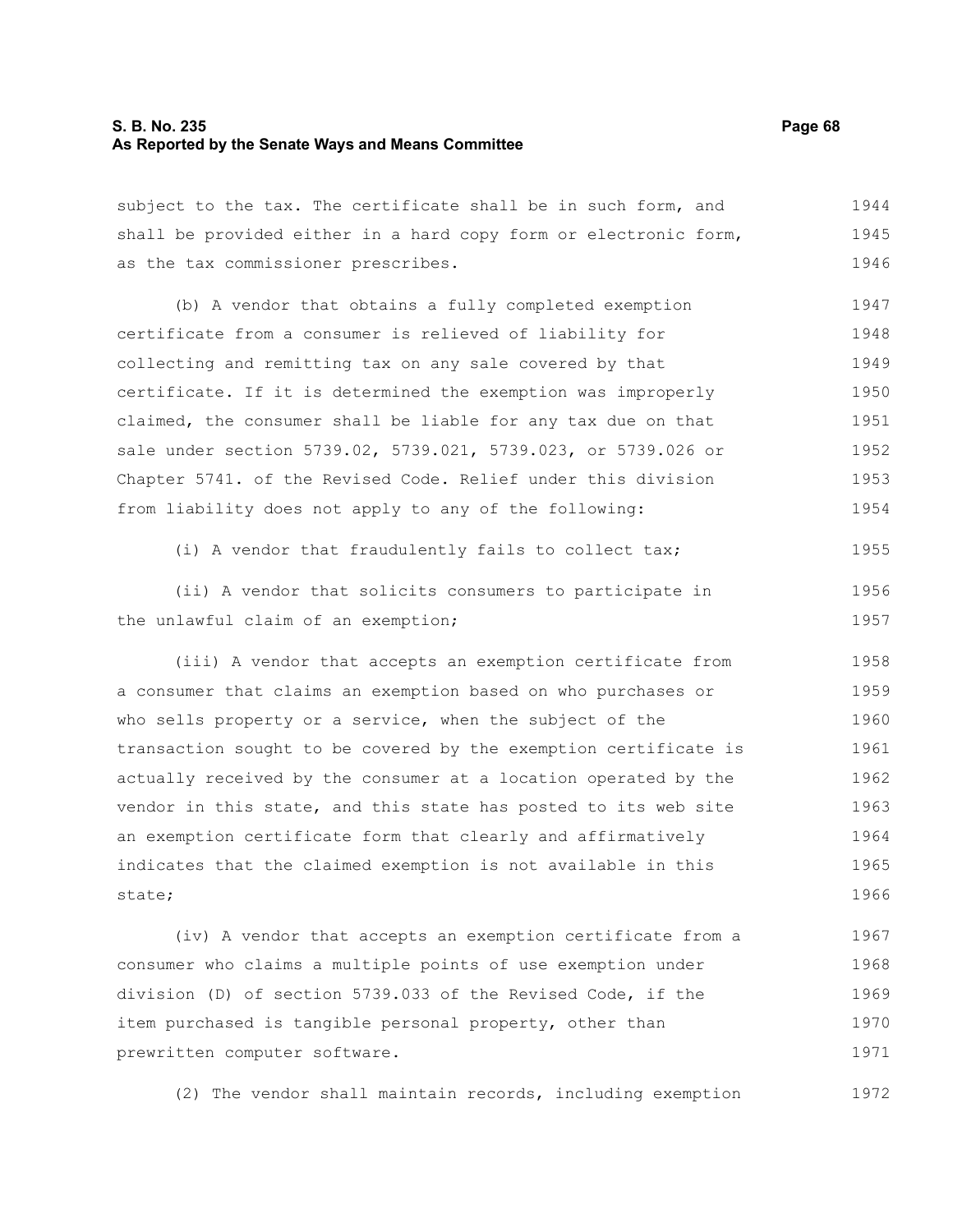subject to the tax. The certificate shall be in such form, and shall be provided either in a hard copy form or electronic form, as the tax commissioner prescribes.

(b) A vendor that obtains a fully completed exemption certificate from a consumer is relieved of liability for collecting and remitting tax on any sale covered by that certificate. If it is determined the exemption was improperly claimed, the consumer shall be liable for any tax due on that sale under section 5739.02, 5739.021, 5739.023, or 5739.026 or Chapter 5741. of the Revised Code. Relief under this division from liability does not apply to any of the following:

(i) A vendor that fraudulently fails to collect tax;

(ii) A vendor that solicits consumers to participate in the unlawful claim of an exemption;

(iii) A vendor that accepts an exemption certificate from a consumer that claims an exemption based on who purchases or who sells property or a service, when the subject of the transaction sought to be covered by the exemption certificate is actually received by the consumer at a location operated by the vendor in this state, and this state has posted to its web site an exemption certificate form that clearly and affirmatively indicates that the claimed exemption is not available in this state;

(iv) A vendor that accepts an exemption certificate from a consumer who claims a multiple points of use exemption under division (D) of section 5739.033 of the Revised Code, if the item purchased is tangible personal property, other than prewritten computer software.

(2) The vendor shall maintain records, including exemption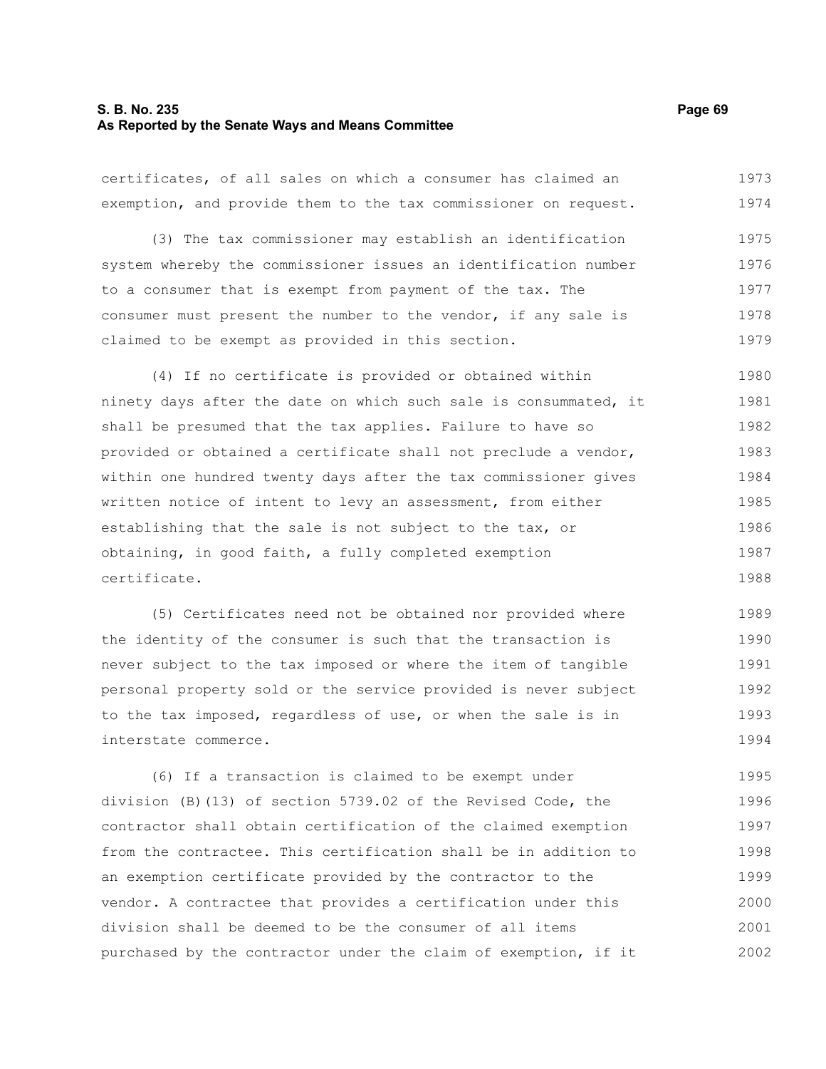certificates, of all sales on which a consumer has claimed an exemption, and provide them to the tax commissioner on request.

(3) The tax commissioner may establish an identification system whereby the commissioner issues an identification number to a consumer that is exempt from payment of the tax. The consumer must present the number to the vendor, if any sale is claimed to be exempt as provided in this section.

(4) If no certificate is provided or obtained within ninety days after the date on which such sale is consummated, it shall be presumed that the tax applies. Failure to have so provided or obtained a certificate shall not preclude a vendor, within one hundred twenty days after the tax commissioner gives written notice of intent to levy an assessment, from either establishing that the sale is not subject to the tax, or obtaining, in good faith, a fully completed exemption certificate.

(5) Certificates need not be obtained nor provided where the identity of the consumer is such that the transaction is never subject to the tax imposed or where the item of tangible personal property sold or the service provided is never subject to the tax imposed, regardless of use, or when the sale is in interstate commerce.

(6) If a transaction is claimed to be exempt under division (B)(13) of section 5739.02 of the Revised Code, the contractor shall obtain certification of the claimed exemption from the contractee. This certification shall be in addition to an exemption certificate provided by the contractor to the vendor. A contractee that provides a certification under this division shall be deemed to be the consumer of all items purchased by the contractor under the claim of exemption, if it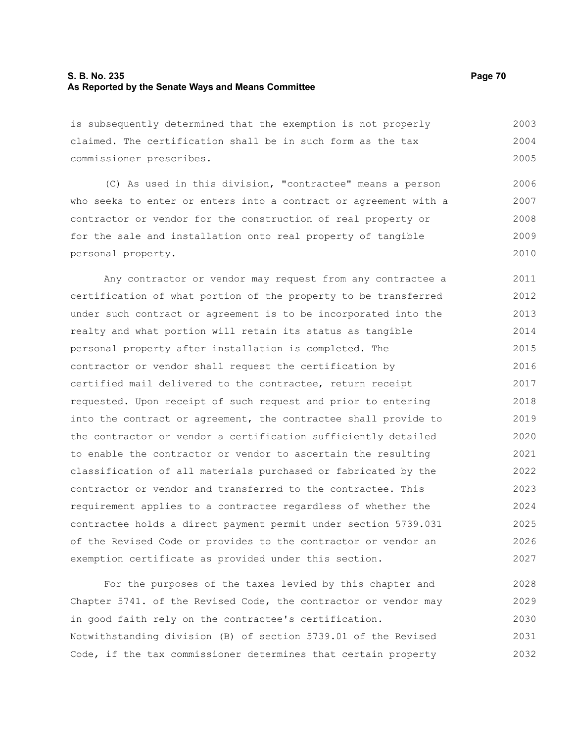is subsequently determined that the exemption is not properly claimed. The certification shall be in such form as the tax commissioner prescribes.

(C) As used in this division, "contractee" means a person who seeks to enter or enters into a contract or agreement with a contractor or vendor for the construction of real property or for the sale and installation onto real property of tangible personal property.

Any contractor or vendor may request from any contractee a certification of what portion of the property to be transferred under such contract or agreement is to be incorporated into the realty and what portion will retain its status as tangible personal property after installation is completed. The contractor or vendor shall request the certification by certified mail delivered to the contractee, return receipt requested. Upon receipt of such request and prior to entering into the contract or agreement, the contractee shall provide to the contractor or vendor a certification sufficiently detailed to enable the contractor or vendor to ascertain the resulting classification of all materials purchased or fabricated by the contractor or vendor and transferred to the contractee. This requirement applies to a contractee regardless of whether the contractee holds a direct payment permit under section 5739.031 of the Revised Code or provides to the contractor or vendor an exemption certificate as provided under this section.

For the purposes of the taxes levied by this chapter and Chapter 5741. of the Revised Code, the contractor or vendor may in good faith rely on the contractee's certification. Notwithstanding division (B) of section 5739.01 of the Revised Code, if the tax commissioner determines that certain property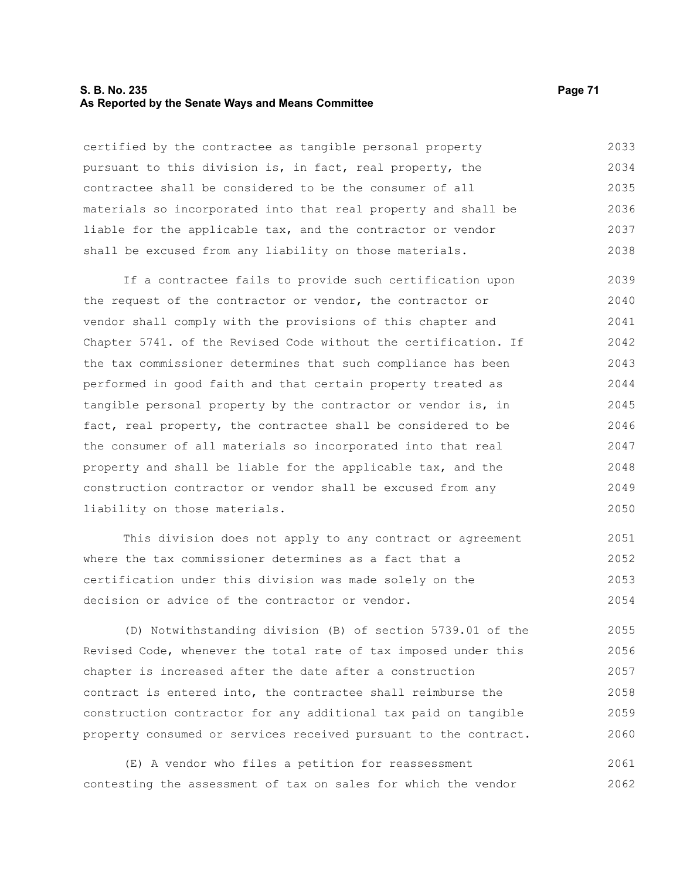certified by the contractee as tangible personal property pursuant to this division is, in fact, real property, the contractee shall be considered to be the consumer of all materials so incorporated into that real property and shall be liable for the applicable tax, and the contractor or vendor shall be excused from any liability on those materials.

If a contractee fails to provide such certification upon the request of the contractor or vendor, the contractor or vendor shall comply with the provisions of this chapter and Chapter 5741. of the Revised Code without the certification. If the tax commissioner determines that such compliance has been performed in good faith and that certain property treated as tangible personal property by the contractor or vendor is, in fact, real property, the contractee shall be considered to be the consumer of all materials so incorporated into that real property and shall be liable for the applicable tax, and the construction contractor or vendor shall be excused from any liability on those materials.

This division does not apply to any contract or agreement where the tax commissioner determines as a fact that a certification under this division was made solely on the decision or advice of the contractor or vendor.

(D) Notwithstanding division (B) of section 5739.01 of the Revised Code, whenever the total rate of tax imposed under this chapter is increased after the date after a construction contract is entered into, the contractee shall reimburse the construction contractor for any additional tax paid on tangible property consumed or services received pursuant to the contract.

(E) A vendor who files a petition for reassessment contesting the assessment of tax on sales for which the vendor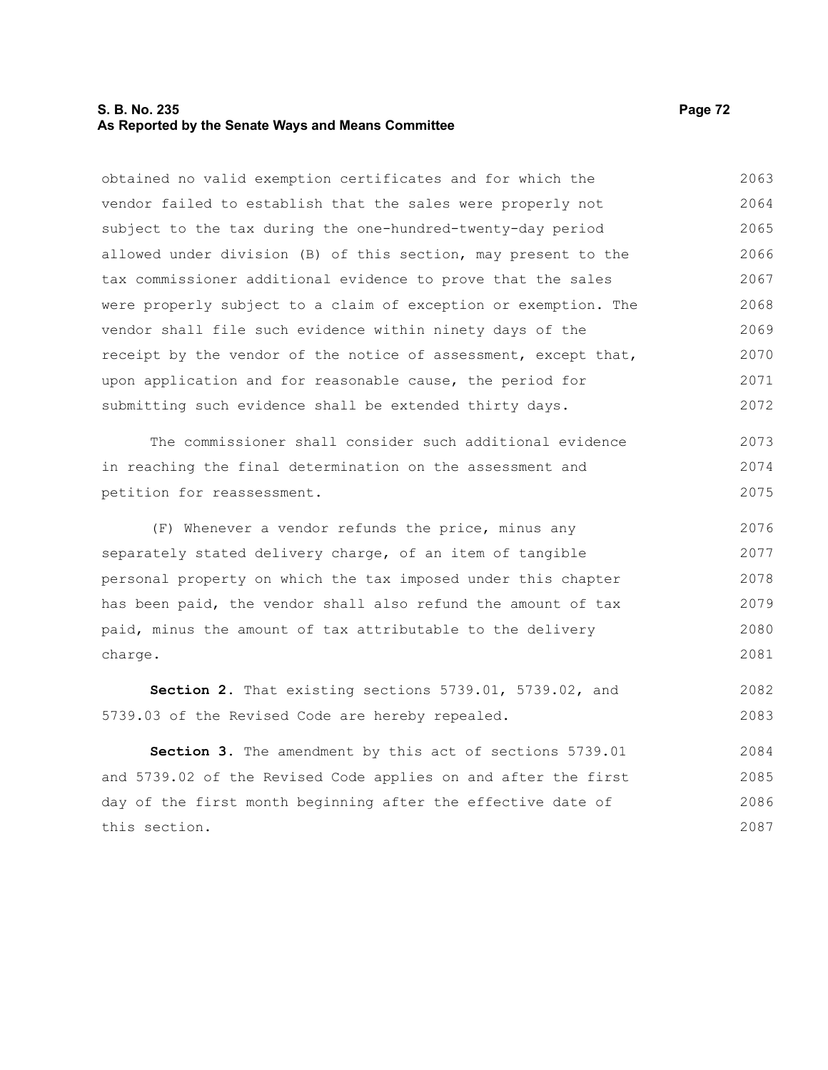obtained no valid exemption certificates and for which the vendor failed to establish that the sales were properly not subject to the tax during the one-hundred-twenty-day period allowed under division (B) of this section, may present to the tax commissioner additional evidence to prove that the sales were properly subject to a claim of exception or exemption. The vendor shall file such evidence within ninety days of the receipt by the vendor of the notice of assessment, except that, upon application and for reasonable cause, the period for submitting such evidence shall be extended thirty days.

The commissioner shall consider such additional evidence in reaching the final determination on the assessment and petition for reassessment.

(F) Whenever a vendor refunds the price, minus any separately stated delivery charge, of an item of tangible personal property on which the tax imposed under this chapter has been paid, the vendor shall also refund the amount of tax paid, minus the amount of tax attributable to the delivery charge.

**Section 2.** That existing sections 5739.01, 5739.02, and 5739.03 of the Revised Code are hereby repealed.

**Section 3.** The amendment by this act of sections 5739.01 and 5739.02 of the Revised Code applies on and after the first day of the first month beginning after the effective date of this section.